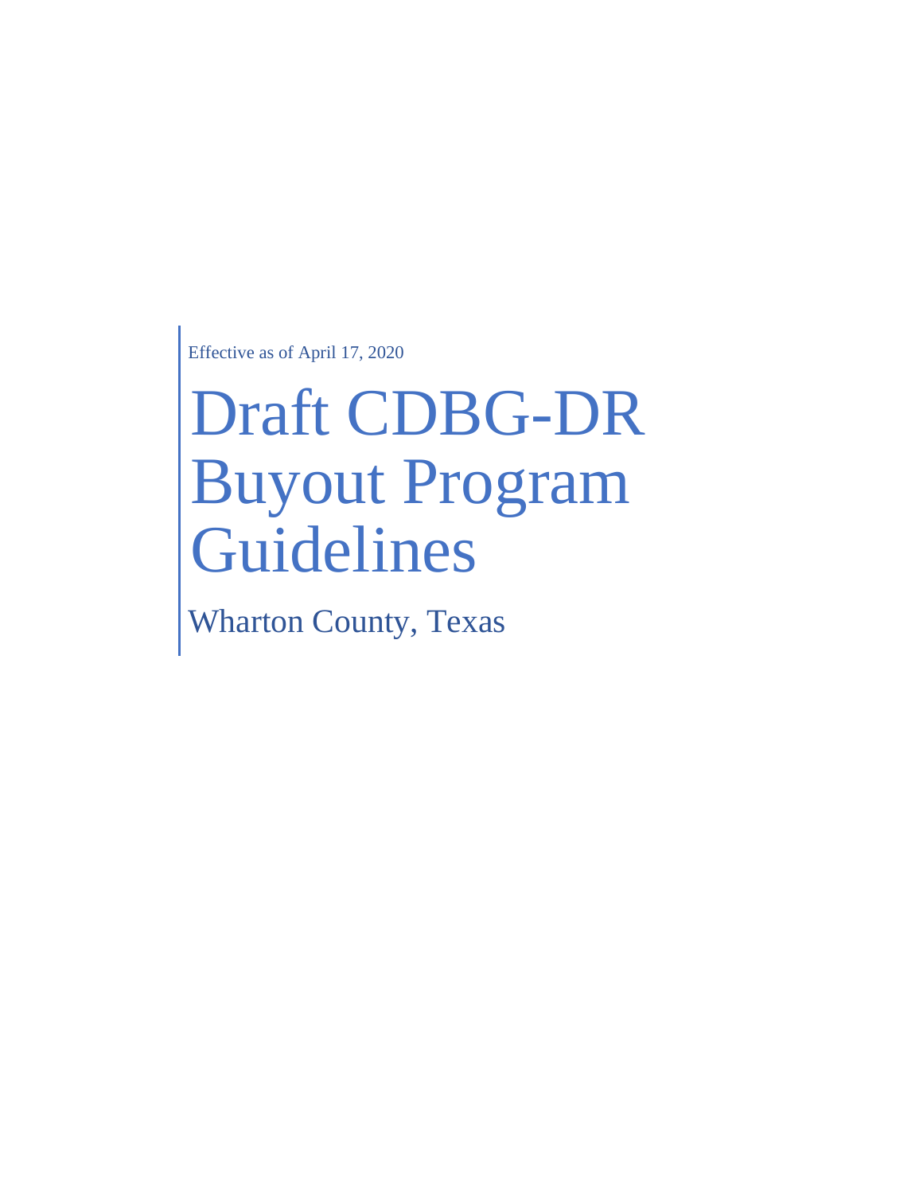Effective as of April 17, 2020

# Draft CDBG-DR Buyout Program Guidelines

## Wharton County, Texas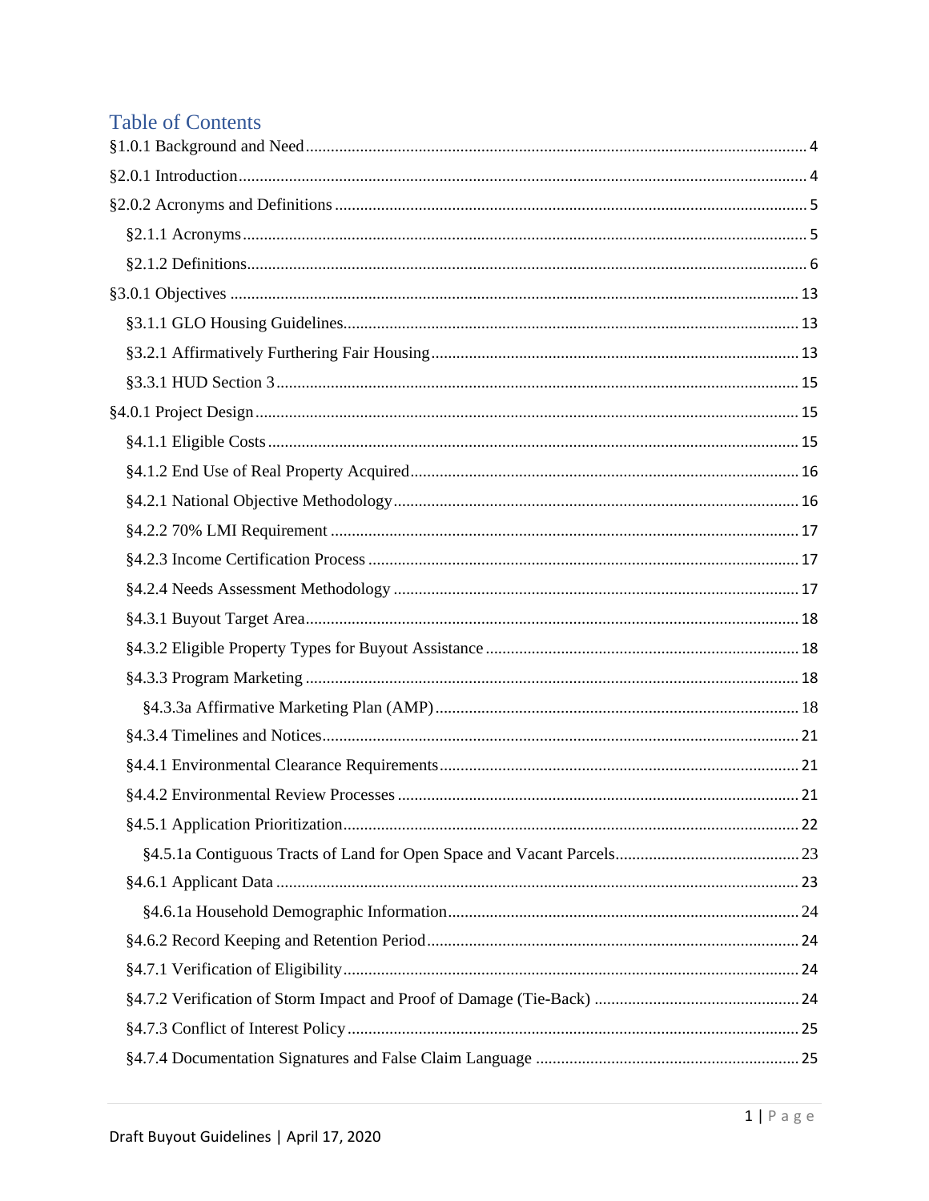# Table of Contents

§1.0.1 Background and Need ..... 4

§2.0.1 Introduction ..... 4

§2.0.2 Acronyms and Definitions ..... 5

- §2.1.1 Acronyms ..... 5
- §2.1.2 Definitions ..... 6

§3.0.1 Objectives ..... 13

- §3.1.1 GLO Housing Guidelines ..... 13
- §3.2.1 Affirmatively Furthering Fair Housing ..... 13
- §3.3.1 HUD Section 3 ..... 15

§4.0.1 Project Design ..... 15

- §4.1.1 Eligible Costs ..... 15
- §4.1.2 End Use of Real Property Acquired ..... 16
- §4.2.1 National Objective Methodology ..... 16
- §4.2.2 70% LMI Requirement ..... 17
- §4.2.3 Income Certification Process ..... 17
- §4.2.4 Needs Assessment Methodology ..... 17
- §4.3.1 Buyout Target Area ..... 18
- §4.3.2 Eligible Property Types for Buyout Assistance ..... 18
- §4.3.3 Program Marketing ..... 18
  - §4.3.3a Affirmative Marketing Plan (AMP) ..... 18
- §4.3.4 Timelines and Notices ..... 21
- §4.4.1 Environmental Clearance Requirements ..... 21
- §4.4.2 Environmental Review Processes ..... 21
- §4.5.1 Application Prioritization ..... 22
  - §4.5.1a Contiguous Tracts of Land for Open Space and Vacant Parcels ..... 23
- §4.6.1 Applicant Data ..... 23
  - §4.6.1a Household Demographic Information ..... 24
- §4.6.2 Record Keeping and Retention Period ..... 24
- §4.7.1 Verification of Eligibility ..... 24
- §4.7.2 Verification of Storm Impact and Proof of Damage (Tie-Back) ..... 24
- §4.7.3 Conflict of Interest Policy ..... 25
- §4.7.4 Documentation Signatures and False Claim Language ..... 25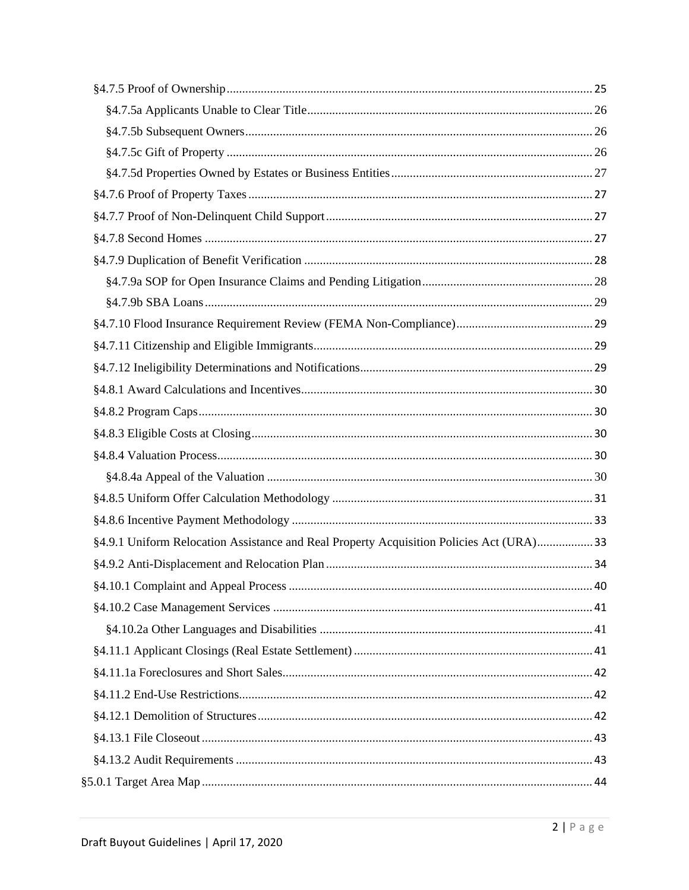§4.7.5 Proof of Ownership ........................................................ 25

§4.7.5a Applicants Unable to Clear Title ........................................................ 26

§4.7.5b Subsequent Owners ........................................................ 26

§4.7.5c Gift of Property ........................................................ 26

§4.7.5d Properties Owned by Estates or Business Entities ........................................................ 27

§4.7.6 Proof of Property Taxes ........................................................ 27

§4.7.7 Proof of Non-Delinquent Child Support ........................................................ 27

§4.7.8 Second Homes ........................................................ 27

§4.7.9 Duplication of Benefit Verification ........................................................ 28

§4.7.9a SOP for Open Insurance Claims and Pending Litigation ........................................................ 28

§4.7.9b SBA Loans ........................................................ 29

§4.7.10 Flood Insurance Requirement Review (FEMA Non-Compliance) ........................................................ 29

§4.7.11 Citizenship and Eligible Immigrants ........................................................ 29

§4.7.12 Ineligibility Determinations and Notifications ........................................................ 29

§4.8.1 Award Calculations and Incentives ........................................................ 30

§4.8.2 Program Caps ........................................................ 30

§4.8.3 Eligible Costs at Closing ........................................................ 30

§4.8.4 Valuation Process ........................................................ 30

§4.8.4a Appeal of the Valuation ........................................................ 30

§4.8.5 Uniform Offer Calculation Methodology ........................................................ 31

§4.8.6 Incentive Payment Methodology ........................................................ 33

§4.9.1 Uniform Relocation Assistance and Real Property Acquisition Policies Act (URA) ........................................................ 33

§4.9.2 Anti-Displacement and Relocation Plan ........................................................ 34

§4.10.1 Complaint and Appeal Process ........................................................ 40

§4.10.2 Case Management Services ........................................................ 41

§4.10.2a Other Languages and Disabilities ........................................................ 41

§4.11.1 Applicant Closings (Real Estate Settlement) ........................................................ 41

§4.11.1a Foreclosures and Short Sales ........................................................ 42

§4.11.2 End-Use Restrictions ........................................................ 42

§4.12.1 Demolition of Structures ........................................................ 42

§4.13.1 File Closeout ........................................................ 43

§4.13.2 Audit Requirements ........................................................ 43

§5.0.1 Target Area Map ........................................................ 44

Draft Buyout Guidelines | April 17, 2020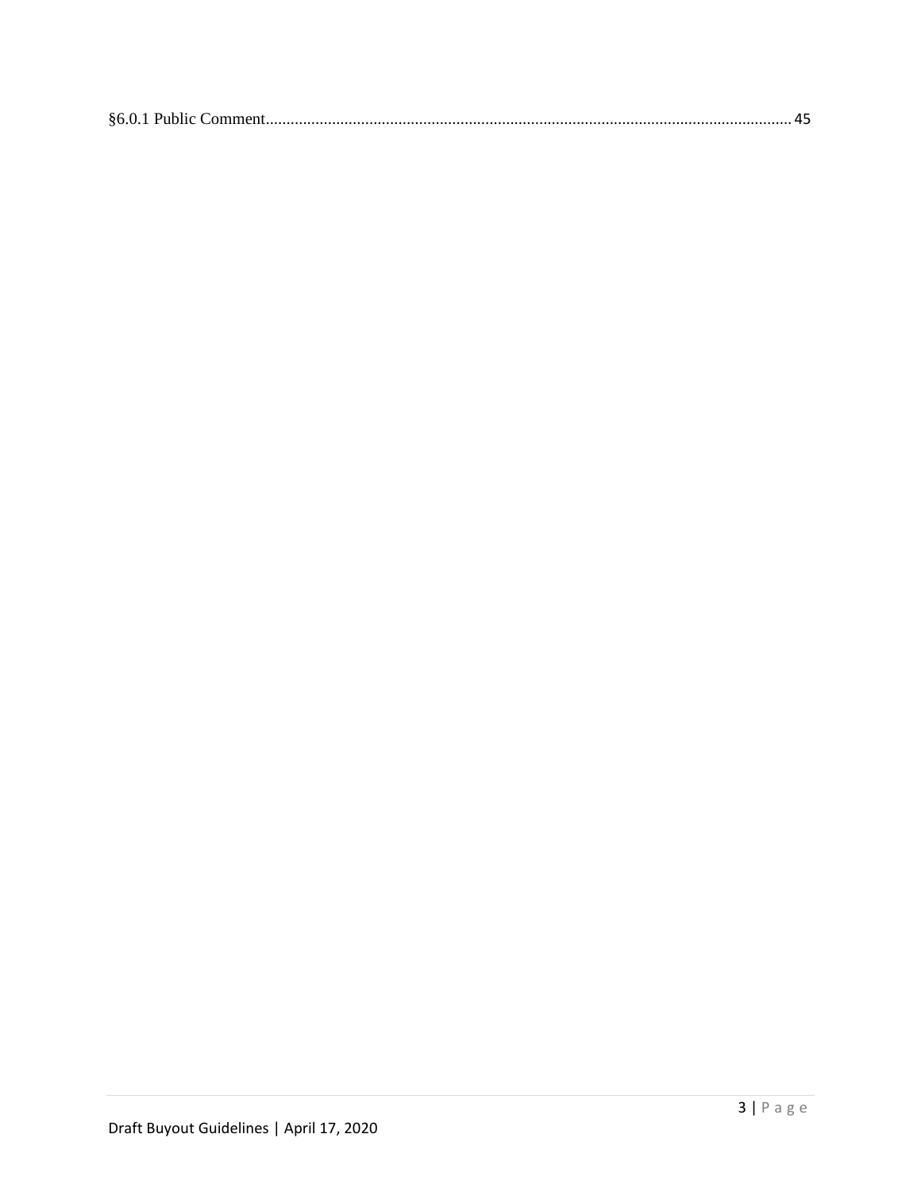§6.0.1 Public Comment............................................................................................................................. 45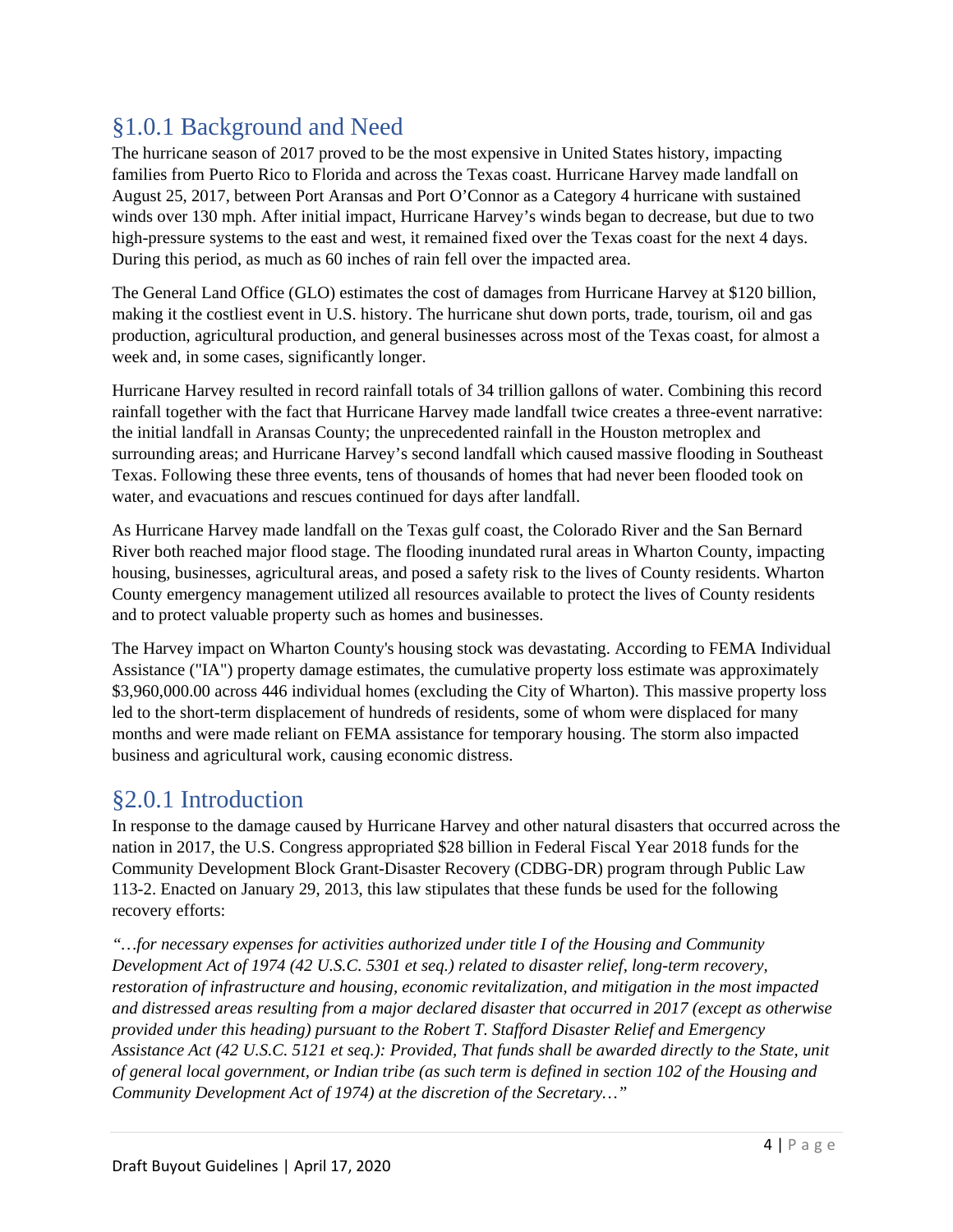## §1.0.1 Background and Need

The hurricane season of 2017 proved to be the most expensive in United States history, impacting families from Puerto Rico to Florida and across the Texas coast. Hurricane Harvey made landfall on August 25, 2017, between Port Aransas and Port O'Connor as a Category 4 hurricane with sustained winds over 130 mph. After initial impact, Hurricane Harvey's winds began to decrease, but due to two high-pressure systems to the east and west, it remained fixed over the Texas coast for the next 4 days. During this period, as much as 60 inches of rain fell over the impacted area.

The General Land Office (GLO) estimates the cost of damages from Hurricane Harvey at $120 billion, making it the costliest event in U.S. history. The hurricane shut down ports, trade, tourism, oil and gas production, agricultural production, and general businesses across most of the Texas coast, for almost a week and, in some cases, significantly longer.

Hurricane Harvey resulted in record rainfall totals of 34 trillion gallons of water. Combining this record rainfall together with the fact that Hurricane Harvey made landfall twice creates a three-event narrative: the initial landfall in Aransas County; the unprecedented rainfall in the Houston metroplex and surrounding areas; and Hurricane Harvey's second landfall which caused massive flooding in Southeast Texas. Following these three events, tens of thousands of homes that had never been flooded took on water, and evacuations and rescues continued for days after landfall.

As Hurricane Harvey made landfall on the Texas gulf coast, the Colorado River and the San Bernard River both reached major flood stage. The flooding inundated rural areas in Wharton County, impacting housing, businesses, agricultural areas, and posed a safety risk to the lives of County residents. Wharton County emergency management utilized all resources available to protect the lives of County residents and to protect valuable property such as homes and businesses.

The Harvey impact on Wharton County's housing stock was devastating. According to FEMA Individual Assistance ("IA") property damage estimates, the cumulative property loss estimate was approximately $3,960,000.00 across 446 individual homes (excluding the City of Wharton). This massive property loss led to the short-term displacement of hundreds of residents, some of whom were displaced for many months and were made reliant on FEMA assistance for temporary housing. The storm also impacted business and agricultural work, causing economic distress.

## §2.0.1 Introduction

In response to the damage caused by Hurricane Harvey and other natural disasters that occurred across the nation in 2017, the U.S. Congress appropriated $28 billion in Federal Fiscal Year 2018 funds for the Community Development Block Grant-Disaster Recovery (CDBG-DR) program through Public Law 113-2. Enacted on January 29, 2013, this law stipulates that these funds be used for the following recovery efforts:

*"…for necessary expenses for activities authorized under title I of the Housing and Community Development Act of 1974 (42 U.S.C. 5301 et seq.) related to disaster relief, long-term recovery, restoration of infrastructure and housing, economic revitalization, and mitigation in the most impacted and distressed areas resulting from a major declared disaster that occurred in 2017 (except as otherwise provided under this heading) pursuant to the Robert T. Stafford Disaster Relief and Emergency Assistance Act (42 U.S.C. 5121 et seq.): Provided, That funds shall be awarded directly to the State, unit of general local government, or Indian tribe (as such term is defined in section 102 of the Housing and Community Development Act of 1974) at the discretion of the Secretary…"*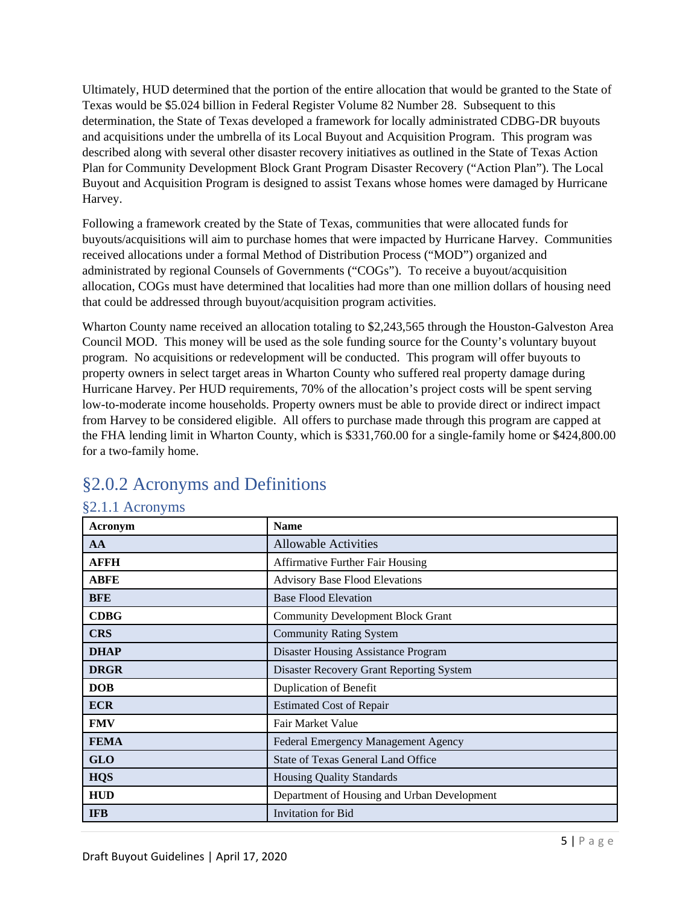Ultimately, HUD determined that the portion of the entire allocation that would be granted to the State of Texas would be $5.024 billion in Federal Register Volume 82 Number 28. Subsequent to this determination, the State of Texas developed a framework for locally administrated CDBG-DR buyouts and acquisitions under the umbrella of its Local Buyout and Acquisition Program. This program was described along with several other disaster recovery initiatives as outlined in the State of Texas Action Plan for Community Development Block Grant Program Disaster Recovery ("Action Plan"). The Local Buyout and Acquisition Program is designed to assist Texans whose homes were damaged by Hurricane Harvey.

Following a framework created by the State of Texas, communities that were allocated funds for buyouts/acquisitions will aim to purchase homes that were impacted by Hurricane Harvey. Communities received allocations under a formal Method of Distribution Process ("MOD") organized and administrated by regional Counsels of Governments ("COGs"). To receive a buyout/acquisition allocation, COGs must have determined that localities had more than one million dollars of housing need that could be addressed through buyout/acquisition program activities.

Wharton County name received an allocation totaling to $2,243,565 through the Houston-Galveston Area Council MOD. This money will be used as the sole funding source for the County's voluntary buyout program. No acquisitions or redevelopment will be conducted. This program will offer buyouts to property owners in select target areas in Wharton County who suffered real property damage during Hurricane Harvey. Per HUD requirements, 70% of the allocation's project costs will be spent serving low-to-moderate income households. Property owners must be able to provide direct or indirect impact from Harvey to be considered eligible. All offers to purchase made through this program are capped at the FHA lending limit in Wharton County, which is $331,760.00 for a single-family home or $424,800.00 for a two-family home.

## §2.0.2 Acronyms and Definitions

### §2.1.1 Acronyms

| Acronym | Name |
|---|---|
| **AA** | Allowable Activities |
| **AFFH** | Affirmative Further Fair Housing |
| **ABFE** | Advisory Base Flood Elevations |
| **BFE** | Base Flood Elevation |
| **CDBG** | Community Development Block Grant |
| **CRS** | Community Rating System |
| **DHAP** | Disaster Housing Assistance Program |
| **DRGR** | Disaster Recovery Grant Reporting System |
| **DOB** | Duplication of Benefit |
| **ECR** | Estimated Cost of Repair |
| **FMV** | Fair Market Value |
| **FEMA** | Federal Emergency Management Agency |
| **GLO** | State of Texas General Land Office |
| **HQS** | Housing Quality Standards |
| **HUD** | Department of Housing and Urban Development |
| **IFB** | Invitation for Bid |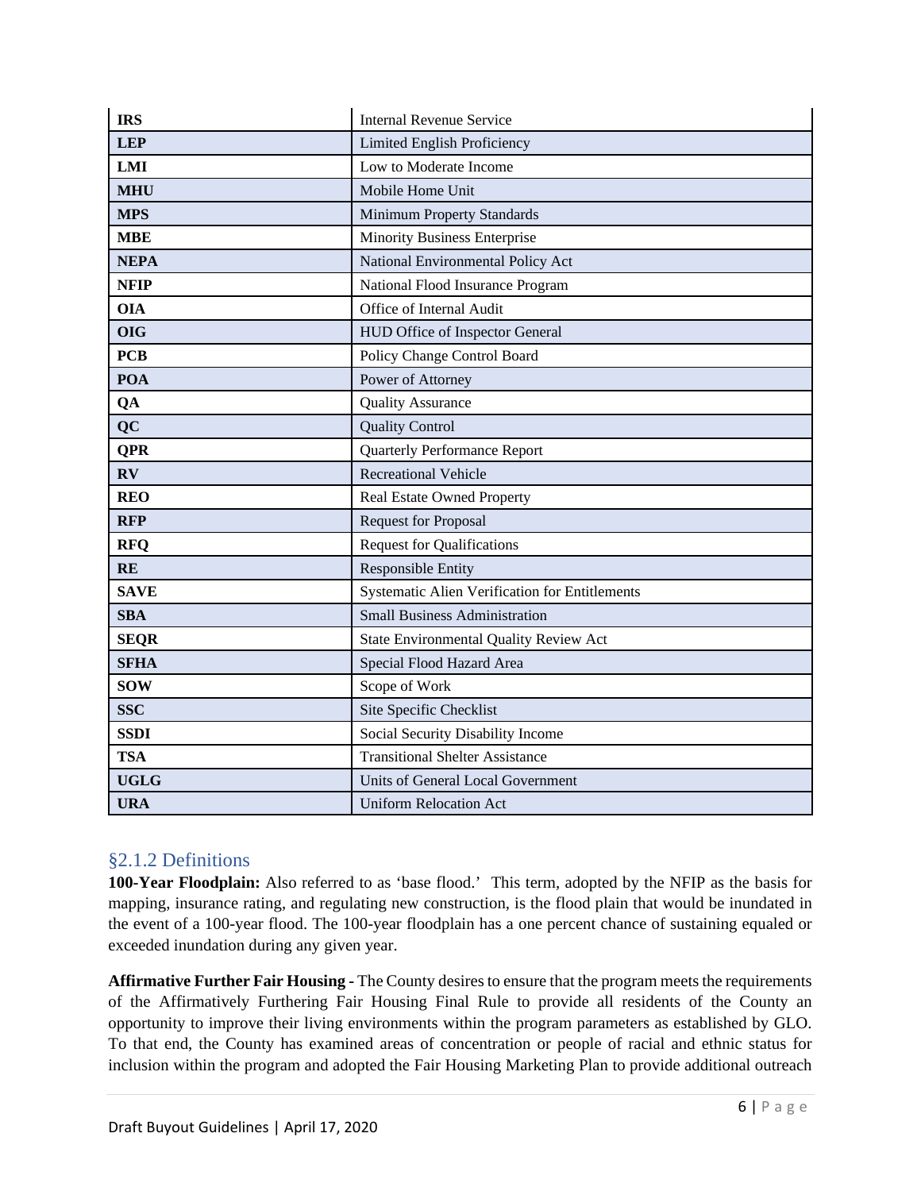| | |
|---|---|
| **IRS** | Internal Revenue Service |
| **LEP** | Limited English Proficiency |
| **LMI** | Low to Moderate Income |
| **MHU** | Mobile Home Unit |
| **MPS** | Minimum Property Standards |
| **MBE** | Minority Business Enterprise |
| **NEPA** | National Environmental Policy Act |
| **NFIP** | National Flood Insurance Program |
| **OIA** | Office of Internal Audit |
| **OIG** | HUD Office of Inspector General |
| **PCB** | Policy Change Control Board |
| **POA** | Power of Attorney |
| **QA** | Quality Assurance |
| **QC** | Quality Control |
| **QPR** | Quarterly Performance Report |
| **RV** | Recreational Vehicle |
| **REO** | Real Estate Owned Property |
| **RFP** | Request for Proposal |
| **RFQ** | Request for Qualifications |
| **RE** | Responsible Entity |
| **SAVE** | Systematic Alien Verification for Entitlements |
| **SBA** | Small Business Administration |
| **SEQR** | State Environmental Quality Review Act |
| **SFHA** | Special Flood Hazard Area |
| **SOW** | Scope of Work |
| **SSC** | Site Specific Checklist |
| **SSDI** | Social Security Disability Income |
| **TSA** | Transitional Shelter Assistance |
| **UGLG** | Units of General Local Government |
| **URA** | Uniform Relocation Act |

## §2.1.2 Definitions

**100-Year Floodplain:** Also referred to as 'base flood.' This term, adopted by the NFIP as the basis for mapping, insurance rating, and regulating new construction, is the flood plain that would be inundated in the event of a 100-year flood. The 100-year floodplain has a one percent chance of sustaining equaled or exceeded inundation during any given year.

**Affirmative Further Fair Housing -** The County desires to ensure that the program meets the requirements of the Affirmatively Furthering Fair Housing Final Rule to provide all residents of the County an opportunity to improve their living environments within the program parameters as established by GLO. To that end, the County has examined areas of concentration or people of racial and ethnic status for inclusion within the program and adopted the Fair Housing Marketing Plan to provide additional outreach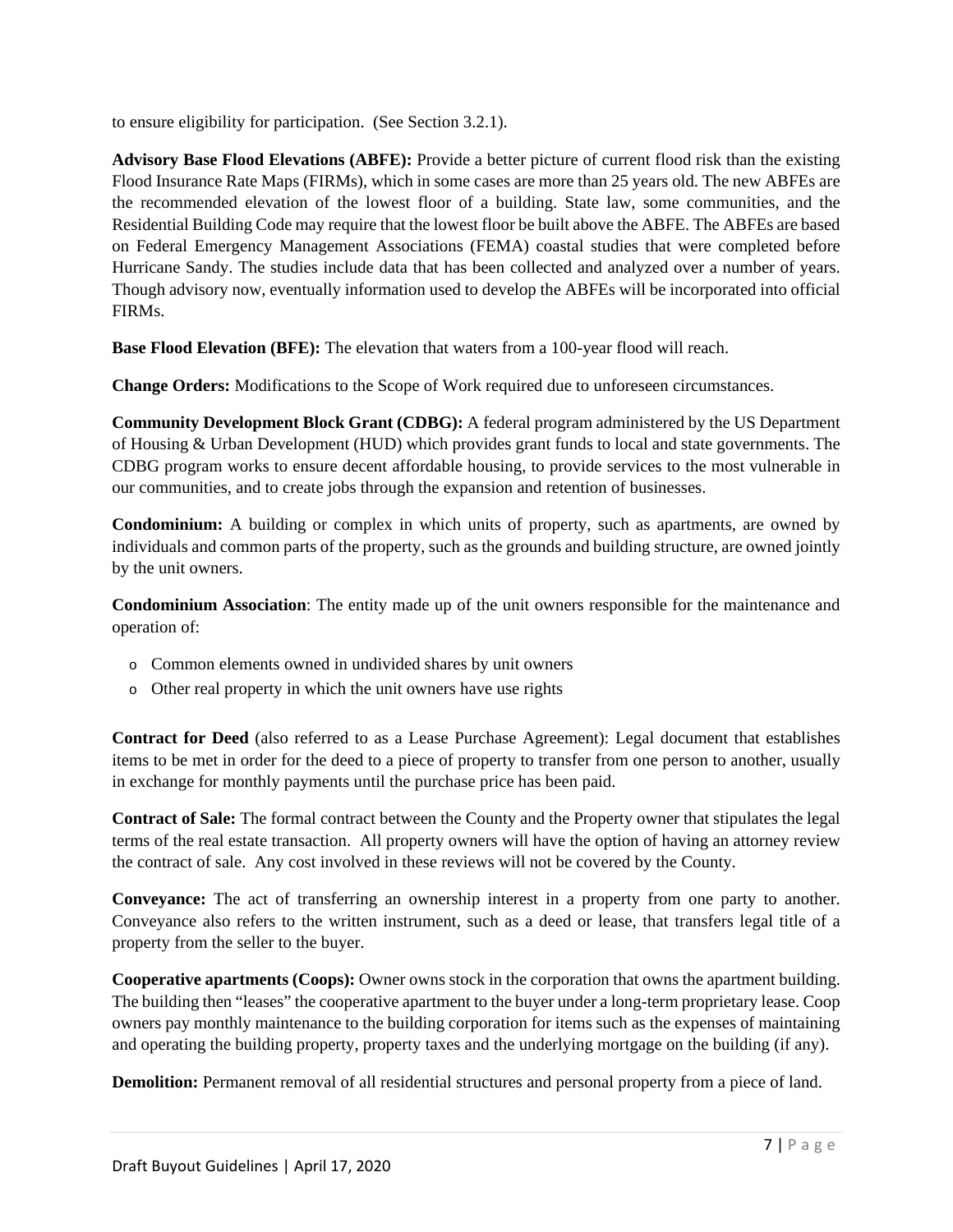to ensure eligibility for participation. (See Section 3.2.1).

**Advisory Base Flood Elevations (ABFE):** Provide a better picture of current flood risk than the existing Flood Insurance Rate Maps (FIRMs), which in some cases are more than 25 years old. The new ABFEs are the recommended elevation of the lowest floor of a building. State law, some communities, and the Residential Building Code may require that the lowest floor be built above the ABFE. The ABFEs are based on Federal Emergency Management Associations (FEMA) coastal studies that were completed before Hurricane Sandy. The studies include data that has been collected and analyzed over a number of years. Though advisory now, eventually information used to develop the ABFEs will be incorporated into official FIRMs.

**Base Flood Elevation (BFE):** The elevation that waters from a 100-year flood will reach.

**Change Orders:** Modifications to the Scope of Work required due to unforeseen circumstances.

**Community Development Block Grant (CDBG):** A federal program administered by the US Department of Housing & Urban Development (HUD) which provides grant funds to local and state governments. The CDBG program works to ensure decent affordable housing, to provide services to the most vulnerable in our communities, and to create jobs through the expansion and retention of businesses.

**Condominium:** A building or complex in which units of property, such as apartments, are owned by individuals and common parts of the property, such as the grounds and building structure, are owned jointly by the unit owners.

**Condominium Association**: The entity made up of the unit owners responsible for the maintenance and operation of:

- Common elements owned in undivided shares by unit owners
- Other real property in which the unit owners have use rights

**Contract for Deed** (also referred to as a Lease Purchase Agreement): Legal document that establishes items to be met in order for the deed to a piece of property to transfer from one person to another, usually in exchange for monthly payments until the purchase price has been paid.

**Contract of Sale:** The formal contract between the County and the Property owner that stipulates the legal terms of the real estate transaction. All property owners will have the option of having an attorney review the contract of sale. Any cost involved in these reviews will not be covered by the County.

**Conveyance:** The act of transferring an ownership interest in a property from one party to another. Conveyance also refers to the written instrument, such as a deed or lease, that transfers legal title of a property from the seller to the buyer.

**Cooperative apartments (Coops):** Owner owns stock in the corporation that owns the apartment building. The building then "leases" the cooperative apartment to the buyer under a long-term proprietary lease. Coop owners pay monthly maintenance to the building corporation for items such as the expenses of maintaining and operating the building property, property taxes and the underlying mortgage on the building (if any).

**Demolition:** Permanent removal of all residential structures and personal property from a piece of land.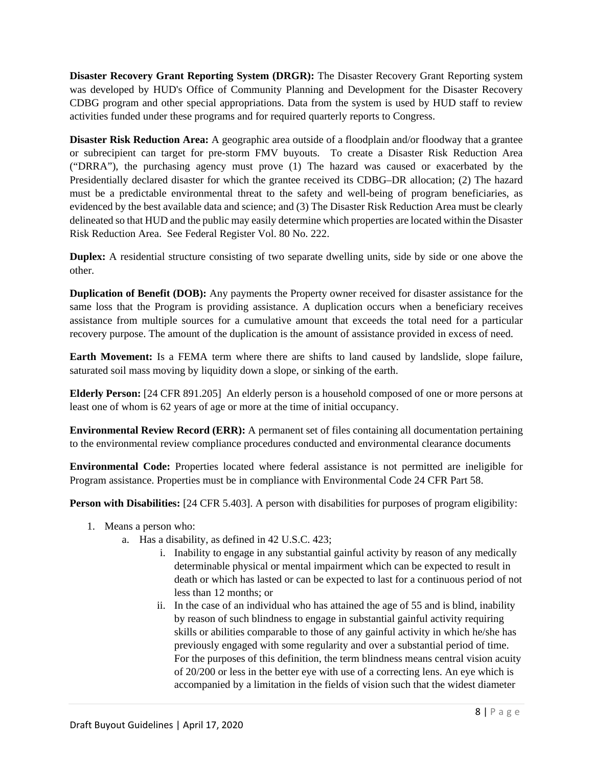**Disaster Recovery Grant Reporting System (DRGR):** The Disaster Recovery Grant Reporting system was developed by HUD's Office of Community Planning and Development for the Disaster Recovery CDBG program and other special appropriations. Data from the system is used by HUD staff to review activities funded under these programs and for required quarterly reports to Congress.

**Disaster Risk Reduction Area:** A geographic area outside of a floodplain and/or floodway that a grantee or subrecipient can target for pre-storm FMV buyouts. To create a Disaster Risk Reduction Area ("DRRA"), the purchasing agency must prove (1) The hazard was caused or exacerbated by the Presidentially declared disaster for which the grantee received its CDBG–DR allocation; (2) The hazard must be a predictable environmental threat to the safety and well-being of program beneficiaries, as evidenced by the best available data and science; and (3) The Disaster Risk Reduction Area must be clearly delineated so that HUD and the public may easily determine which properties are located within the Disaster Risk Reduction Area. See Federal Register Vol. 80 No. 222.

**Duplex:** A residential structure consisting of two separate dwelling units, side by side or one above the other.

**Duplication of Benefit (DOB):** Any payments the Property owner received for disaster assistance for the same loss that the Program is providing assistance. A duplication occurs when a beneficiary receives assistance from multiple sources for a cumulative amount that exceeds the total need for a particular recovery purpose. The amount of the duplication is the amount of assistance provided in excess of need.

**Earth Movement:** Is a FEMA term where there are shifts to land caused by landslide, slope failure, saturated soil mass moving by liquidity down a slope, or sinking of the earth.

**Elderly Person:** [24 CFR 891.205] An elderly person is a household composed of one or more persons at least one of whom is 62 years of age or more at the time of initial occupancy.

**Environmental Review Record (ERR):** A permanent set of files containing all documentation pertaining to the environmental review compliance procedures conducted and environmental clearance documents

**Environmental Code:** Properties located where federal assistance is not permitted are ineligible for Program assistance. Properties must be in compliance with Environmental Code 24 CFR Part 58.

**Person with Disabilities:** [24 CFR 5.403]. A person with disabilities for purposes of program eligibility:

1. Means a person who:
    a. Has a disability, as defined in 42 U.S.C. 423;
        i. Inability to engage in any substantial gainful activity by reason of any medically determinable physical or mental impairment which can be expected to result in death or which has lasted or can be expected to last for a continuous period of not less than 12 months; or
        ii. In the case of an individual who has attained the age of 55 and is blind, inability by reason of such blindness to engage in substantial gainful activity requiring skills or abilities comparable to those of any gainful activity in which he/she has previously engaged with some regularity and over a substantial period of time. For the purposes of this definition, the term blindness means central vision acuity of 20/200 or less in the better eye with use of a correcting lens. An eye which is accompanied by a limitation in the fields of vision such that the widest diameter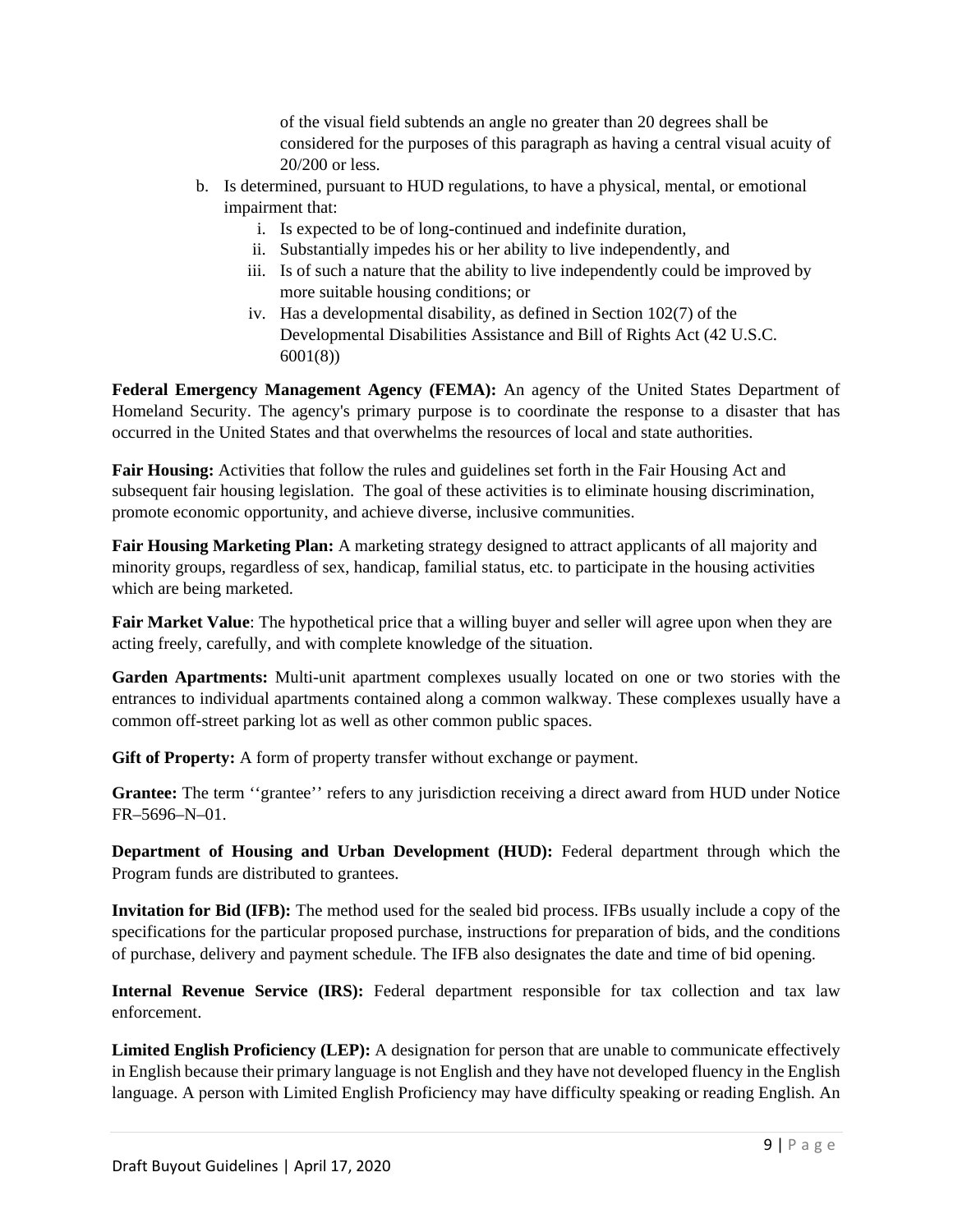of the visual field subtends an angle no greater than 20 degrees shall be considered for the purposes of this paragraph as having a central visual acuity of 20/200 or less.

b. Is determined, pursuant to HUD regulations, to have a physical, mental, or emotional impairment that:
    i. Is expected to be of long-continued and indefinite duration,
    ii. Substantially impedes his or her ability to live independently, and
    iii. Is of such a nature that the ability to live independently could be improved by more suitable housing conditions; or
    iv. Has a developmental disability, as defined in Section 102(7) of the Developmental Disabilities Assistance and Bill of Rights Act (42 U.S.C. 6001(8))

**Federal Emergency Management Agency (FEMA):** An agency of the United States Department of Homeland Security. The agency's primary purpose is to coordinate the response to a disaster that has occurred in the United States and that overwhelms the resources of local and state authorities.

**Fair Housing:** Activities that follow the rules and guidelines set forth in the Fair Housing Act and subsequent fair housing legislation. The goal of these activities is to eliminate housing discrimination, promote economic opportunity, and achieve diverse, inclusive communities.

**Fair Housing Marketing Plan:** A marketing strategy designed to attract applicants of all majority and minority groups, regardless of sex, handicap, familial status, etc. to participate in the housing activities which are being marketed.

**Fair Market Value**: The hypothetical price that a willing buyer and seller will agree upon when they are acting freely, carefully, and with complete knowledge of the situation.

**Garden Apartments:** Multi-unit apartment complexes usually located on one or two stories with the entrances to individual apartments contained along a common walkway. These complexes usually have a common off-street parking lot as well as other common public spaces.

**Gift of Property:** A form of property transfer without exchange or payment.

**Grantee:** The term ''grantee'' refers to any jurisdiction receiving a direct award from HUD under Notice FR–5696–N–01.

**Department of Housing and Urban Development (HUD):** Federal department through which the Program funds are distributed to grantees.

**Invitation for Bid (IFB):** The method used for the sealed bid process. IFBs usually include a copy of the specifications for the particular proposed purchase, instructions for preparation of bids, and the conditions of purchase, delivery and payment schedule. The IFB also designates the date and time of bid opening.

**Internal Revenue Service (IRS):** Federal department responsible for tax collection and tax law enforcement.

**Limited English Proficiency (LEP):** A designation for person that are unable to communicate effectively in English because their primary language is not English and they have not developed fluency in the English language. A person with Limited English Proficiency may have difficulty speaking or reading English. An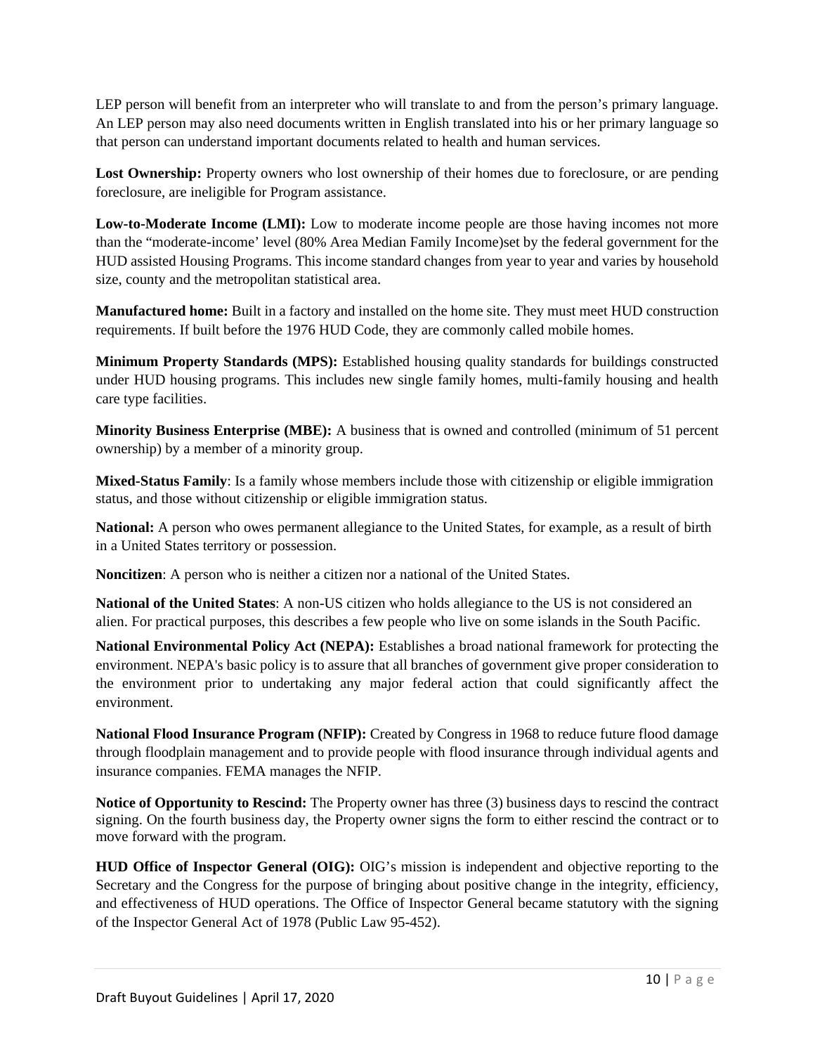LEP person will benefit from an interpreter who will translate to and from the person's primary language. An LEP person may also need documents written in English translated into his or her primary language so that person can understand important documents related to health and human services.

**Lost Ownership:** Property owners who lost ownership of their homes due to foreclosure, or are pending foreclosure, are ineligible for Program assistance.

**Low-to-Moderate Income (LMI):** Low to moderate income people are those having incomes not more than the "moderate-income' level (80% Area Median Family Income)set by the federal government for the HUD assisted Housing Programs. This income standard changes from year to year and varies by household size, county and the metropolitan statistical area.

**Manufactured home:** Built in a factory and installed on the home site. They must meet HUD construction requirements. If built before the 1976 HUD Code, they are commonly called mobile homes.

**Minimum Property Standards (MPS):** Established housing quality standards for buildings constructed under HUD housing programs. This includes new single family homes, multi-family housing and health care type facilities.

**Minority Business Enterprise (MBE):** A business that is owned and controlled (minimum of 51 percent ownership) by a member of a minority group.

**Mixed-Status Family**: Is a family whose members include those with citizenship or eligible immigration status, and those without citizenship or eligible immigration status.

**National:** A person who owes permanent allegiance to the United States, for example, as a result of birth in a United States territory or possession.

**Noncitizen**: A person who is neither a citizen nor a national of the United States.

**National of the United States**: A non-US citizen who holds allegiance to the US is not considered an alien. For practical purposes, this describes a few people who live on some islands in the South Pacific.

**National Environmental Policy Act (NEPA):** Establishes a broad national framework for protecting the environment. NEPA's basic policy is to assure that all branches of government give proper consideration to the environment prior to undertaking any major federal action that could significantly affect the environment.

**National Flood Insurance Program (NFIP):** Created by Congress in 1968 to reduce future flood damage through floodplain management and to provide people with flood insurance through individual agents and insurance companies. FEMA manages the NFIP.

**Notice of Opportunity to Rescind:** The Property owner has three (3) business days to rescind the contract signing. On the fourth business day, the Property owner signs the form to either rescind the contract or to move forward with the program.

**HUD Office of Inspector General (OIG):** OIG's mission is independent and objective reporting to the Secretary and the Congress for the purpose of bringing about positive change in the integrity, efficiency, and effectiveness of HUD operations. The Office of Inspector General became statutory with the signing of the Inspector General Act of 1978 (Public Law 95-452).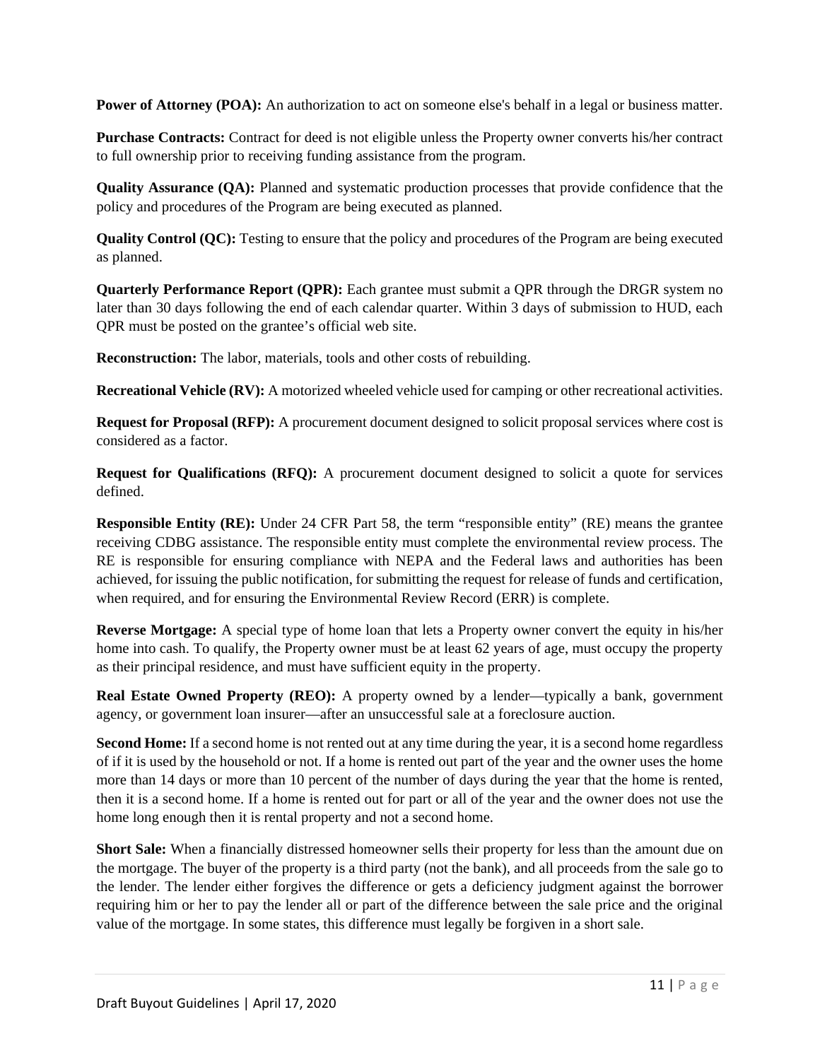**Power of Attorney (POA):** An authorization to act on someone else's behalf in a legal or business matter.

**Purchase Contracts:** Contract for deed is not eligible unless the Property owner converts his/her contract to full ownership prior to receiving funding assistance from the program.

**Quality Assurance (QA):** Planned and systematic production processes that provide confidence that the policy and procedures of the Program are being executed as planned.

**Quality Control (QC):** Testing to ensure that the policy and procedures of the Program are being executed as planned.

**Quarterly Performance Report (QPR):** Each grantee must submit a QPR through the DRGR system no later than 30 days following the end of each calendar quarter. Within 3 days of submission to HUD, each QPR must be posted on the grantee's official web site.

**Reconstruction:** The labor, materials, tools and other costs of rebuilding.

**Recreational Vehicle (RV):** A motorized wheeled vehicle used for camping or other recreational activities.

**Request for Proposal (RFP):** A procurement document designed to solicit proposal services where cost is considered as a factor.

**Request for Qualifications (RFQ):** A procurement document designed to solicit a quote for services defined.

**Responsible Entity (RE):** Under 24 CFR Part 58, the term "responsible entity" (RE) means the grantee receiving CDBG assistance. The responsible entity must complete the environmental review process. The RE is responsible for ensuring compliance with NEPA and the Federal laws and authorities has been achieved, for issuing the public notification, for submitting the request for release of funds and certification, when required, and for ensuring the Environmental Review Record (ERR) is complete.

**Reverse Mortgage:** A special type of home loan that lets a Property owner convert the equity in his/her home into cash. To qualify, the Property owner must be at least 62 years of age, must occupy the property as their principal residence, and must have sufficient equity in the property.

**Real Estate Owned Property (REO):** A property owned by a lender—typically a bank, government agency, or government loan insurer—after an unsuccessful sale at a foreclosure auction.

**Second Home:** If a second home is not rented out at any time during the year, it is a second home regardless of if it is used by the household or not. If a home is rented out part of the year and the owner uses the home more than 14 days or more than 10 percent of the number of days during the year that the home is rented, then it is a second home. If a home is rented out for part or all of the year and the owner does not use the home long enough then it is rental property and not a second home.

**Short Sale:** When a financially distressed homeowner sells their property for less than the amount due on the mortgage. The buyer of the property is a third party (not the bank), and all proceeds from the sale go to the lender. The lender either forgives the difference or gets a deficiency judgment against the borrower requiring him or her to pay the lender all or part of the difference between the sale price and the original value of the mortgage. In some states, this difference must legally be forgiven in a short sale.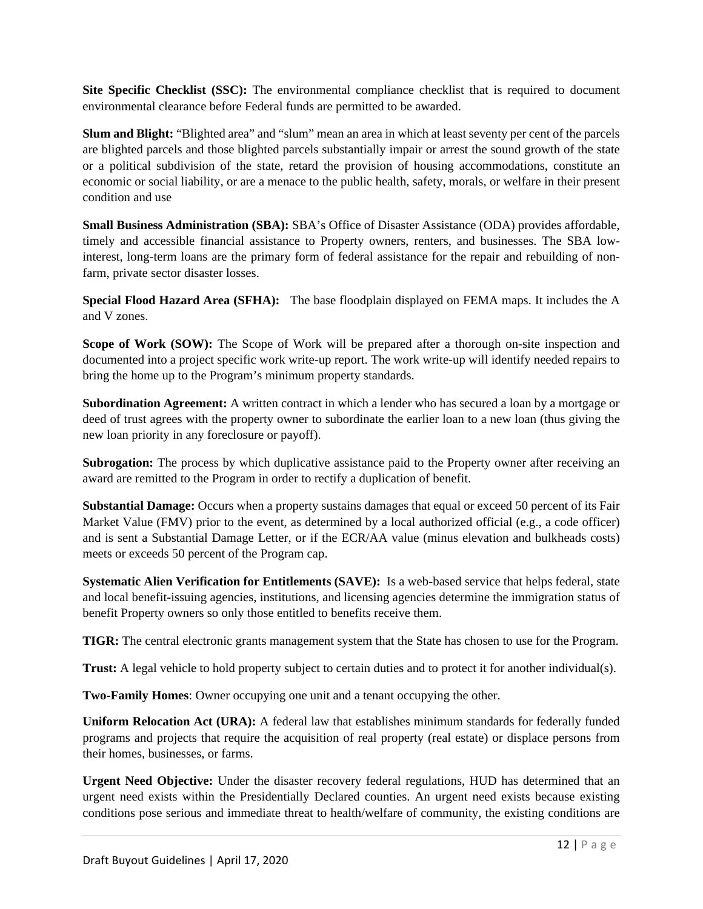**Site Specific Checklist (SSC):** The environmental compliance checklist that is required to document environmental clearance before Federal funds are permitted to be awarded.

**Slum and Blight:** "Blighted area" and "slum" mean an area in which at least seventy per cent of the parcels are blighted parcels and those blighted parcels substantially impair or arrest the sound growth of the state or a political subdivision of the state, retard the provision of housing accommodations, constitute an economic or social liability, or are a menace to the public health, safety, morals, or welfare in their present condition and use

**Small Business Administration (SBA):** SBA's Office of Disaster Assistance (ODA) provides affordable, timely and accessible financial assistance to Property owners, renters, and businesses. The SBA low-interest, long-term loans are the primary form of federal assistance for the repair and rebuilding of non-farm, private sector disaster losses.

**Special Flood Hazard Area (SFHA):** The base floodplain displayed on FEMA maps. It includes the A and V zones.

**Scope of Work (SOW):** The Scope of Work will be prepared after a thorough on-site inspection and documented into a project specific work write-up report. The work write-up will identify needed repairs to bring the home up to the Program's minimum property standards.

**Subordination Agreement:** A written contract in which a lender who has secured a loan by a mortgage or deed of trust agrees with the property owner to subordinate the earlier loan to a new loan (thus giving the new loan priority in any foreclosure or payoff).

**Subrogation:** The process by which duplicative assistance paid to the Property owner after receiving an award are remitted to the Program in order to rectify a duplication of benefit.

**Substantial Damage:** Occurs when a property sustains damages that equal or exceed 50 percent of its Fair Market Value (FMV) prior to the event, as determined by a local authorized official (e.g., a code officer) and is sent a Substantial Damage Letter, or if the ECR/AA value (minus elevation and bulkheads costs) meets or exceeds 50 percent of the Program cap.

**Systematic Alien Verification for Entitlements (SAVE):** Is a web-based service that helps federal, state and local benefit-issuing agencies, institutions, and licensing agencies determine the immigration status of benefit Property owners so only those entitled to benefits receive them.

**TIGR:** The central electronic grants management system that the State has chosen to use for the Program.

**Trust:** A legal vehicle to hold property subject to certain duties and to protect it for another individual(s).

**Two-Family Homes**: Owner occupying one unit and a tenant occupying the other.

**Uniform Relocation Act (URA):** A federal law that establishes minimum standards for federally funded programs and projects that require the acquisition of real property (real estate) or displace persons from their homes, businesses, or farms.

**Urgent Need Objective:** Under the disaster recovery federal regulations, HUD has determined that an urgent need exists within the Presidentially Declared counties. An urgent need exists because existing conditions pose serious and immediate threat to health/welfare of community, the existing conditions are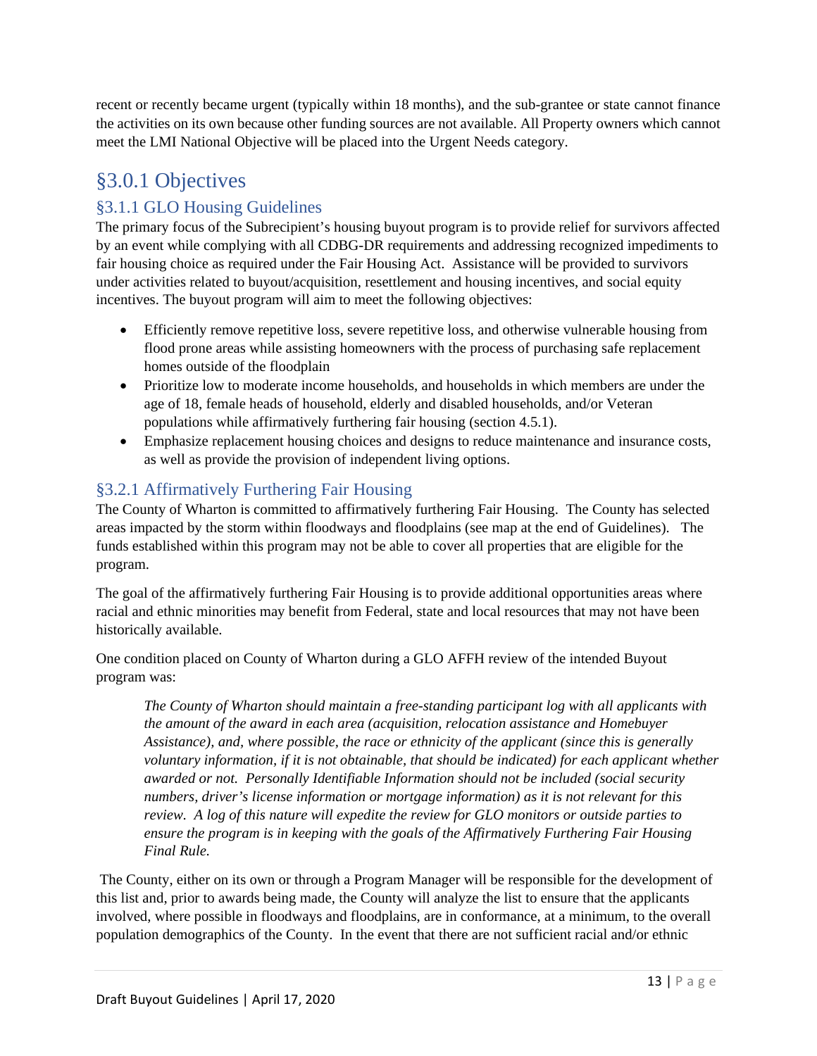recent or recently became urgent (typically within 18 months), and the sub-grantee or state cannot finance the activities on its own because other funding sources are not available. All Property owners which cannot meet the LMI National Objective will be placed into the Urgent Needs category.

# §3.0.1 Objectives

## §3.1.1 GLO Housing Guidelines

The primary focus of the Subrecipient's housing buyout program is to provide relief for survivors affected by an event while complying with all CDBG-DR requirements and addressing recognized impediments to fair housing choice as required under the Fair Housing Act. Assistance will be provided to survivors under activities related to buyout/acquisition, resettlement and housing incentives, and social equity incentives. The buyout program will aim to meet the following objectives:

- Efficiently remove repetitive loss, severe repetitive loss, and otherwise vulnerable housing from flood prone areas while assisting homeowners with the process of purchasing safe replacement homes outside of the floodplain
- Prioritize low to moderate income households, and households in which members are under the age of 18, female heads of household, elderly and disabled households, and/or Veteran populations while affirmatively furthering fair housing (section 4.5.1).
- Emphasize replacement housing choices and designs to reduce maintenance and insurance costs, as well as provide the provision of independent living options.

## §3.2.1 Affirmatively Furthering Fair Housing

The County of Wharton is committed to affirmatively furthering Fair Housing. The County has selected areas impacted by the storm within floodways and floodplains (see map at the end of Guidelines). The funds established within this program may not be able to cover all properties that are eligible for the program.

The goal of the affirmatively furthering Fair Housing is to provide additional opportunities areas where racial and ethnic minorities may benefit from Federal, state and local resources that may not have been historically available.

One condition placed on County of Wharton during a GLO AFFH review of the intended Buyout program was:

> *The County of Wharton should maintain a free-standing participant log with all applicants with the amount of the award in each area (acquisition, relocation assistance and Homebuyer Assistance), and, where possible, the race or ethnicity of the applicant (since this is generally voluntary information, if it is not obtainable, that should be indicated) for each applicant whether awarded or not. Personally Identifiable Information should not be included (social security numbers, driver's license information or mortgage information) as it is not relevant for this review. A log of this nature will expedite the review for GLO monitors or outside parties to ensure the program is in keeping with the goals of the Affirmatively Furthering Fair Housing Final Rule.*

The County, either on its own or through a Program Manager will be responsible for the development of this list and, prior to awards being made, the County will analyze the list to ensure that the applicants involved, where possible in floodways and floodplains, are in conformance, at a minimum, to the overall population demographics of the County. In the event that there are not sufficient racial and/or ethnic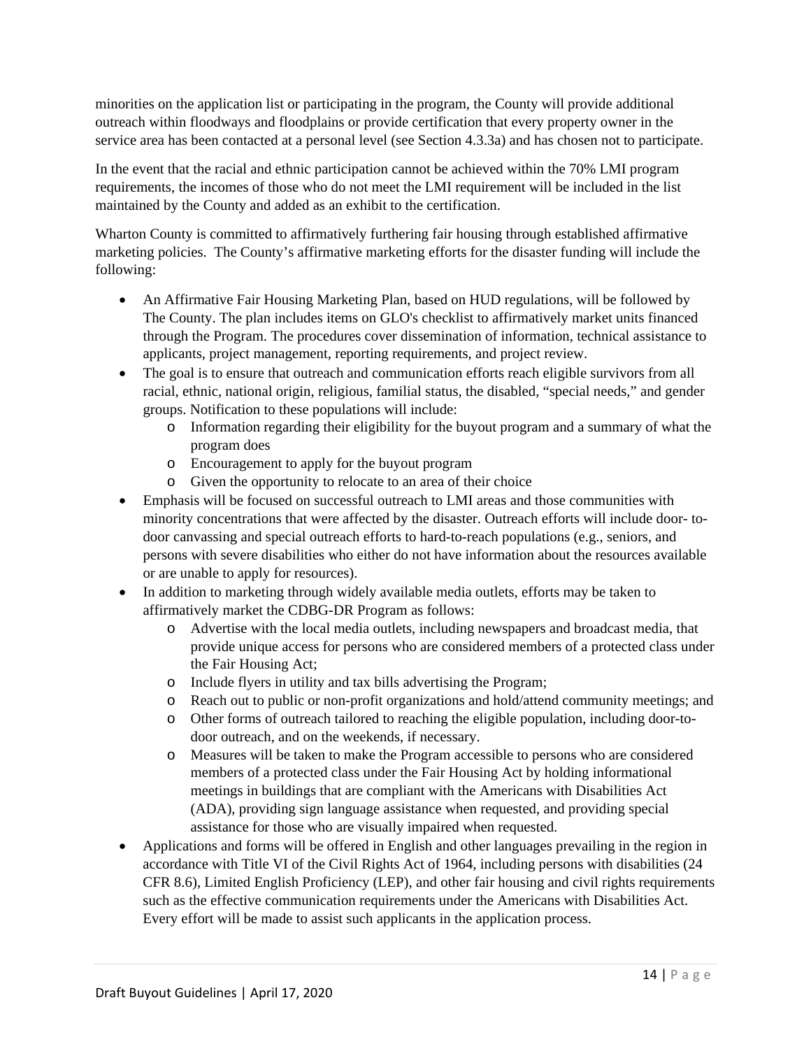minorities on the application list or participating in the program, the County will provide additional outreach within floodways and floodplains or provide certification that every property owner in the service area has been contacted at a personal level (see Section 4.3.3a) and has chosen not to participate.

In the event that the racial and ethnic participation cannot be achieved within the 70% LMI program requirements, the incomes of those who do not meet the LMI requirement will be included in the list maintained by the County and added as an exhibit to the certification.

Wharton County is committed to affirmatively furthering fair housing through established affirmative marketing policies. The County's affirmative marketing efforts for the disaster funding will include the following:

- An Affirmative Fair Housing Marketing Plan, based on HUD regulations, will be followed by The County. The plan includes items on GLO's checklist to affirmatively market units financed through the Program. The procedures cover dissemination of information, technical assistance to applicants, project management, reporting requirements, and project review.
- The goal is to ensure that outreach and communication efforts reach eligible survivors from all racial, ethnic, national origin, religious, familial status, the disabled, "special needs," and gender groups. Notification to these populations will include:
    - Information regarding their eligibility for the buyout program and a summary of what the program does
    - Encouragement to apply for the buyout program
    - Given the opportunity to relocate to an area of their choice
- Emphasis will be focused on successful outreach to LMI areas and those communities with minority concentrations that were affected by the disaster. Outreach efforts will include door- to-door canvassing and special outreach efforts to hard-to-reach populations (e.g., seniors, and persons with severe disabilities who either do not have information about the resources available or are unable to apply for resources).
- In addition to marketing through widely available media outlets, efforts may be taken to affirmatively market the CDBG-DR Program as follows:
    - Advertise with the local media outlets, including newspapers and broadcast media, that provide unique access for persons who are considered members of a protected class under the Fair Housing Act;
    - Include flyers in utility and tax bills advertising the Program;
    - Reach out to public or non-profit organizations and hold/attend community meetings; and
    - Other forms of outreach tailored to reaching the eligible population, including door-to-door outreach, and on the weekends, if necessary.
    - Measures will be taken to make the Program accessible to persons who are considered members of a protected class under the Fair Housing Act by holding informational meetings in buildings that are compliant with the Americans with Disabilities Act (ADA), providing sign language assistance when requested, and providing special assistance for those who are visually impaired when requested.
- Applications and forms will be offered in English and other languages prevailing in the region in accordance with Title VI of the Civil Rights Act of 1964, including persons with disabilities (24 CFR 8.6), Limited English Proficiency (LEP), and other fair housing and civil rights requirements such as the effective communication requirements under the Americans with Disabilities Act. Every effort will be made to assist such applicants in the application process.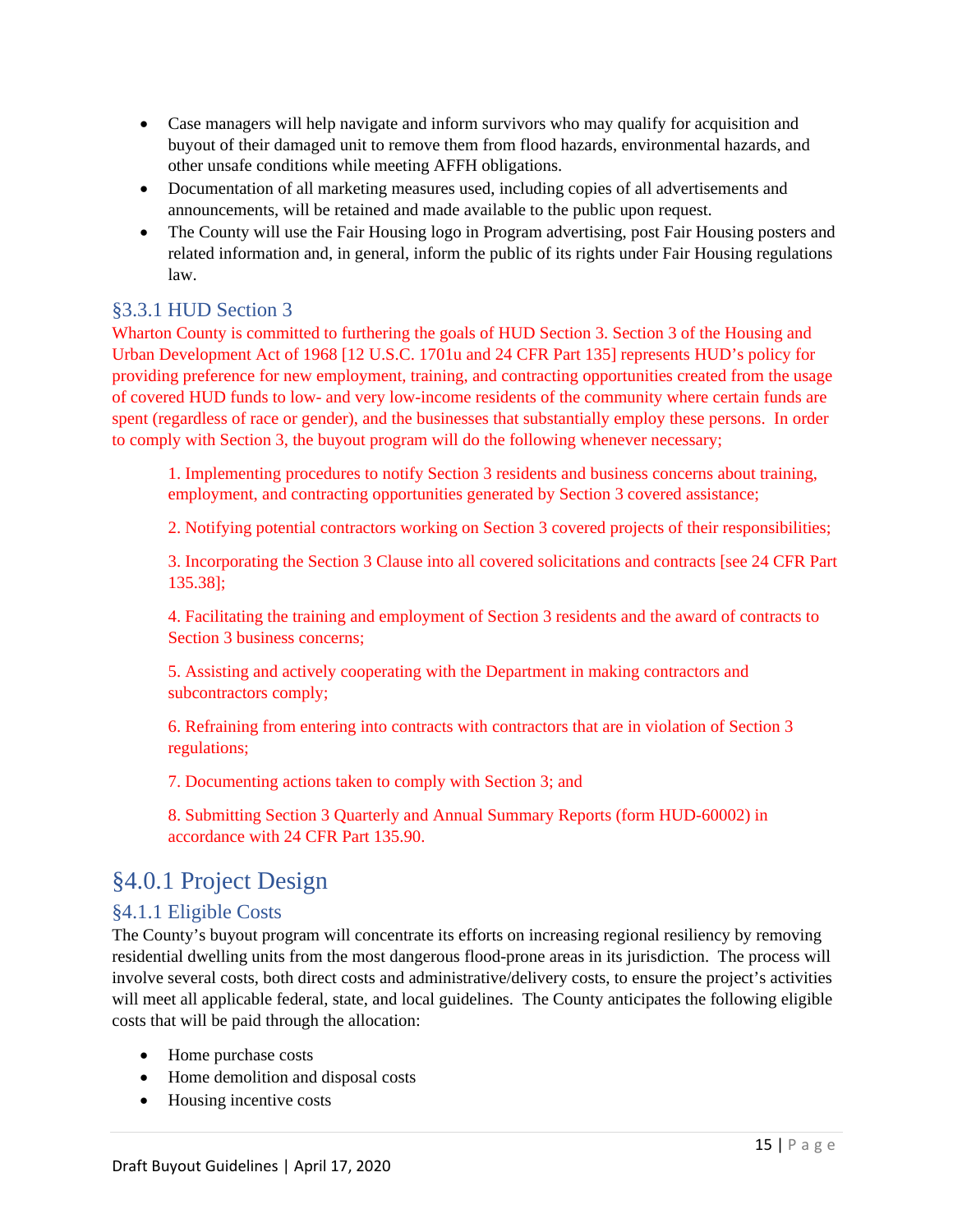- Case managers will help navigate and inform survivors who may qualify for acquisition and buyout of their damaged unit to remove them from flood hazards, environmental hazards, and other unsafe conditions while meeting AFFH obligations.
- Documentation of all marketing measures used, including copies of all advertisements and announcements, will be retained and made available to the public upon request.
- The County will use the Fair Housing logo in Program advertising, post Fair Housing posters and related information and, in general, inform the public of its rights under Fair Housing regulations law.

### §3.3.1 HUD Section 3

Wharton County is committed to furthering the goals of HUD Section 3. Section 3 of the Housing and Urban Development Act of 1968 [12 U.S.C. 1701u and 24 CFR Part 135] represents HUD's policy for providing preference for new employment, training, and contracting opportunities created from the usage of covered HUD funds to low- and very low-income residents of the community where certain funds are spent (regardless of race or gender), and the businesses that substantially employ these persons. In order to comply with Section 3, the buyout program will do the following whenever necessary;

1. Implementing procedures to notify Section 3 residents and business concerns about training, employment, and contracting opportunities generated by Section 3 covered assistance;

2. Notifying potential contractors working on Section 3 covered projects of their responsibilities;

3. Incorporating the Section 3 Clause into all covered solicitations and contracts [see 24 CFR Part 135.38];

4. Facilitating the training and employment of Section 3 residents and the award of contracts to Section 3 business concerns;

5. Assisting and actively cooperating with the Department in making contractors and subcontractors comply;

6. Refraining from entering into contracts with contractors that are in violation of Section 3 regulations;

7. Documenting actions taken to comply with Section 3; and

8. Submitting Section 3 Quarterly and Annual Summary Reports (form HUD-60002) in accordance with 24 CFR Part 135.90.

## §4.0.1 Project Design

### §4.1.1 Eligible Costs

The County's buyout program will concentrate its efforts on increasing regional resiliency by removing residential dwelling units from the most dangerous flood-prone areas in its jurisdiction. The process will involve several costs, both direct costs and administrative/delivery costs, to ensure the project's activities will meet all applicable federal, state, and local guidelines. The County anticipates the following eligible costs that will be paid through the allocation:

- Home purchase costs
- Home demolition and disposal costs
- Housing incentive costs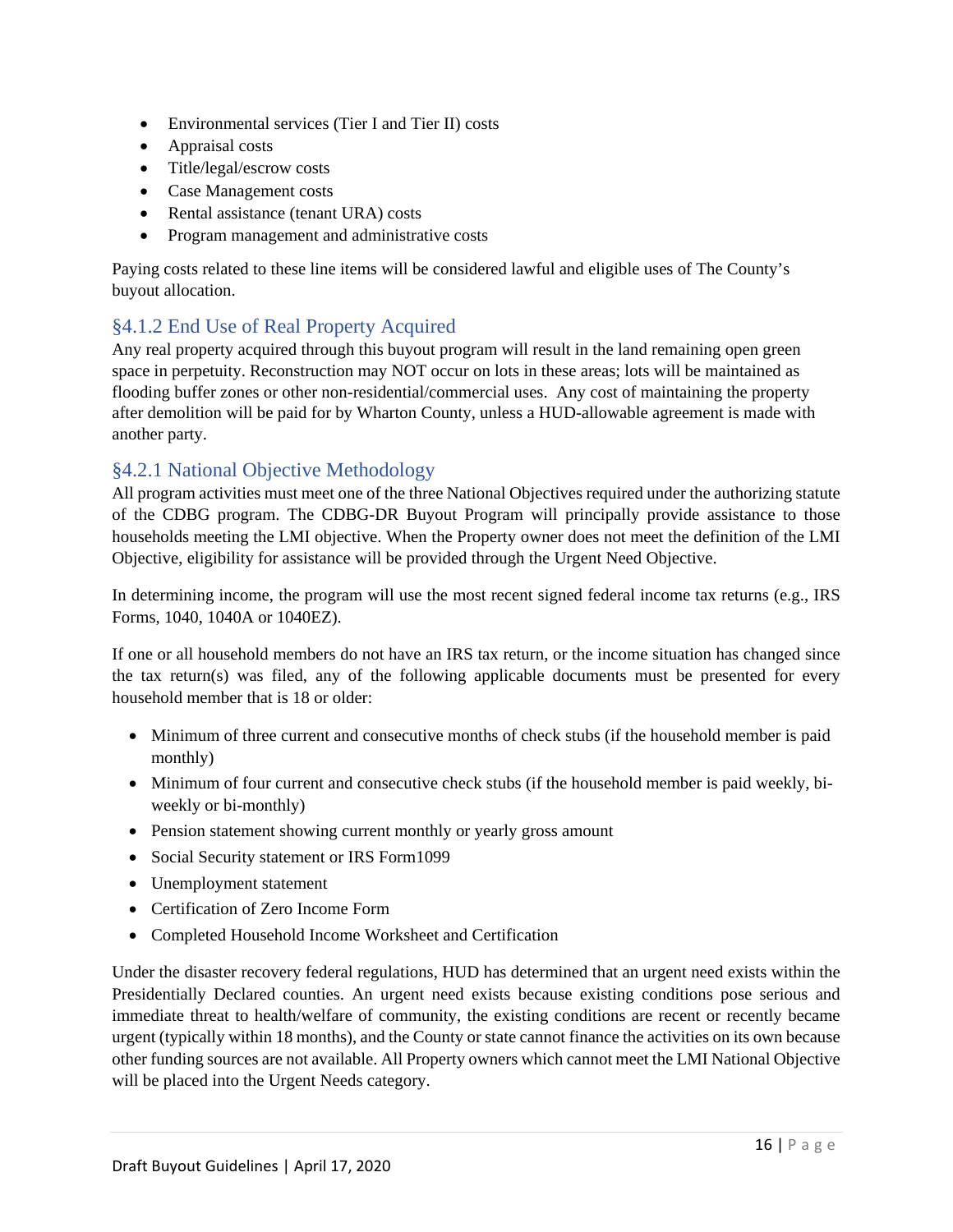- Environmental services (Tier I and Tier II) costs
- Appraisal costs
- Title/legal/escrow costs
- Case Management costs
- Rental assistance (tenant URA) costs
- Program management and administrative costs

Paying costs related to these line items will be considered lawful and eligible uses of The County's buyout allocation.

### §4.1.2 End Use of Real Property Acquired

Any real property acquired through this buyout program will result in the land remaining open green space in perpetuity. Reconstruction may NOT occur on lots in these areas; lots will be maintained as flooding buffer zones or other non-residential/commercial uses. Any cost of maintaining the property after demolition will be paid for by Wharton County, unless a HUD-allowable agreement is made with another party.

### §4.2.1 National Objective Methodology

All program activities must meet one of the three National Objectives required under the authorizing statute of the CDBG program. The CDBG-DR Buyout Program will principally provide assistance to those households meeting the LMI objective. When the Property owner does not meet the definition of the LMI Objective, eligibility for assistance will be provided through the Urgent Need Objective.

In determining income, the program will use the most recent signed federal income tax returns (e.g., IRS Forms, 1040, 1040A or 1040EZ).

If one or all household members do not have an IRS tax return, or the income situation has changed since the tax return(s) was filed, any of the following applicable documents must be presented for every household member that is 18 or older:

- Minimum of three current and consecutive months of check stubs (if the household member is paid monthly)
- Minimum of four current and consecutive check stubs (if the household member is paid weekly, bi-weekly or bi-monthly)
- Pension statement showing current monthly or yearly gross amount
- Social Security statement or IRS Form1099
- Unemployment statement
- Certification of Zero Income Form
- Completed Household Income Worksheet and Certification

Under the disaster recovery federal regulations, HUD has determined that an urgent need exists within the Presidentially Declared counties. An urgent need exists because existing conditions pose serious and immediate threat to health/welfare of community, the existing conditions are recent or recently became urgent (typically within 18 months), and the County or state cannot finance the activities on its own because other funding sources are not available. All Property owners which cannot meet the LMI National Objective will be placed into the Urgent Needs category.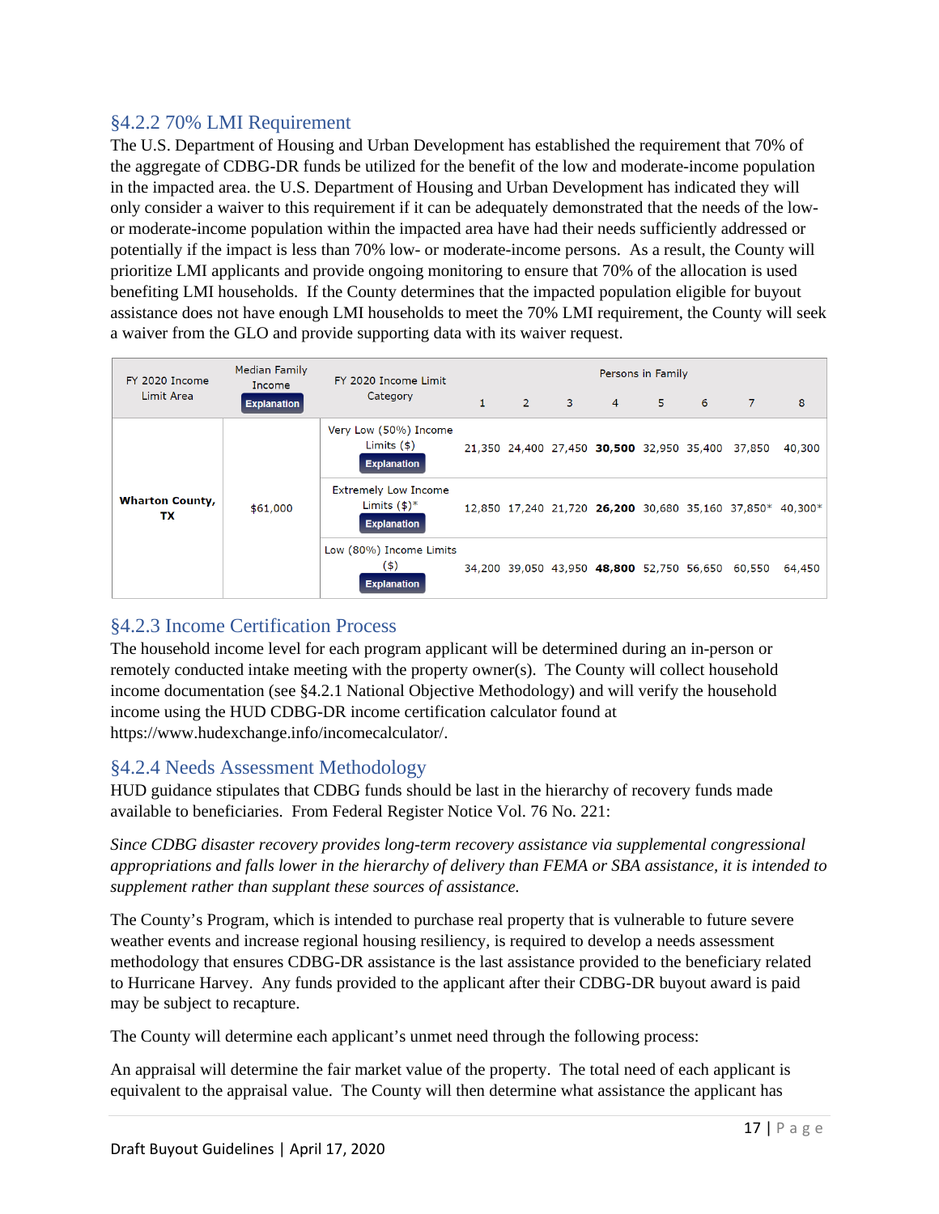### §4.2.2 70% LMI Requirement

The U.S. Department of Housing and Urban Development has established the requirement that 70% of the aggregate of CDBG-DR funds be utilized for the benefit of the low and moderate-income population in the impacted area. the U.S. Department of Housing and Urban Development has indicated they will only consider a waiver to this requirement if it can be adequately demonstrated that the needs of the low- or moderate-income population within the impacted area have had their needs sufficiently addressed or potentially if the impact is less than 70% low- or moderate-income persons. As a result, the County will prioritize LMI applicants and provide ongoing monitoring to ensure that 70% of the allocation is used benefiting LMI households. If the County determines that the impacted population eligible for buyout assistance does not have enough LMI households to meet the 70% LMI requirement, the County will seek a waiver from the GLO and provide supporting data with its waiver request.

| FY 2020 Income Limit Area | Median Family Income Explanation | FY 2020 Income Limit Category | Persons in Family | | | | | | | |
|---|---|---|---|---|---|---|---|---|---|---|
| | | | 1 | 2 | 3 | 4 | 5 | 6 | 7 | 8 |
| **Wharton County, TX** | $61,000 | Very Low (50%) Income Limits ($) Explanation | 21,350 | 24,400 | 27,450 | **30,500** | 32,950 | 35,400 | 37,850 | 40,300 |
| | | Extremely Low Income Limits ($)* Explanation | 12,850 | 17,240 | 21,720 | **26,200** | 30,680 | 35,160 | 37,850* | 40,300* |
| | | Low (80%) Income Limits ($) Explanation | 34,200 | 39,050 | 43,950 | **48,800** | 52,750 | 56,650 | 60,550 | 64,450 |

### §4.2.3 Income Certification Process

The household income level for each program applicant will be determined during an in-person or remotely conducted intake meeting with the property owner(s). The County will collect household income documentation (see §4.2.1 National Objective Methodology) and will verify the household income using the HUD CDBG-DR income certification calculator found at https://www.hudexchange.info/incomecalculator/.

### §4.2.4 Needs Assessment Methodology

HUD guidance stipulates that CDBG funds should be last in the hierarchy of recovery funds made available to beneficiaries. From Federal Register Notice Vol. 76 No. 221:

*Since CDBG disaster recovery provides long-term recovery assistance via supplemental congressional appropriations and falls lower in the hierarchy of delivery than FEMA or SBA assistance, it is intended to supplement rather than supplant these sources of assistance.*

The County's Program, which is intended to purchase real property that is vulnerable to future severe weather events and increase regional housing resiliency, is required to develop a needs assessment methodology that ensures CDBG-DR assistance is the last assistance provided to the beneficiary related to Hurricane Harvey. Any funds provided to the applicant after their CDBG-DR buyout award is paid may be subject to recapture.

The County will determine each applicant's unmet need through the following process:

An appraisal will determine the fair market value of the property. The total need of each applicant is equivalent to the appraisal value. The County will then determine what assistance the applicant has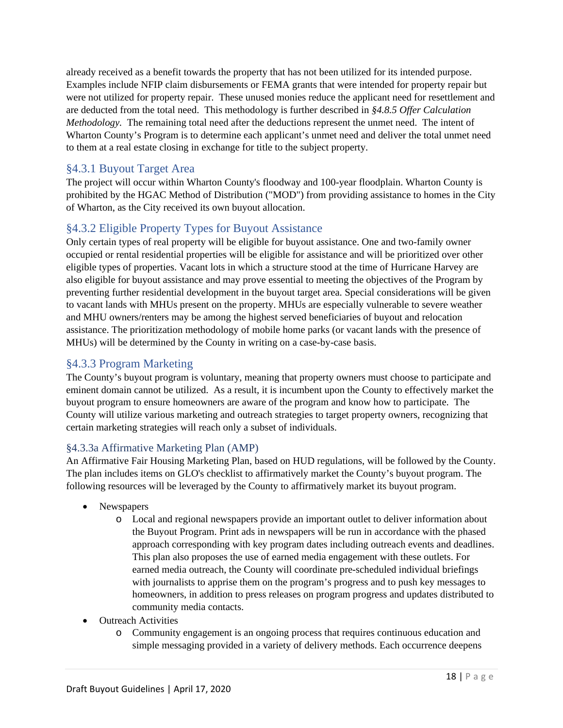already received as a benefit towards the property that has not been utilized for its intended purpose. Examples include NFIP claim disbursements or FEMA grants that were intended for property repair but were not utilized for property repair. These unused monies reduce the applicant need for resettlement and are deducted from the total need. This methodology is further described in *§4.8.5 Offer Calculation Methodology*. The remaining total need after the deductions represent the unmet need. The intent of Wharton County's Program is to determine each applicant's unmet need and deliver the total unmet need to them at a real estate closing in exchange for title to the subject property.

## §4.3.1 Buyout Target Area

The project will occur within Wharton County's floodway and 100-year floodplain. Wharton County is prohibited by the HGAC Method of Distribution ("MOD") from providing assistance to homes in the City of Wharton, as the City received its own buyout allocation.

## §4.3.2 Eligible Property Types for Buyout Assistance

Only certain types of real property will be eligible for buyout assistance. One and two-family owner occupied or rental residential properties will be eligible for assistance and will be prioritized over other eligible types of properties. Vacant lots in which a structure stood at the time of Hurricane Harvey are also eligible for buyout assistance and may prove essential to meeting the objectives of the Program by preventing further residential development in the buyout target area. Special considerations will be given to vacant lands with MHUs present on the property. MHUs are especially vulnerable to severe weather and MHU owners/renters may be among the highest served beneficiaries of buyout and relocation assistance. The prioritization methodology of mobile home parks (or vacant lands with the presence of MHUs) will be determined by the County in writing on a case-by-case basis.

## §4.3.3 Program Marketing

The County's buyout program is voluntary, meaning that property owners must choose to participate and eminent domain cannot be utilized. As a result, it is incumbent upon the County to effectively market the buyout program to ensure homeowners are aware of the program and know how to participate. The County will utilize various marketing and outreach strategies to target property owners, recognizing that certain marketing strategies will reach only a subset of individuals.

### §4.3.3a Affirmative Marketing Plan (AMP)

An Affirmative Fair Housing Marketing Plan, based on HUD regulations, will be followed by the County. The plan includes items on GLO's checklist to affirmatively market the County's buyout program. The following resources will be leveraged by the County to affirmatively market its buyout program.

- Newspapers
  - Local and regional newspapers provide an important outlet to deliver information about the Buyout Program. Print ads in newspapers will be run in accordance with the phased approach corresponding with key program dates including outreach events and deadlines. This plan also proposes the use of earned media engagement with these outlets. For earned media outreach, the County will coordinate pre-scheduled individual briefings with journalists to apprise them on the program's progress and to push key messages to homeowners, in addition to press releases on program progress and updates distributed to community media contacts.
- Outreach Activities
  - Community engagement is an ongoing process that requires continuous education and simple messaging provided in a variety of delivery methods. Each occurrence deepens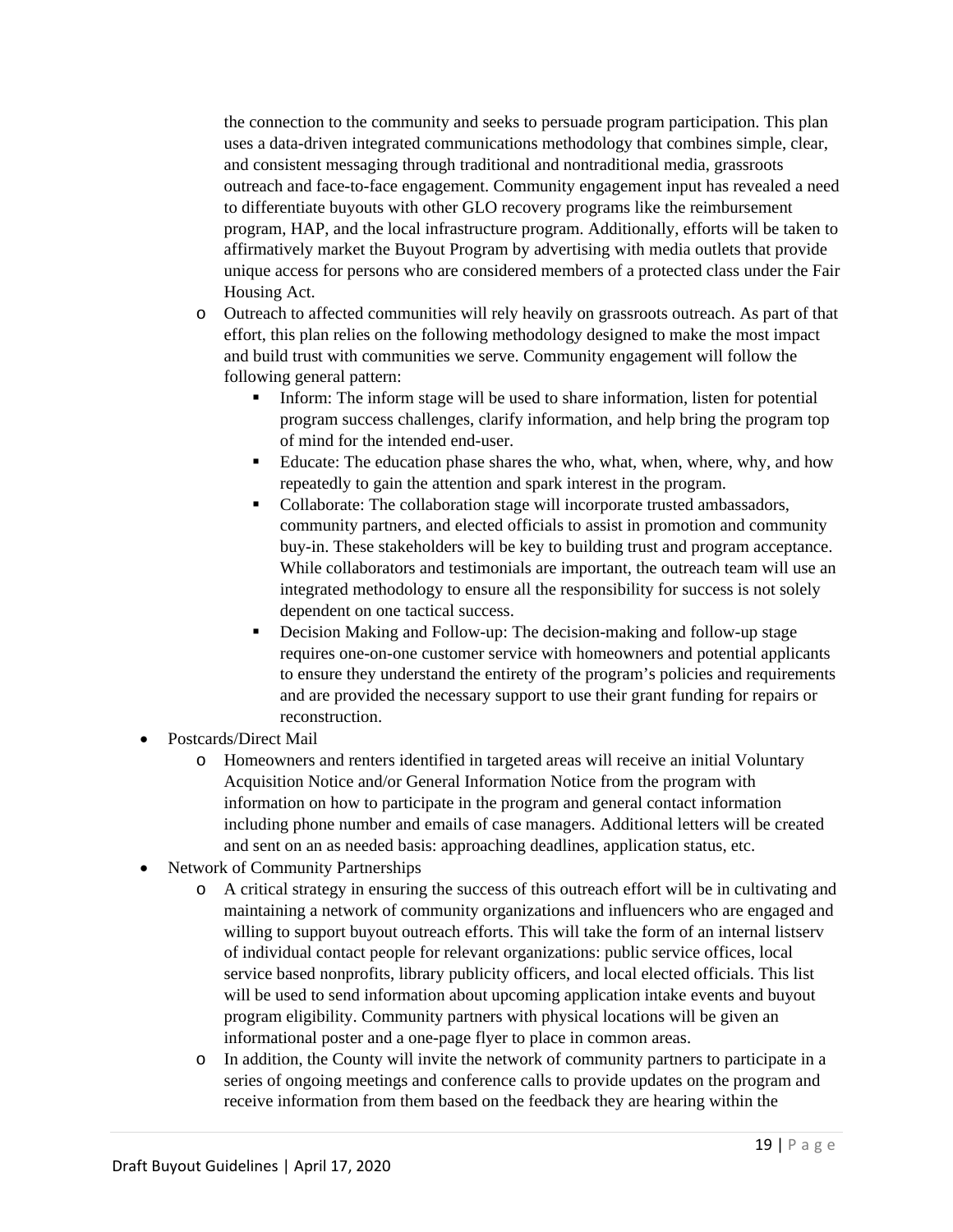the connection to the community and seeks to persuade program participation. This plan uses a data-driven integrated communications methodology that combines simple, clear, and consistent messaging through traditional and nontraditional media, grassroots outreach and face-to-face engagement. Community engagement input has revealed a need to differentiate buyouts with other GLO recovery programs like the reimbursement program, HAP, and the local infrastructure program. Additionally, efforts will be taken to affirmatively market the Buyout Program by advertising with media outlets that provide unique access for persons who are considered members of a protected class under the Fair Housing Act.

  - Outreach to affected communities will rely heavily on grassroots outreach. As part of that effort, this plan relies on the following methodology designed to make the most impact and build trust with communities we serve. Community engagement will follow the following general pattern:
    - Inform: The inform stage will be used to share information, listen for potential program success challenges, clarify information, and help bring the program top of mind for the intended end-user.
    - Educate: The education phase shares the who, what, when, where, why, and how repeatedly to gain the attention and spark interest in the program.
    - Collaborate: The collaboration stage will incorporate trusted ambassadors, community partners, and elected officials to assist in promotion and community buy-in. These stakeholders will be key to building trust and program acceptance. While collaborators and testimonials are important, the outreach team will use an integrated methodology to ensure all the responsibility for success is not solely dependent on one tactical success.
    - Decision Making and Follow-up: The decision-making and follow-up stage requires one-on-one customer service with homeowners and potential applicants to ensure they understand the entirety of the program's policies and requirements and are provided the necessary support to use their grant funding for repairs or reconstruction.
- Postcards/Direct Mail
  - Homeowners and renters identified in targeted areas will receive an initial Voluntary Acquisition Notice and/or General Information Notice from the program with information on how to participate in the program and general contact information including phone number and emails of case managers. Additional letters will be created and sent on an as needed basis: approaching deadlines, application status, etc.
- Network of Community Partnerships
  - A critical strategy in ensuring the success of this outreach effort will be in cultivating and maintaining a network of community organizations and influencers who are engaged and willing to support buyout outreach efforts. This will take the form of an internal listserv of individual contact people for relevant organizations: public service offices, local service based nonprofits, library publicity officers, and local elected officials. This list will be used to send information about upcoming application intake events and buyout program eligibility. Community partners with physical locations will be given an informational poster and a one-page flyer to place in common areas.
  - In addition, the County will invite the network of community partners to participate in a series of ongoing meetings and conference calls to provide updates on the program and receive information from them based on the feedback they are hearing within the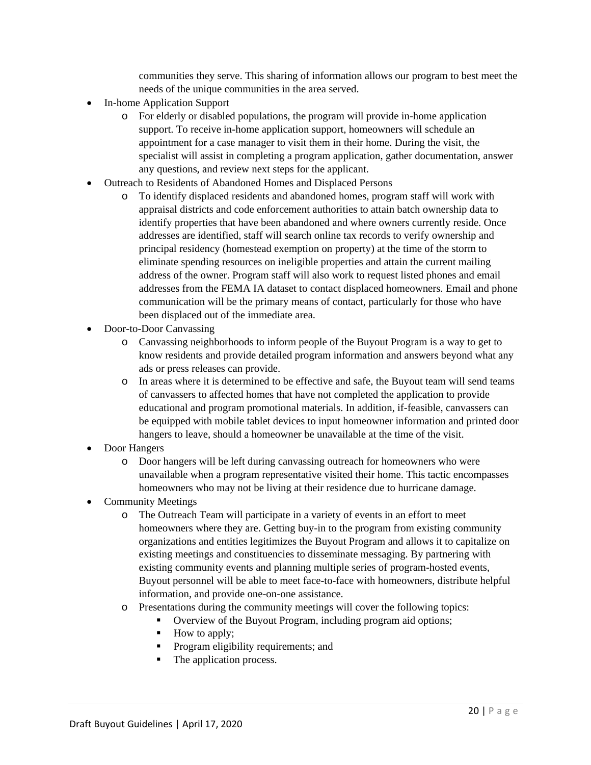communities they serve. This sharing of information allows our program to best meet the needs of the unique communities in the area served.

- In-home Application Support
  - For elderly or disabled populations, the program will provide in-home application support. To receive in-home application support, homeowners will schedule an appointment for a case manager to visit them in their home. During the visit, the specialist will assist in completing a program application, gather documentation, answer any questions, and review next steps for the applicant.
- Outreach to Residents of Abandoned Homes and Displaced Persons
  - To identify displaced residents and abandoned homes, program staff will work with appraisal districts and code enforcement authorities to attain batch ownership data to identify properties that have been abandoned and where owners currently reside. Once addresses are identified, staff will search online tax records to verify ownership and principal residency (homestead exemption on property) at the time of the storm to eliminate spending resources on ineligible properties and attain the current mailing address of the owner. Program staff will also work to request listed phones and email addresses from the FEMA IA dataset to contact displaced homeowners. Email and phone communication will be the primary means of contact, particularly for those who have been displaced out of the immediate area.
- Door-to-Door Canvassing
  - Canvassing neighborhoods to inform people of the Buyout Program is a way to get to know residents and provide detailed program information and answers beyond what any ads or press releases can provide.
  - In areas where it is determined to be effective and safe, the Buyout team will send teams of canvassers to affected homes that have not completed the application to provide educational and program promotional materials. In addition, if-feasible, canvassers can be equipped with mobile tablet devices to input homeowner information and printed door hangers to leave, should a homeowner be unavailable at the time of the visit.
- Door Hangers
  - Door hangers will be left during canvassing outreach for homeowners who were unavailable when a program representative visited their home. This tactic encompasses homeowners who may not be living at their residence due to hurricane damage.
- Community Meetings
  - The Outreach Team will participate in a variety of events in an effort to meet homeowners where they are. Getting buy-in to the program from existing community organizations and entities legitimizes the Buyout Program and allows it to capitalize on existing meetings and constituencies to disseminate messaging. By partnering with existing community events and planning multiple series of program-hosted events, Buyout personnel will be able to meet face-to-face with homeowners, distribute helpful information, and provide one-on-one assistance.
  - Presentations during the community meetings will cover the following topics:
    - Overview of the Buyout Program, including program aid options;
    - How to apply;
    - Program eligibility requirements; and
    - The application process.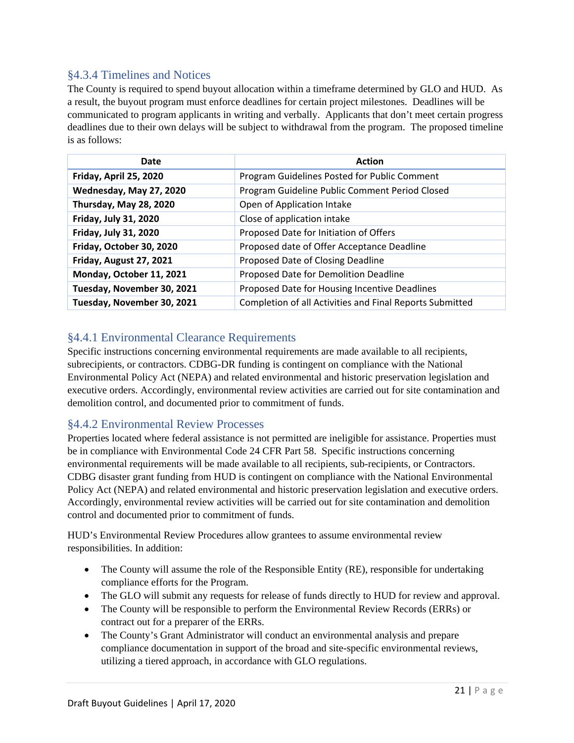## §4.3.4 Timelines and Notices

The County is required to spend buyout allocation within a timeframe determined by GLO and HUD. As a result, the buyout program must enforce deadlines for certain project milestones. Deadlines will be communicated to program applicants in writing and verbally. Applicants that don't meet certain progress deadlines due to their own delays will be subject to withdrawal from the program. The proposed timeline is as follows:

| Date | Action |
|---|---|
| **Friday, April 25, 2020** | Program Guidelines Posted for Public Comment |
| **Wednesday, May 27, 2020** | Program Guideline Public Comment Period Closed |
| **Thursday, May 28, 2020** | Open of Application Intake |
| **Friday, July 31, 2020** | Close of application intake |
| **Friday, July 31, 2020** | Proposed Date for Initiation of Offers |
| **Friday, October 30, 2020** | Proposed date of Offer Acceptance Deadline |
| **Friday, August 27, 2021** | Proposed Date of Closing Deadline |
| **Monday, October 11, 2021** | Proposed Date for Demolition Deadline |
| **Tuesday, November 30, 2021** | Proposed Date for Housing Incentive Deadlines |
| **Tuesday, November 30, 2021** | Completion of all Activities and Final Reports Submitted |

## §4.4.1 Environmental Clearance Requirements

Specific instructions concerning environmental requirements are made available to all recipients, subrecipients, or contractors. CDBG-DR funding is contingent on compliance with the National Environmental Policy Act (NEPA) and related environmental and historic preservation legislation and executive orders. Accordingly, environmental review activities are carried out for site contamination and demolition control, and documented prior to commitment of funds.

## §4.4.2 Environmental Review Processes

Properties located where federal assistance is not permitted are ineligible for assistance. Properties must be in compliance with Environmental Code 24 CFR Part 58. Specific instructions concerning environmental requirements will be made available to all recipients, sub-recipients, or Contractors. CDBG disaster grant funding from HUD is contingent on compliance with the National Environmental Policy Act (NEPA) and related environmental and historic preservation legislation and executive orders. Accordingly, environmental review activities will be carried out for site contamination and demolition control and documented prior to commitment of funds.

HUD's Environmental Review Procedures allow grantees to assume environmental review responsibilities. In addition:

- The County will assume the role of the Responsible Entity (RE), responsible for undertaking compliance efforts for the Program.
- The GLO will submit any requests for release of funds directly to HUD for review and approval.
- The County will be responsible to perform the Environmental Review Records (ERRs) or contract out for a preparer of the ERRs.
- The County's Grant Administrator will conduct an environmental analysis and prepare compliance documentation in support of the broad and site-specific environmental reviews, utilizing a tiered approach, in accordance with GLO regulations.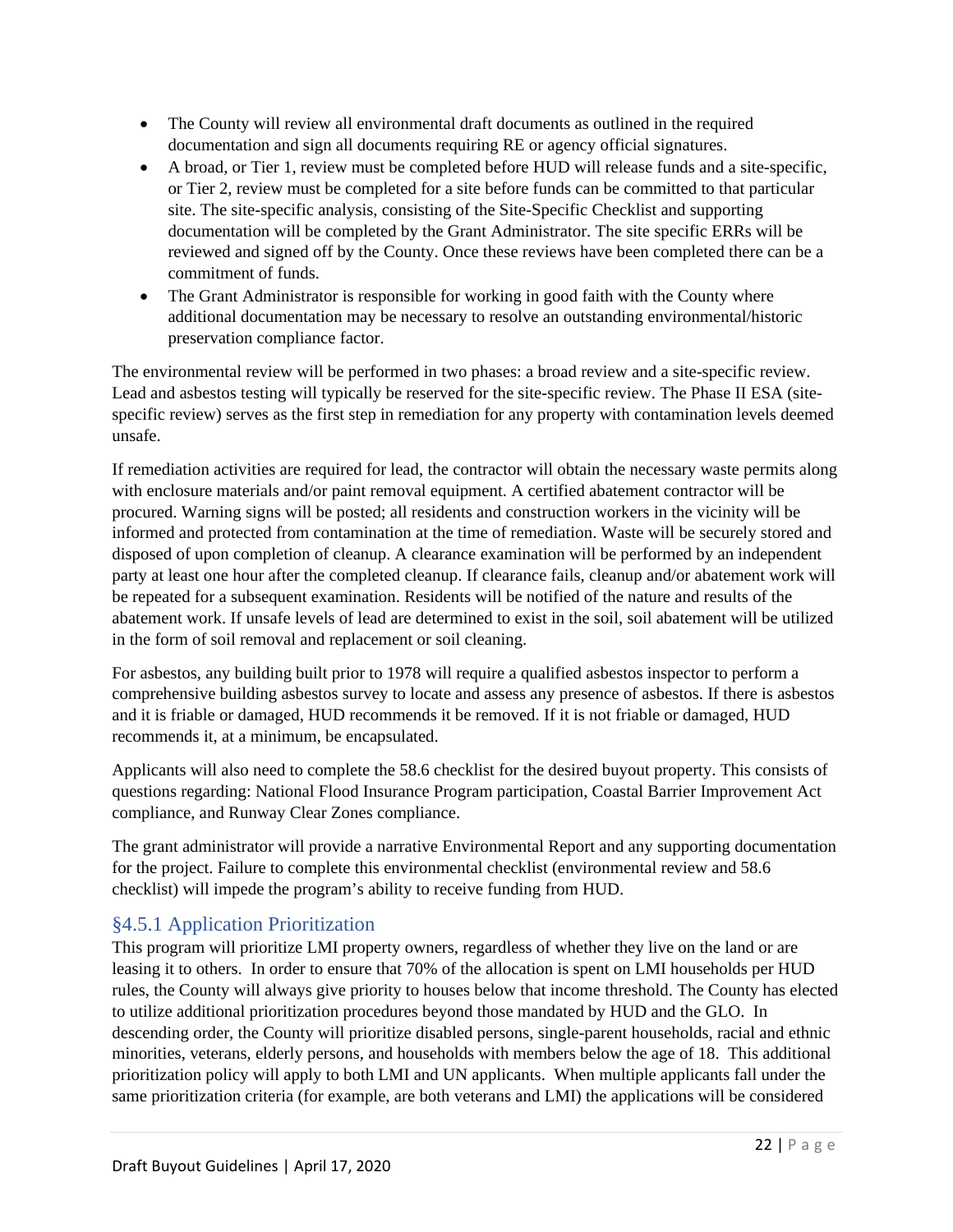- The County will review all environmental draft documents as outlined in the required documentation and sign all documents requiring RE or agency official signatures.
- A broad, or Tier 1, review must be completed before HUD will release funds and a site-specific, or Tier 2, review must be completed for a site before funds can be committed to that particular site. The site-specific analysis, consisting of the Site-Specific Checklist and supporting documentation will be completed by the Grant Administrator. The site specific ERRs will be reviewed and signed off by the County. Once these reviews have been completed there can be a commitment of funds.
- The Grant Administrator is responsible for working in good faith with the County where additional documentation may be necessary to resolve an outstanding environmental/historic preservation compliance factor.

The environmental review will be performed in two phases: a broad review and a site-specific review. Lead and asbestos testing will typically be reserved for the site-specific review. The Phase II ESA (site-specific review) serves as the first step in remediation for any property with contamination levels deemed unsafe.

If remediation activities are required for lead, the contractor will obtain the necessary waste permits along with enclosure materials and/or paint removal equipment. A certified abatement contractor will be procured. Warning signs will be posted; all residents and construction workers in the vicinity will be informed and protected from contamination at the time of remediation. Waste will be securely stored and disposed of upon completion of cleanup. A clearance examination will be performed by an independent party at least one hour after the completed cleanup. If clearance fails, cleanup and/or abatement work will be repeated for a subsequent examination. Residents will be notified of the nature and results of the abatement work. If unsafe levels of lead are determined to exist in the soil, soil abatement will be utilized in the form of soil removal and replacement or soil cleaning.

For asbestos, any building built prior to 1978 will require a qualified asbestos inspector to perform a comprehensive building asbestos survey to locate and assess any presence of asbestos. If there is asbestos and it is friable or damaged, HUD recommends it be removed. If it is not friable or damaged, HUD recommends it, at a minimum, be encapsulated.

Applicants will also need to complete the 58.6 checklist for the desired buyout property. This consists of questions regarding: National Flood Insurance Program participation, Coastal Barrier Improvement Act compliance, and Runway Clear Zones compliance.

The grant administrator will provide a narrative Environmental Report and any supporting documentation for the project. Failure to complete this environmental checklist (environmental review and 58.6 checklist) will impede the program's ability to receive funding from HUD.

### §4.5.1 Application Prioritization

This program will prioritize LMI property owners, regardless of whether they live on the land or are leasing it to others. In order to ensure that 70% of the allocation is spent on LMI households per HUD rules, the County will always give priority to houses below that income threshold. The County has elected to utilize additional prioritization procedures beyond those mandated by HUD and the GLO. In descending order, the County will prioritize disabled persons, single-parent households, racial and ethnic minorities, veterans, elderly persons, and households with members below the age of 18. This additional prioritization policy will apply to both LMI and UN applicants. When multiple applicants fall under the same prioritization criteria (for example, are both veterans and LMI) the applications will be considered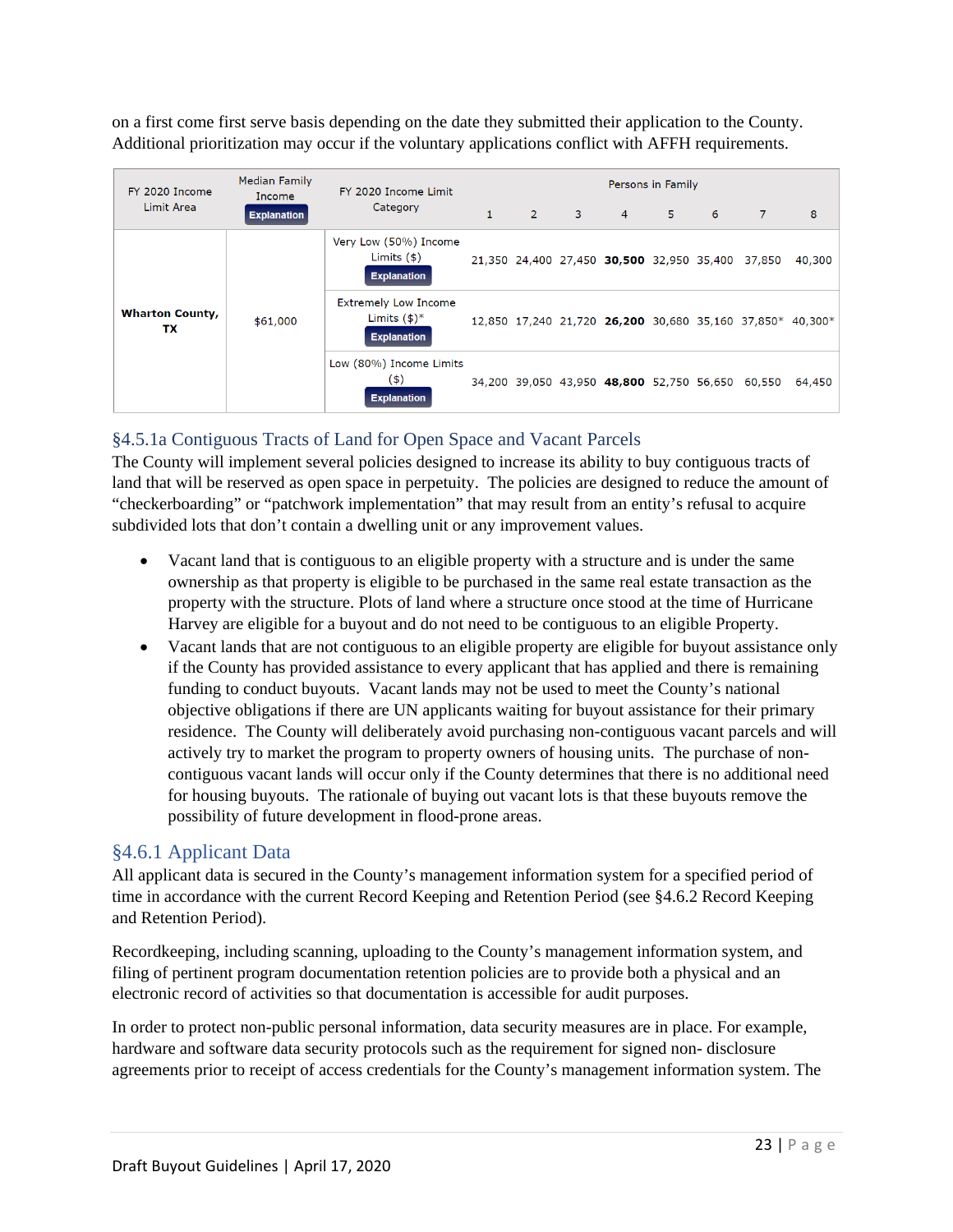on a first come first serve basis depending on the date they submitted their application to the County. Additional prioritization may occur if the voluntary applications conflict with AFFH requirements.

| FY 2020 Income Limit Area | Median Family Income Explanation | FY 2020 Income Limit Category | Persons in Family | | | | | | | |
|---|---|---|---|---|---|---|---|---|---|---|
| | | | 1 | 2 | 3 | 4 | 5 | 6 | 7 | 8 |
| **Wharton County, TX** | $61,000 | Very Low (50%) Income Limits ($) Explanation | 21,350 | 24,400 | 27,450 | **30,500** | 32,950 | 35,400 | 37,850 | 40,300 |
| | | Extremely Low Income Limits ($)* Explanation | 12,850 | 17,240 | 21,720 | **26,200** | 30,680 | 35,160 | 37,850* | 40,300* |
| | | Low (80%) Income Limits ($) Explanation | 34,200 | 39,050 | 43,950 | **48,800** | 52,750 | 56,650 | 60,550 | 64,450 |

## §4.5.1a Contiguous Tracts of Land for Open Space and Vacant Parcels

The County will implement several policies designed to increase its ability to buy contiguous tracts of land that will be reserved as open space in perpetuity. The policies are designed to reduce the amount of "checkerboarding" or "patchwork implementation" that may result from an entity's refusal to acquire subdivided lots that don't contain a dwelling unit or any improvement values.

- Vacant land that is contiguous to an eligible property with a structure and is under the same ownership as that property is eligible to be purchased in the same real estate transaction as the property with the structure. Plots of land where a structure once stood at the time of Hurricane Harvey are eligible for a buyout and do not need to be contiguous to an eligible Property.
- Vacant lands that are not contiguous to an eligible property are eligible for buyout assistance only if the County has provided assistance to every applicant that has applied and there is remaining funding to conduct buyouts. Vacant lands may not be used to meet the County's national objective obligations if there are UN applicants waiting for buyout assistance for their primary residence. The County will deliberately avoid purchasing non-contiguous vacant parcels and will actively try to market the program to property owners of housing units. The purchase of non-contiguous vacant lands will occur only if the County determines that there is no additional need for housing buyouts. The rationale of buying out vacant lots is that these buyouts remove the possibility of future development in flood-prone areas.

## §4.6.1 Applicant Data

All applicant data is secured in the County's management information system for a specified period of time in accordance with the current Record Keeping and Retention Period (see §4.6.2 Record Keeping and Retention Period).

Recordkeeping, including scanning, uploading to the County's management information system, and filing of pertinent program documentation retention policies are to provide both a physical and an electronic record of activities so that documentation is accessible for audit purposes.

In order to protect non-public personal information, data security measures are in place. For example, hardware and software data security protocols such as the requirement for signed non- disclosure agreements prior to receipt of access credentials for the County's management information system. The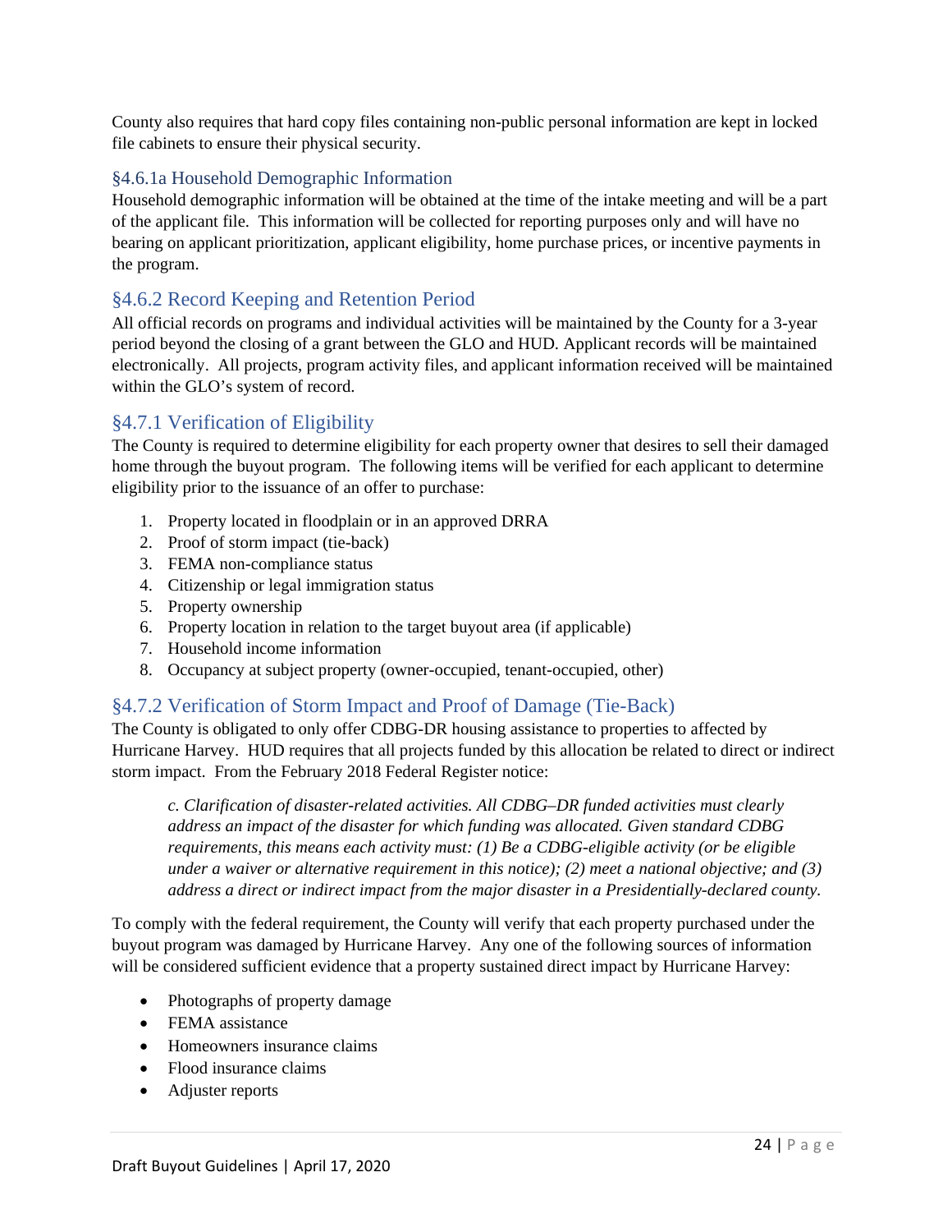County also requires that hard copy files containing non-public personal information are kept in locked file cabinets to ensure their physical security.

#### §4.6.1a Household Demographic Information

Household demographic information will be obtained at the time of the intake meeting and will be a part of the applicant file. This information will be collected for reporting purposes only and will have no bearing on applicant prioritization, applicant eligibility, home purchase prices, or incentive payments in the program.

### §4.6.2 Record Keeping and Retention Period

All official records on programs and individual activities will be maintained by the County for a 3-year period beyond the closing of a grant between the GLO and HUD. Applicant records will be maintained electronically. All projects, program activity files, and applicant information received will be maintained within the GLO's system of record.

### §4.7.1 Verification of Eligibility

The County is required to determine eligibility for each property owner that desires to sell their damaged home through the buyout program. The following items will be verified for each applicant to determine eligibility prior to the issuance of an offer to purchase:

1. Property located in floodplain or in an approved DRRA
2. Proof of storm impact (tie-back)
3. FEMA non-compliance status
4. Citizenship or legal immigration status
5. Property ownership
6. Property location in relation to the target buyout area (if applicable)
7. Household income information
8. Occupancy at subject property (owner-occupied, tenant-occupied, other)

### §4.7.2 Verification of Storm Impact and Proof of Damage (Tie-Back)

The County is obligated to only offer CDBG-DR housing assistance to properties to affected by Hurricane Harvey. HUD requires that all projects funded by this allocation be related to direct or indirect storm impact. From the February 2018 Federal Register notice:

> *c. Clarification of disaster-related activities. All CDBG–DR funded activities must clearly address an impact of the disaster for which funding was allocated. Given standard CDBG requirements, this means each activity must: (1) Be a CDBG-eligible activity (or be eligible under a waiver or alternative requirement in this notice); (2) meet a national objective; and (3) address a direct or indirect impact from the major disaster in a Presidentially-declared county.*

To comply with the federal requirement, the County will verify that each property purchased under the buyout program was damaged by Hurricane Harvey. Any one of the following sources of information will be considered sufficient evidence that a property sustained direct impact by Hurricane Harvey:

- Photographs of property damage
- FEMA assistance
- Homeowners insurance claims
- Flood insurance claims
- Adjuster reports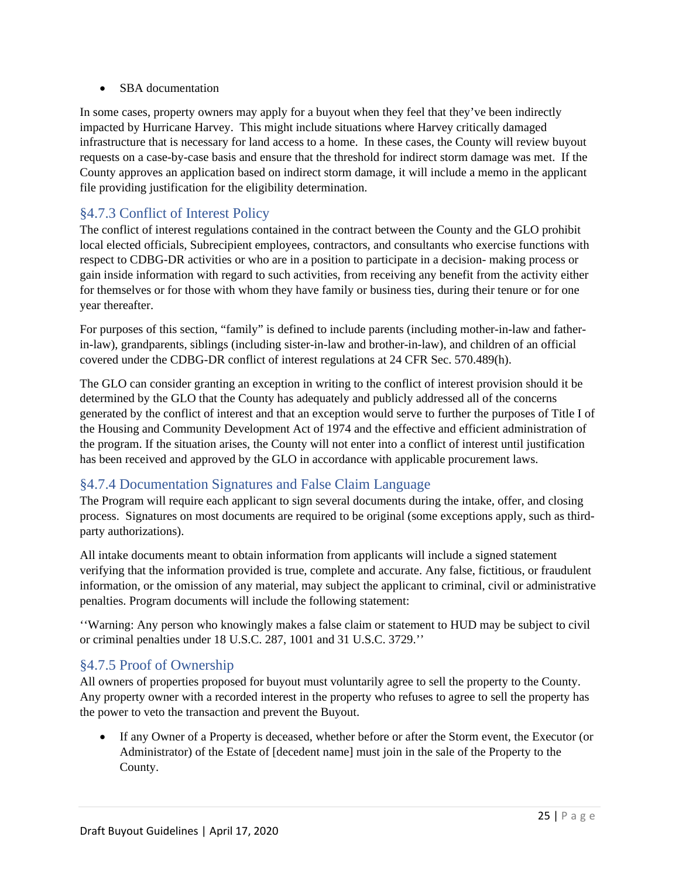- SBA documentation

In some cases, property owners may apply for a buyout when they feel that they've been indirectly impacted by Hurricane Harvey. This might include situations where Harvey critically damaged infrastructure that is necessary for land access to a home. In these cases, the County will review buyout requests on a case-by-case basis and ensure that the threshold for indirect storm damage was met. If the County approves an application based on indirect storm damage, it will include a memo in the applicant file providing justification for the eligibility determination.

### §4.7.3 Conflict of Interest Policy

The conflict of interest regulations contained in the contract between the County and the GLO prohibit local elected officials, Subrecipient employees, contractors, and consultants who exercise functions with respect to CDBG-DR activities or who are in a position to participate in a decision- making process or gain inside information with regard to such activities, from receiving any benefit from the activity either for themselves or for those with whom they have family or business ties, during their tenure or for one year thereafter.

For purposes of this section, "family" is defined to include parents (including mother-in-law and father-in-law), grandparents, siblings (including sister-in-law and brother-in-law), and children of an official covered under the CDBG-DR conflict of interest regulations at 24 CFR Sec. 570.489(h).

The GLO can consider granting an exception in writing to the conflict of interest provision should it be determined by the GLO that the County has adequately and publicly addressed all of the concerns generated by the conflict of interest and that an exception would serve to further the purposes of Title I of the Housing and Community Development Act of 1974 and the effective and efficient administration of the program. If the situation arises, the County will not enter into a conflict of interest until justification has been received and approved by the GLO in accordance with applicable procurement laws.

### §4.7.4 Documentation Signatures and False Claim Language

The Program will require each applicant to sign several documents during the intake, offer, and closing process. Signatures on most documents are required to be original (some exceptions apply, such as third-party authorizations).

All intake documents meant to obtain information from applicants will include a signed statement verifying that the information provided is true, complete and accurate. Any false, fictitious, or fraudulent information, or the omission of any material, may subject the applicant to criminal, civil or administrative penalties. Program documents will include the following statement:

''Warning: Any person who knowingly makes a false claim or statement to HUD may be subject to civil or criminal penalties under 18 U.S.C. 287, 1001 and 31 U.S.C. 3729.''

### §4.7.5 Proof of Ownership

All owners of properties proposed for buyout must voluntarily agree to sell the property to the County. Any property owner with a recorded interest in the property who refuses to agree to sell the property has the power to veto the transaction and prevent the Buyout.

- If any Owner of a Property is deceased, whether before or after the Storm event, the Executor (or Administrator) of the Estate of [decedent name] must join in the sale of the Property to the County.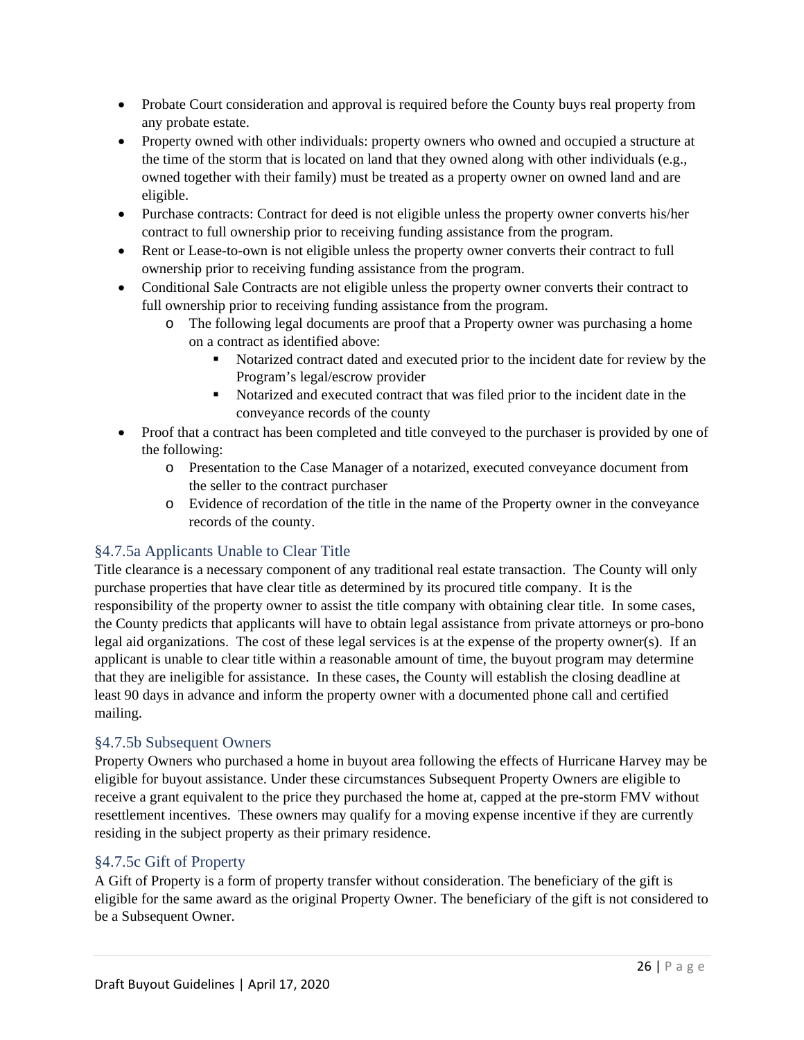- Probate Court consideration and approval is required before the County buys real property from any probate estate.
- Property owned with other individuals: property owners who owned and occupied a structure at the time of the storm that is located on land that they owned along with other individuals (e.g., owned together with their family) must be treated as a property owner on owned land and are eligible.
- Purchase contracts: Contract for deed is not eligible unless the property owner converts his/her contract to full ownership prior to receiving funding assistance from the program.
- Rent or Lease-to-own is not eligible unless the property owner converts their contract to full ownership prior to receiving funding assistance from the program.
- Conditional Sale Contracts are not eligible unless the property owner converts their contract to full ownership prior to receiving funding assistance from the program.
  - The following legal documents are proof that a Property owner was purchasing a home on a contract as identified above:
    - Notarized contract dated and executed prior to the incident date for review by the Program's legal/escrow provider
    - Notarized and executed contract that was filed prior to the incident date in the conveyance records of the county
- Proof that a contract has been completed and title conveyed to the purchaser is provided by one of the following:
  - Presentation to the Case Manager of a notarized, executed conveyance document from the seller to the contract purchaser
  - Evidence of recordation of the title in the name of the Property owner in the conveyance records of the county.

### §4.7.5a Applicants Unable to Clear Title

Title clearance is a necessary component of any traditional real estate transaction. The County will only purchase properties that have clear title as determined by its procured title company. It is the responsibility of the property owner to assist the title company with obtaining clear title. In some cases, the County predicts that applicants will have to obtain legal assistance from private attorneys or pro-bono legal aid organizations. The cost of these legal services is at the expense of the property owner(s). If an applicant is unable to clear title within a reasonable amount of time, the buyout program may determine that they are ineligible for assistance. In these cases, the County will establish the closing deadline at least 90 days in advance and inform the property owner with a documented phone call and certified mailing.

### §4.7.5b Subsequent Owners

Property Owners who purchased a home in buyout area following the effects of Hurricane Harvey may be eligible for buyout assistance. Under these circumstances Subsequent Property Owners are eligible to receive a grant equivalent to the price they purchased the home at, capped at the pre-storm FMV without resettlement incentives. These owners may qualify for a moving expense incentive if they are currently residing in the subject property as their primary residence.

### §4.7.5c Gift of Property

A Gift of Property is a form of property transfer without consideration. The beneficiary of the gift is eligible for the same award as the original Property Owner. The beneficiary of the gift is not considered to be a Subsequent Owner.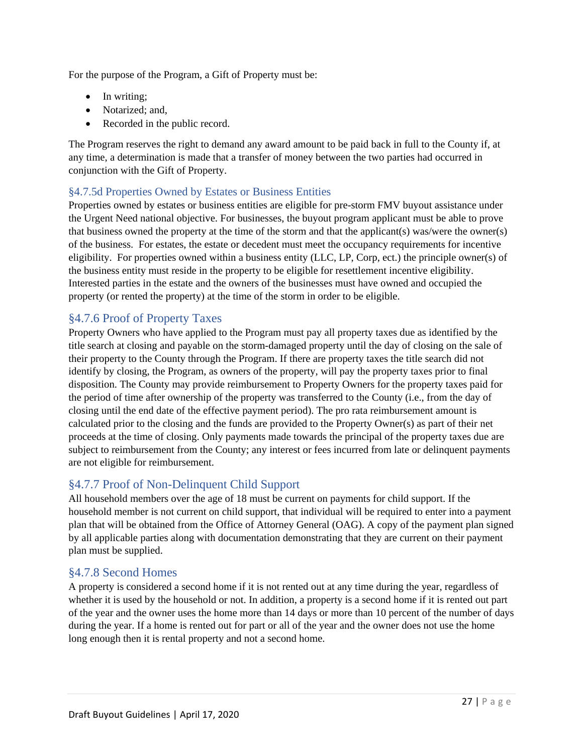For the purpose of the Program, a Gift of Property must be:

- In writing;
- Notarized; and,
- Recorded in the public record.

The Program reserves the right to demand any award amount to be paid back in full to the County if, at any time, a determination is made that a transfer of money between the two parties had occurred in conjunction with the Gift of Property.

#### §4.7.5d Properties Owned by Estates or Business Entities

Properties owned by estates or business entities are eligible for pre-storm FMV buyout assistance under the Urgent Need national objective. For businesses, the buyout program applicant must be able to prove that business owned the property at the time of the storm and that the applicant(s) was/were the owner(s) of the business. For estates, the estate or decedent must meet the occupancy requirements for incentive eligibility. For properties owned within a business entity (LLC, LP, Corp, ect.) the principle owner(s) of the business entity must reside in the property to be eligible for resettlement incentive eligibility. Interested parties in the estate and the owners of the businesses must have owned and occupied the property (or rented the property) at the time of the storm in order to be eligible.

### §4.7.6 Proof of Property Taxes

Property Owners who have applied to the Program must pay all property taxes due as identified by the title search at closing and payable on the storm-damaged property until the day of closing on the sale of their property to the County through the Program. If there are property taxes the title search did not identify by closing, the Program, as owners of the property, will pay the property taxes prior to final disposition. The County may provide reimbursement to Property Owners for the property taxes paid for the period of time after ownership of the property was transferred to the County (i.e., from the day of closing until the end date of the effective payment period). The pro rata reimbursement amount is calculated prior to the closing and the funds are provided to the Property Owner(s) as part of their net proceeds at the time of closing. Only payments made towards the principal of the property taxes due are subject to reimbursement from the County; any interest or fees incurred from late or delinquent payments are not eligible for reimbursement.

### §4.7.7 Proof of Non-Delinquent Child Support

All household members over the age of 18 must be current on payments for child support. If the household member is not current on child support, that individual will be required to enter into a payment plan that will be obtained from the Office of Attorney General (OAG). A copy of the payment plan signed by all applicable parties along with documentation demonstrating that they are current on their payment plan must be supplied.

### §4.7.8 Second Homes

A property is considered a second home if it is not rented out at any time during the year, regardless of whether it is used by the household or not. In addition, a property is a second home if it is rented out part of the year and the owner uses the home more than 14 days or more than 10 percent of the number of days during the year. If a home is rented out for part or all of the year and the owner does not use the home long enough then it is rental property and not a second home.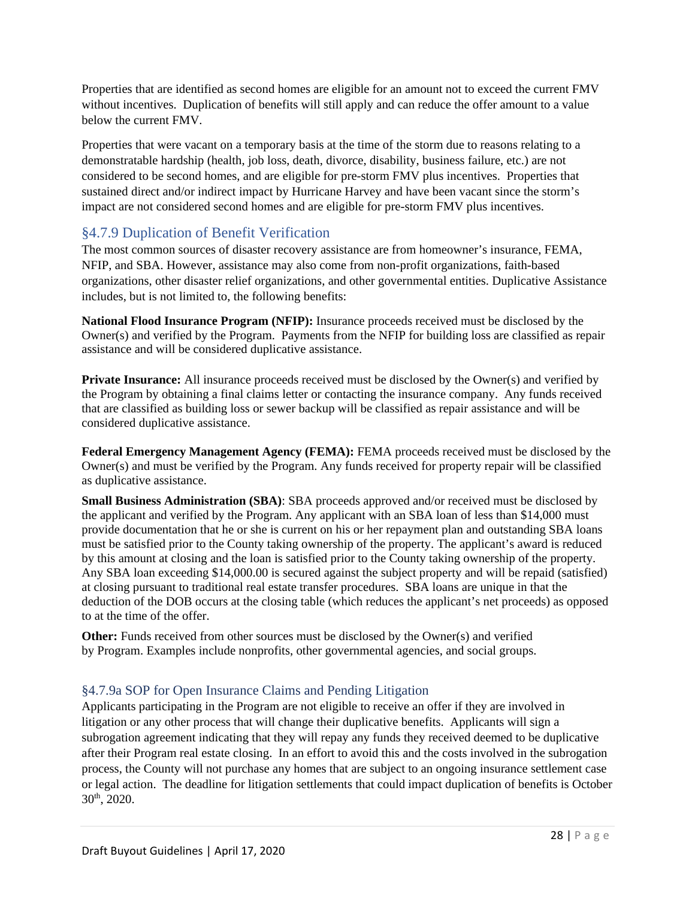Properties that are identified as second homes are eligible for an amount not to exceed the current FMV without incentives. Duplication of benefits will still apply and can reduce the offer amount to a value below the current FMV.

Properties that were vacant on a temporary basis at the time of the storm due to reasons relating to a demonstratable hardship (health, job loss, death, divorce, disability, business failure, etc.) are not considered to be second homes, and are eligible for pre-storm FMV plus incentives. Properties that sustained direct and/or indirect impact by Hurricane Harvey and have been vacant since the storm's impact are not considered second homes and are eligible for pre-storm FMV plus incentives.

### §4.7.9 Duplication of Benefit Verification

The most common sources of disaster recovery assistance are from homeowner's insurance, FEMA, NFIP, and SBA. However, assistance may also come from non-profit organizations, faith-based organizations, other disaster relief organizations, and other governmental entities. Duplicative Assistance includes, but is not limited to, the following benefits:

**National Flood Insurance Program (NFIP):** Insurance proceeds received must be disclosed by the Owner(s) and verified by the Program. Payments from the NFIP for building loss are classified as repair assistance and will be considered duplicative assistance.

**Private Insurance:** All insurance proceeds received must be disclosed by the Owner(s) and verified by the Program by obtaining a final claims letter or contacting the insurance company. Any funds received that are classified as building loss or sewer backup will be classified as repair assistance and will be considered duplicative assistance.

**Federal Emergency Management Agency (FEMA):** FEMA proceeds received must be disclosed by the Owner(s) and must be verified by the Program. Any funds received for property repair will be classified as duplicative assistance.

**Small Business Administration (SBA)**: SBA proceeds approved and/or received must be disclosed by the applicant and verified by the Program. Any applicant with an SBA loan of less than $14,000 must provide documentation that he or she is current on his or her repayment plan and outstanding SBA loans must be satisfied prior to the County taking ownership of the property. The applicant's award is reduced by this amount at closing and the loan is satisfied prior to the County taking ownership of the property. Any SBA loan exceeding $14,000.00 is secured against the subject property and will be repaid (satisfied) at closing pursuant to traditional real estate transfer procedures. SBA loans are unique in that the deduction of the DOB occurs at the closing table (which reduces the applicant's net proceeds) as opposed to at the time of the offer.

**Other:** Funds received from other sources must be disclosed by the Owner(s) and verified by Program. Examples include nonprofits, other governmental agencies, and social groups.

### §4.7.9a SOP for Open Insurance Claims and Pending Litigation

Applicants participating in the Program are not eligible to receive an offer if they are involved in litigation or any other process that will change their duplicative benefits. Applicants will sign a subrogation agreement indicating that they will repay any funds they received deemed to be duplicative after their Program real estate closing. In an effort to avoid this and the costs involved in the subrogation process, the County will not purchase any homes that are subject to an ongoing insurance settlement case or legal action. The deadline for litigation settlements that could impact duplication of benefits is October 30th, 2020.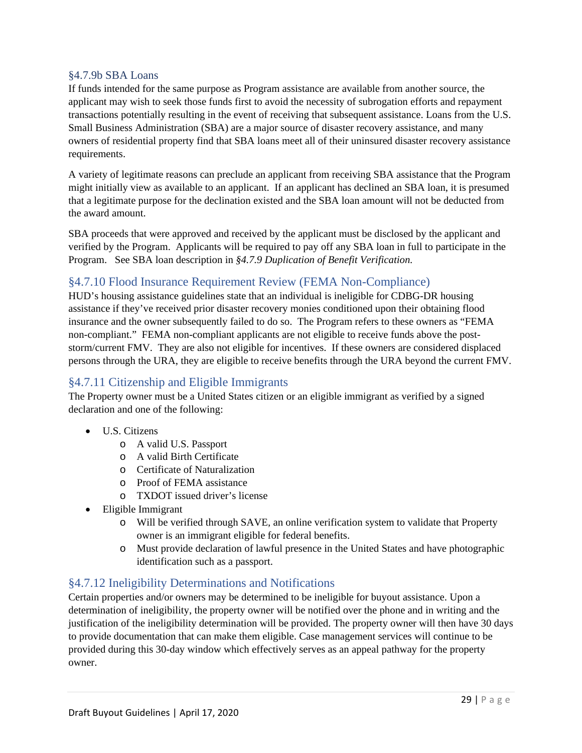### §4.7.9b SBA Loans

If funds intended for the same purpose as Program assistance are available from another source, the applicant may wish to seek those funds first to avoid the necessity of subrogation efforts and repayment transactions potentially resulting in the event of receiving that subsequent assistance. Loans from the U.S. Small Business Administration (SBA) are a major source of disaster recovery assistance, and many owners of residential property find that SBA loans meet all of their uninsured disaster recovery assistance requirements.

A variety of legitimate reasons can preclude an applicant from receiving SBA assistance that the Program might initially view as available to an applicant. If an applicant has declined an SBA loan, it is presumed that a legitimate purpose for the declination existed and the SBA loan amount will not be deducted from the award amount.

SBA proceeds that were approved and received by the applicant must be disclosed by the applicant and verified by the Program. Applicants will be required to pay off any SBA loan in full to participate in the Program. See SBA loan description in *§4.7.9 Duplication of Benefit Verification.*

## §4.7.10 Flood Insurance Requirement Review (FEMA Non-Compliance)

HUD's housing assistance guidelines state that an individual is ineligible for CDBG-DR housing assistance if they've received prior disaster recovery monies conditioned upon their obtaining flood insurance and the owner subsequently failed to do so. The Program refers to these owners as "FEMA non-compliant." FEMA non-compliant applicants are not eligible to receive funds above the post-storm/current FMV. They are also not eligible for incentives. If these owners are considered displaced persons through the URA, they are eligible to receive benefits through the URA beyond the current FMV.

## §4.7.11 Citizenship and Eligible Immigrants

The Property owner must be a United States citizen or an eligible immigrant as verified by a signed declaration and one of the following:

- U.S. Citizens
  - A valid U.S. Passport
  - A valid Birth Certificate
  - Certificate of Naturalization
  - Proof of FEMA assistance
  - TXDOT issued driver's license
- Eligible Immigrant
  - Will be verified through SAVE, an online verification system to validate that Property owner is an immigrant eligible for federal benefits.
  - Must provide declaration of lawful presence in the United States and have photographic identification such as a passport.

## §4.7.12 Ineligibility Determinations and Notifications

Certain properties and/or owners may be determined to be ineligible for buyout assistance. Upon a determination of ineligibility, the property owner will be notified over the phone and in writing and the justification of the ineligibility determination will be provided. The property owner will then have 30 days to provide documentation that can make them eligible. Case management services will continue to be provided during this 30-day window which effectively serves as an appeal pathway for the property owner.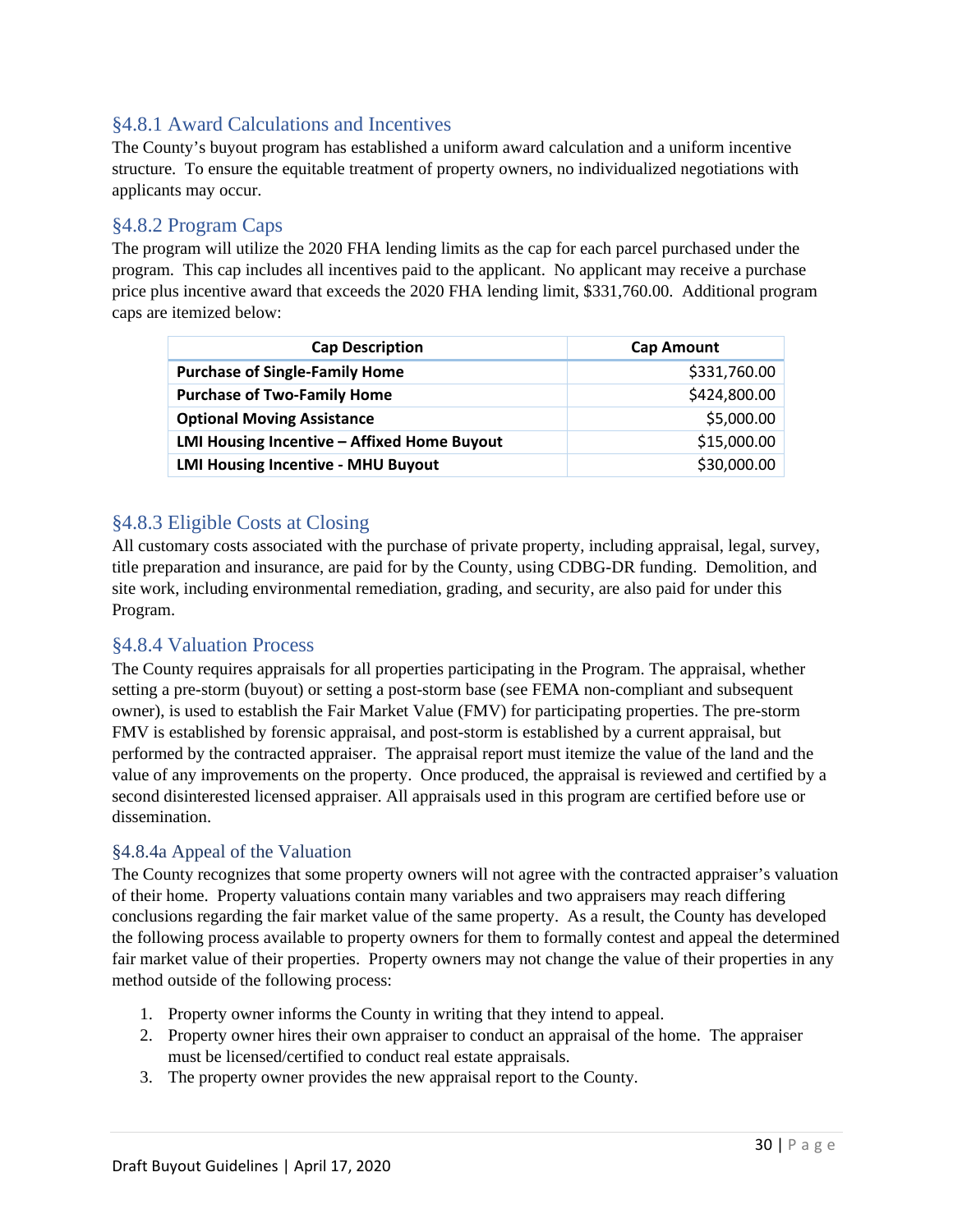### §4.8.1 Award Calculations and Incentives

The County's buyout program has established a uniform award calculation and a uniform incentive structure. To ensure the equitable treatment of property owners, no individualized negotiations with applicants may occur.

### §4.8.2 Program Caps

The program will utilize the 2020 FHA lending limits as the cap for each parcel purchased under the program. This cap includes all incentives paid to the applicant. No applicant may receive a purchase price plus incentive award that exceeds the 2020 FHA lending limit, $331,760.00. Additional program caps are itemized below:

| Cap Description | Cap Amount |
|---|---|
| **Purchase of Single-Family Home** | $331,760.00 |
| **Purchase of Two-Family Home** | $424,800.00 |
| **Optional Moving Assistance** | $5,000.00 |
| **LMI Housing Incentive – Affixed Home Buyout** | $15,000.00 |
| **LMI Housing Incentive - MHU Buyout** | $30,000.00 |

### §4.8.3 Eligible Costs at Closing

All customary costs associated with the purchase of private property, including appraisal, legal, survey, title preparation and insurance, are paid for by the County, using CDBG-DR funding. Demolition, and site work, including environmental remediation, grading, and security, are also paid for under this Program.

### §4.8.4 Valuation Process

The County requires appraisals for all properties participating in the Program. The appraisal, whether setting a pre-storm (buyout) or setting a post-storm base (see FEMA non-compliant and subsequent owner), is used to establish the Fair Market Value (FMV) for participating properties. The pre-storm FMV is established by forensic appraisal, and post-storm is established by a current appraisal, but performed by the contracted appraiser. The appraisal report must itemize the value of the land and the value of any improvements on the property. Once produced, the appraisal is reviewed and certified by a second disinterested licensed appraiser. All appraisals used in this program are certified before use or dissemination.

#### §4.8.4a Appeal of the Valuation

The County recognizes that some property owners will not agree with the contracted appraiser's valuation of their home. Property valuations contain many variables and two appraisers may reach differing conclusions regarding the fair market value of the same property. As a result, the County has developed the following process available to property owners for them to formally contest and appeal the determined fair market value of their properties. Property owners may not change the value of their properties in any method outside of the following process:

1. Property owner informs the County in writing that they intend to appeal.
2. Property owner hires their own appraiser to conduct an appraisal of the home. The appraiser must be licensed/certified to conduct real estate appraisals.
3. The property owner provides the new appraisal report to the County.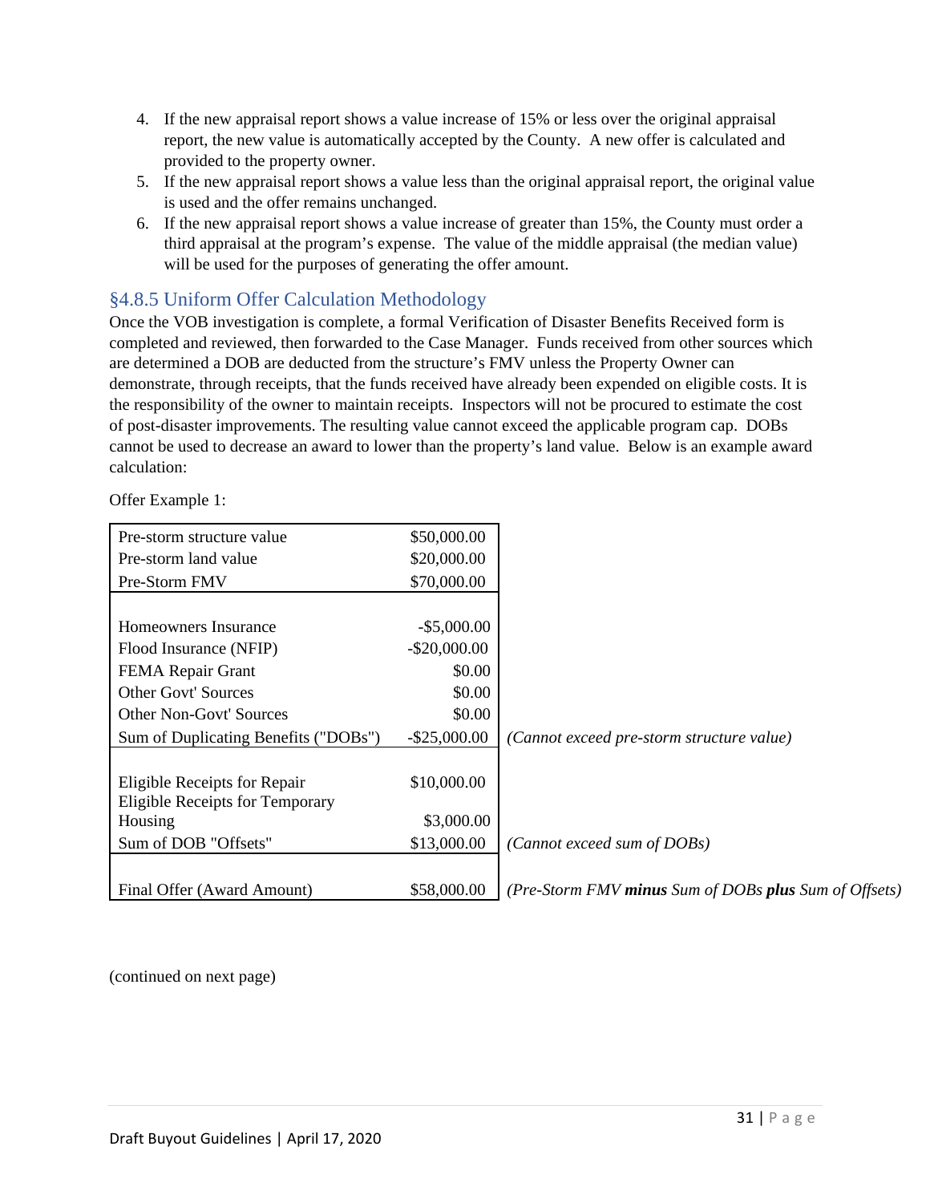4. If the new appraisal report shows a value increase of 15% or less over the original appraisal report, the new value is automatically accepted by the County. A new offer is calculated and provided to the property owner.
5. If the new appraisal report shows a value less than the original appraisal report, the original value is used and the offer remains unchanged.
6. If the new appraisal report shows a value increase of greater than 15%, the County must order a third appraisal at the program's expense. The value of the middle appraisal (the median value) will be used for the purposes of generating the offer amount.

### §4.8.5 Uniform Offer Calculation Methodology

Once the VOB investigation is complete, a formal Verification of Disaster Benefits Received form is completed and reviewed, then forwarded to the Case Manager. Funds received from other sources which are determined a DOB are deducted from the structure's FMV unless the Property Owner can demonstrate, through receipts, that the funds received have already been expended on eligible costs. It is the responsibility of the owner to maintain receipts. Inspectors will not be procured to estimate the cost of post-disaster improvements. The resulting value cannot exceed the applicable program cap. DOBs cannot be used to decrease an award to lower than the property's land value. Below is an example award calculation:

Offer Example 1:

| | | |
|---|---|---|
| Pre-storm structure value | $50,000.00 | |
| Pre-storm land value | $20,000.00 | |
| Pre-Storm FMV | $70,000.00 | |
| | | |
| Homeowners Insurance | -$5,000.00 | |
| Flood Insurance (NFIP) | -$20,000.00 | |
| FEMA Repair Grant | $0.00 | |
| Other Govt' Sources | $0.00 | |
| Other Non-Govt' Sources | $0.00 | |
| Sum of Duplicating Benefits ("DOBs") | -$25,000.00 | *(Cannot exceed pre-storm structure value)* |
| | | |
| Eligible Receipts for Repair | $10,000.00 | |
| Eligible Receipts for Temporary Housing | $3,000.00 | |
| Sum of DOB "Offsets" | $13,000.00 | *(Cannot exceed sum of DOBs)* |
| | | |
| Final Offer (Award Amount) | $58,000.00 | *(Pre-Storm FMV **minus** Sum of DOBs **plus** Sum of Offsets)* |

(continued on next page)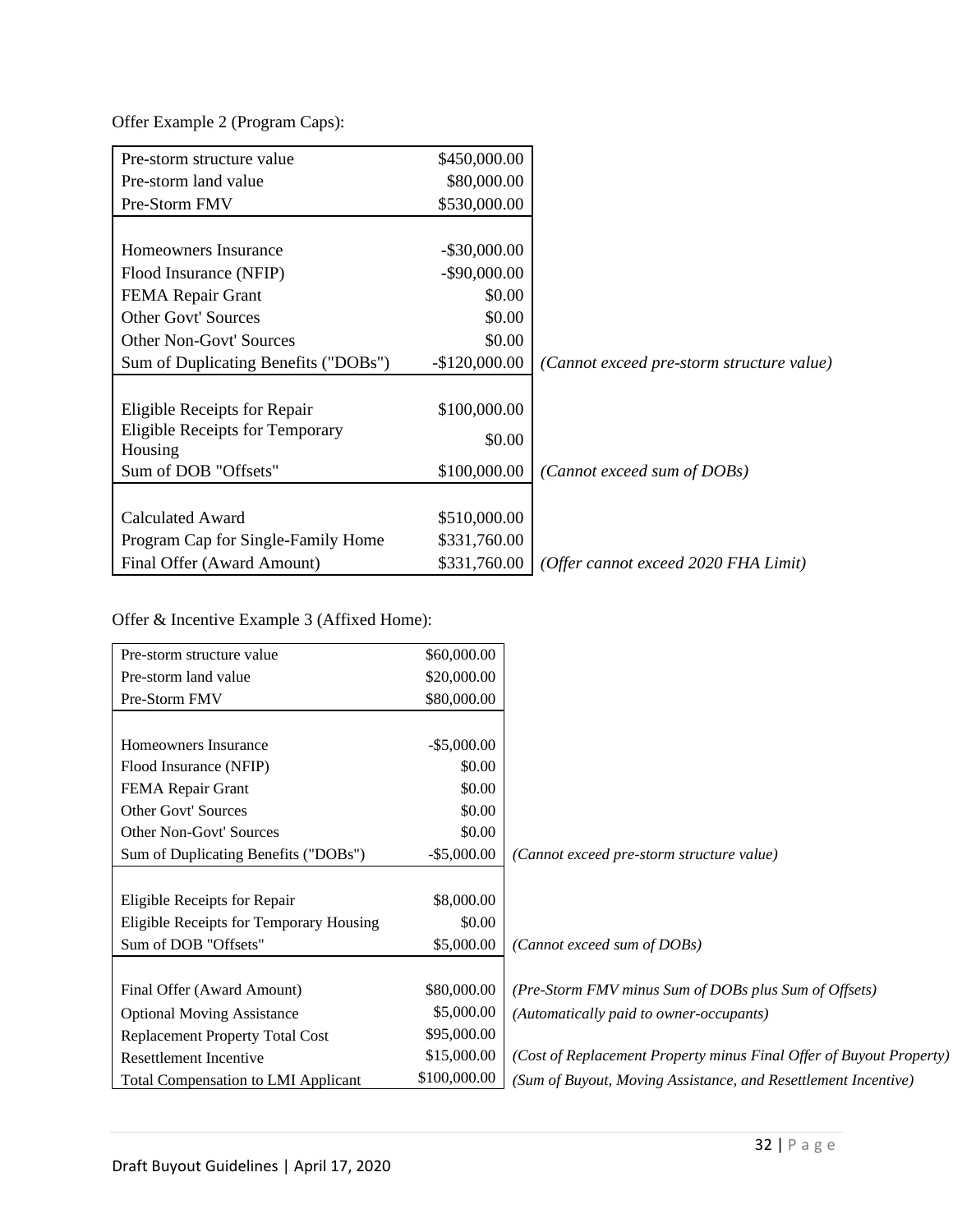Offer Example 2 (Program Caps):

| | | |
|---|---|---|
| Pre-storm structure value | \$450,000.00 | |
| Pre-storm land value | \$80,000.00 | |
| Pre-Storm FMV | \$530,000.00 | |
| | | |
| Homeowners Insurance | -\$30,000.00 | |
| Flood Insurance (NFIP) | -\$90,000.00 | |
| FEMA Repair Grant | \$0.00 | |
| Other Govt' Sources | \$0.00 | |
| Other Non-Govt' Sources | \$0.00 | |
| Sum of Duplicating Benefits ("DOBs") | -\$120,000.00 | *(Cannot exceed pre-storm structure value)* |
| | | |
| Eligible Receipts for Repair | \$100,000.00 | |
| Eligible Receipts for Temporary Housing | \$0.00 | |
| Sum of DOB "Offsets" | \$100,000.00 | *(Cannot exceed sum of DOBs)* |
| | | |
| Calculated Award | \$510,000.00 | |
| Program Cap for Single-Family Home | \$331,760.00 | |
| Final Offer (Award Amount) | \$331,760.00 | *(Offer cannot exceed 2020 FHA Limit)* |

Offer & Incentive Example 3 (Affixed Home):

| | | |
|---|---|---|
| Pre-storm structure value | \$60,000.00 | |
| Pre-storm land value | \$20,000.00 | |
| Pre-Storm FMV | \$80,000.00 | |
| | | |
| Homeowners Insurance | -\$5,000.00 | |
| Flood Insurance (NFIP) | \$0.00 | |
| FEMA Repair Grant | \$0.00 | |
| Other Govt' Sources | \$0.00 | |
| Other Non-Govt' Sources | \$0.00 | |
| Sum of Duplicating Benefits ("DOBs") | -\$5,000.00 | *(Cannot exceed pre-storm structure value)* |
| | | |
| Eligible Receipts for Repair | \$8,000.00 | |
| Eligible Receipts for Temporary Housing | \$0.00 | |
| Sum of DOB "Offsets" | \$5,000.00 | *(Cannot exceed sum of DOBs)* |
| | | |
| Final Offer (Award Amount) | \$80,000.00 | *(Pre-Storm FMV minus Sum of DOBs plus Sum of Offsets)* |
| Optional Moving Assistance | \$5,000.00 | *(Automatically paid to owner-occupants)* |
| Replacement Property Total Cost | \$95,000.00 | |
| Resettlement Incentive | \$15,000.00 | *(Cost of Replacement Property minus Final Offer of Buyout Property)* |
| Total Compensation to LMI Applicant | \$100,000.00 | *(Sum of Buyout, Moving Assistance, and Resettlement Incentive)* |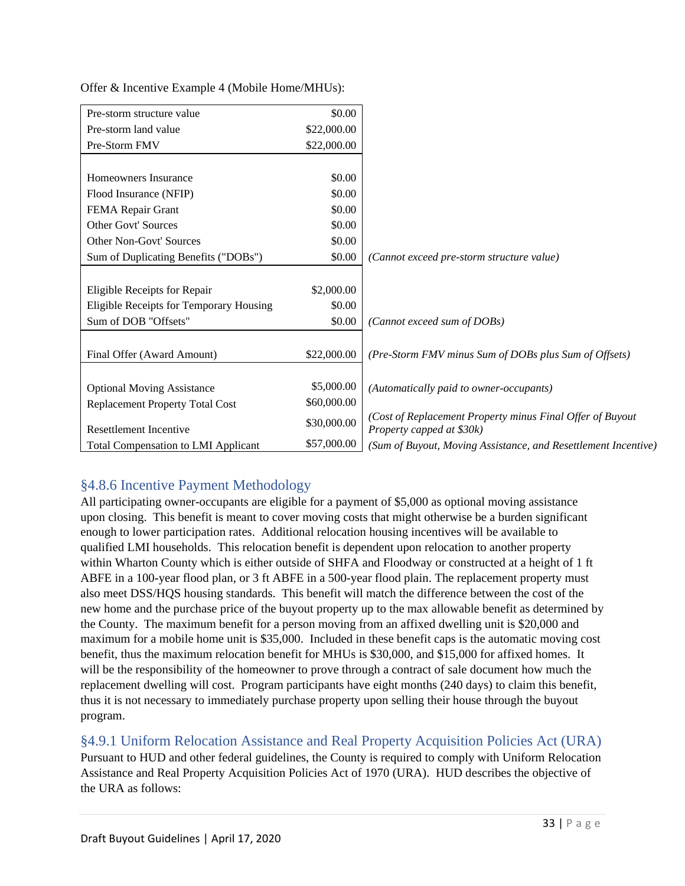Offer & Incentive Example 4 (Mobile Home/MHUs):

| | | |
|---|---|---|
| Pre-storm structure value | $0.00 | |
| Pre-storm land value | $22,000.00 | |
| Pre-Storm FMV | $22,000.00 | |
| | | |
| Homeowners Insurance | $0.00 | |
| Flood Insurance (NFIP) | $0.00 | |
| FEMA Repair Grant | $0.00 | |
| Other Govt' Sources | $0.00 | |
| Other Non-Govt' Sources | $0.00 | |
| Sum of Duplicating Benefits ("DOBs") | $0.00 | *(Cannot exceed pre-storm structure value)* |
| | | |
| Eligible Receipts for Repair | $2,000.00 | |
| Eligible Receipts for Temporary Housing | $0.00 | |
| Sum of DOB "Offsets" | $0.00 | *(Cannot exceed sum of DOBs)* |
| | | |
| Final Offer (Award Amount) | $22,000.00 | *(Pre-Storm FMV minus Sum of DOBs plus Sum of Offsets)* |
| | | |
| Optional Moving Assistance | $5,000.00 | *(Automatically paid to owner-occupants)* |
| Replacement Property Total Cost | $60,000.00 | |
| Resettlement Incentive | $30,000.00 | *(Cost of Replacement Property minus Final Offer of Buyout Property capped at $30k)* |
| Total Compensation to LMI Applicant | $57,000.00 | *(Sum of Buyout, Moving Assistance, and Resettlement Incentive)* |

## §4.8.6 Incentive Payment Methodology

All participating owner-occupants are eligible for a payment of $5,000 as optional moving assistance upon closing. This benefit is meant to cover moving costs that might otherwise be a burden significant enough to lower participation rates. Additional relocation housing incentives will be available to qualified LMI households. This relocation benefit is dependent upon relocation to another property within Wharton County which is either outside of SHFA and Floodway or constructed at a height of 1 ft ABFE in a 100-year flood plan, or 3 ft ABFE in a 500-year flood plain. The replacement property must also meet DSS/HQS housing standards. This benefit will match the difference between the cost of the new home and the purchase price of the buyout property up to the max allowable benefit as determined by the County. The maximum benefit for a person moving from an affixed dwelling unit is $20,000 and maximum for a mobile home unit is $35,000. Included in these benefit caps is the automatic moving cost benefit, thus the maximum relocation benefit for MHUs is $30,000, and $15,000 for affixed homes. It will be the responsibility of the homeowner to prove through a contract of sale document how much the replacement dwelling will cost. Program participants have eight months (240 days) to claim this benefit, thus it is not necessary to immediately purchase property upon selling their house through the buyout program.

## §4.9.1 Uniform Relocation Assistance and Real Property Acquisition Policies Act (URA)

Pursuant to HUD and other federal guidelines, the County is required to comply with Uniform Relocation Assistance and Real Property Acquisition Policies Act of 1970 (URA). HUD describes the objective of the URA as follows: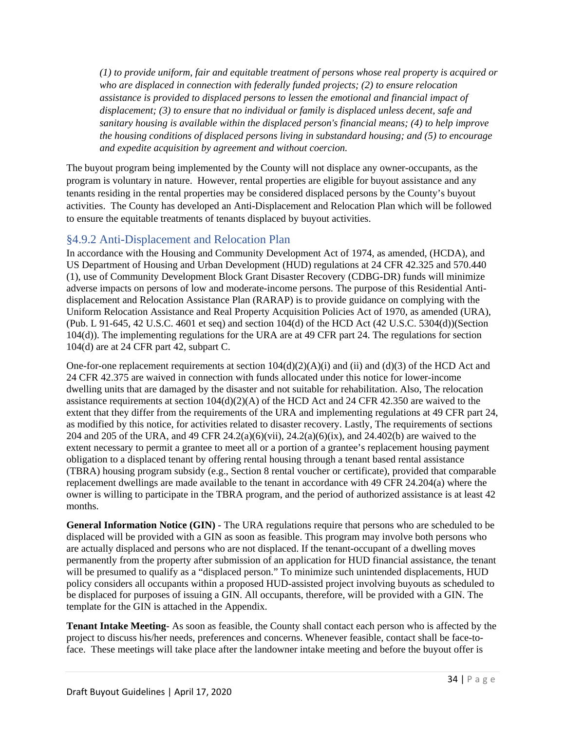*(1) to provide uniform, fair and equitable treatment of persons whose real property is acquired or who are displaced in connection with federally funded projects; (2) to ensure relocation assistance is provided to displaced persons to lessen the emotional and financial impact of displacement; (3) to ensure that no individual or family is displaced unless decent, safe and sanitary housing is available within the displaced person's financial means; (4) to help improve the housing conditions of displaced persons living in substandard housing; and (5) to encourage and expedite acquisition by agreement and without coercion.*

The buyout program being implemented by the County will not displace any owner-occupants, as the program is voluntary in nature. However, rental properties are eligible for buyout assistance and any tenants residing in the rental properties may be considered displaced persons by the County's buyout activities. The County has developed an Anti-Displacement and Relocation Plan which will be followed to ensure the equitable treatments of tenants displaced by buyout activities.

### §4.9.2 Anti-Displacement and Relocation Plan

In accordance with the Housing and Community Development Act of 1974, as amended, (HCDA), and US Department of Housing and Urban Development (HUD) regulations at 24 CFR 42.325 and 570.440 (1), use of Community Development Block Grant Disaster Recovery (CDBG-DR) funds will minimize adverse impacts on persons of low and moderate-income persons. The purpose of this Residential Anti-displacement and Relocation Assistance Plan (RARAP) is to provide guidance on complying with the Uniform Relocation Assistance and Real Property Acquisition Policies Act of 1970, as amended (URA), (Pub. L 91-645, 42 U.S.C. 4601 et seq) and section 104(d) of the HCD Act (42 U.S.C. 5304(d))(Section 104(d)). The implementing regulations for the URA are at 49 CFR part 24. The regulations for section 104(d) are at 24 CFR part 42, subpart C.

One-for-one replacement requirements at section 104(d)(2)(A)(i) and (ii) and (d)(3) of the HCD Act and 24 CFR 42.375 are waived in connection with funds allocated under this notice for lower-income dwelling units that are damaged by the disaster and not suitable for rehabilitation. Also, The relocation assistance requirements at section 104(d)(2)(A) of the HCD Act and 24 CFR 42.350 are waived to the extent that they differ from the requirements of the URA and implementing regulations at 49 CFR part 24, as modified by this notice, for activities related to disaster recovery. Lastly, The requirements of sections 204 and 205 of the URA, and 49 CFR 24.2(a)(6)(vii), 24.2(a)(6)(ix), and 24.402(b) are waived to the extent necessary to permit a grantee to meet all or a portion of a grantee's replacement housing payment obligation to a displaced tenant by offering rental housing through a tenant based rental assistance (TBRA) housing program subsidy (e.g., Section 8 rental voucher or certificate), provided that comparable replacement dwellings are made available to the tenant in accordance with 49 CFR 24.204(a) where the owner is willing to participate in the TBRA program, and the period of authorized assistance is at least 42 months.

**General Information Notice (GIN)** - The URA regulations require that persons who are scheduled to be displaced will be provided with a GIN as soon as feasible. This program may involve both persons who are actually displaced and persons who are not displaced. If the tenant-occupant of a dwelling moves permanently from the property after submission of an application for HUD financial assistance, the tenant will be presumed to qualify as a "displaced person." To minimize such unintended displacements, HUD policy considers all occupants within a proposed HUD-assisted project involving buyouts as scheduled to be displaced for purposes of issuing a GIN. All occupants, therefore, will be provided with a GIN. The template for the GIN is attached in the Appendix.

**Tenant Intake Meeting**- As soon as feasible, the County shall contact each person who is affected by the project to discuss his/her needs, preferences and concerns. Whenever feasible, contact shall be face-to-face. These meetings will take place after the landowner intake meeting and before the buyout offer is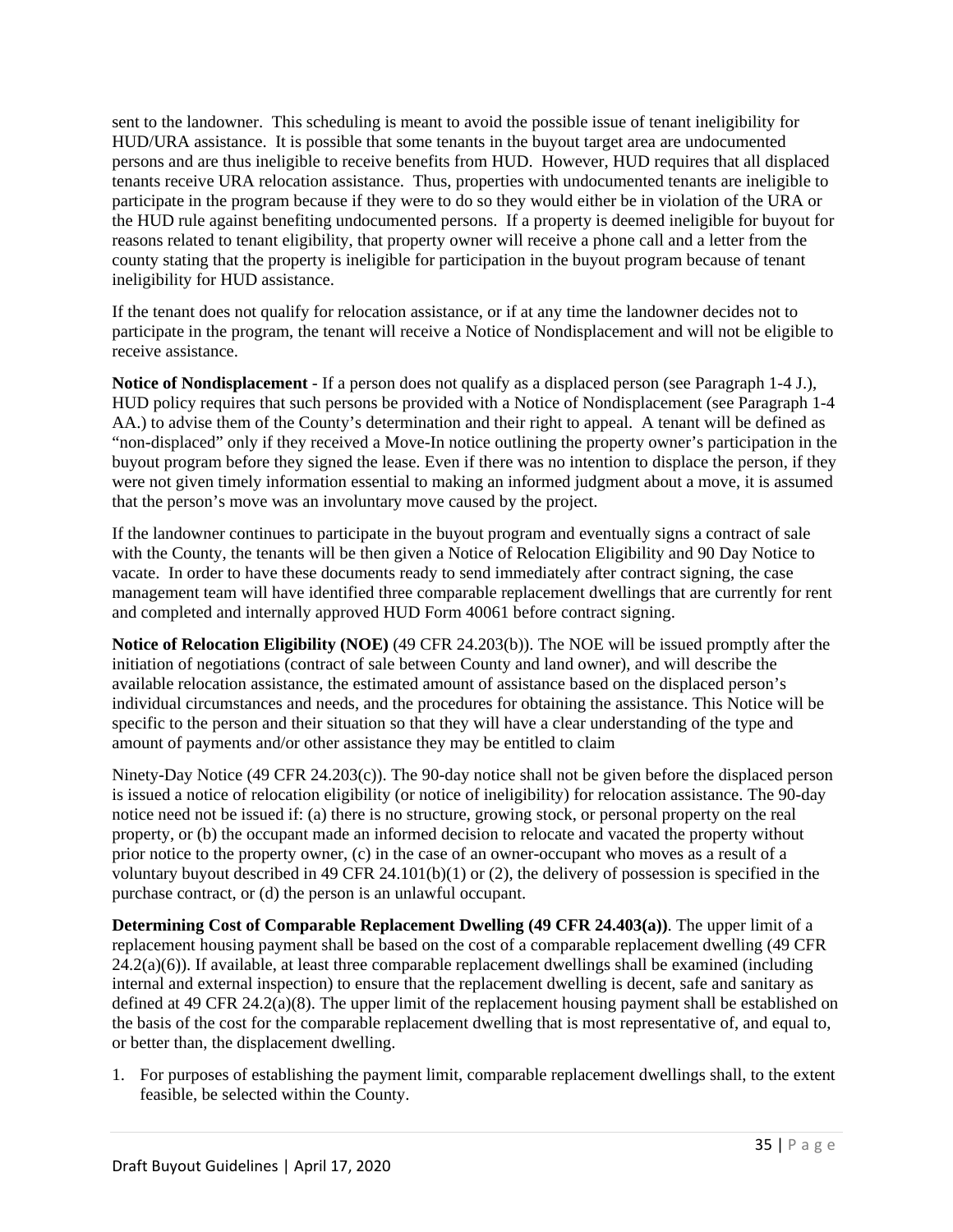sent to the landowner. This scheduling is meant to avoid the possible issue of tenant ineligibility for HUD/URA assistance. It is possible that some tenants in the buyout target area are undocumented persons and are thus ineligible to receive benefits from HUD. However, HUD requires that all displaced tenants receive URA relocation assistance. Thus, properties with undocumented tenants are ineligible to participate in the program because if they were to do so they would either be in violation of the URA or the HUD rule against benefiting undocumented persons. If a property is deemed ineligible for buyout for reasons related to tenant eligibility, that property owner will receive a phone call and a letter from the county stating that the property is ineligible for participation in the buyout program because of tenant ineligibility for HUD assistance.

If the tenant does not qualify for relocation assistance, or if at any time the landowner decides not to participate in the program, the tenant will receive a Notice of Nondisplacement and will not be eligible to receive assistance.

**Notice of Nondisplacement** - If a person does not qualify as a displaced person (see Paragraph 1-4 J.), HUD policy requires that such persons be provided with a Notice of Nondisplacement (see Paragraph 1-4 AA.) to advise them of the County's determination and their right to appeal. A tenant will be defined as "non-displaced" only if they received a Move-In notice outlining the property owner's participation in the buyout program before they signed the lease. Even if there was no intention to displace the person, if they were not given timely information essential to making an informed judgment about a move, it is assumed that the person's move was an involuntary move caused by the project.

If the landowner continues to participate in the buyout program and eventually signs a contract of sale with the County, the tenants will be then given a Notice of Relocation Eligibility and 90 Day Notice to vacate. In order to have these documents ready to send immediately after contract signing, the case management team will have identified three comparable replacement dwellings that are currently for rent and completed and internally approved HUD Form 40061 before contract signing.

**Notice of Relocation Eligibility (NOE)** (49 CFR 24.203(b)). The NOE will be issued promptly after the initiation of negotiations (contract of sale between County and land owner), and will describe the available relocation assistance, the estimated amount of assistance based on the displaced person's individual circumstances and needs, and the procedures for obtaining the assistance. This Notice will be specific to the person and their situation so that they will have a clear understanding of the type and amount of payments and/or other assistance they may be entitled to claim

Ninety-Day Notice (49 CFR 24.203(c)). The 90-day notice shall not be given before the displaced person is issued a notice of relocation eligibility (or notice of ineligibility) for relocation assistance. The 90-day notice need not be issued if: (a) there is no structure, growing stock, or personal property on the real property, or (b) the occupant made an informed decision to relocate and vacated the property without prior notice to the property owner, (c) in the case of an owner-occupant who moves as a result of a voluntary buyout described in 49 CFR 24.101(b)(1) or (2), the delivery of possession is specified in the purchase contract, or (d) the person is an unlawful occupant.

**Determining Cost of Comparable Replacement Dwelling (49 CFR 24.403(a))**. The upper limit of a replacement housing payment shall be based on the cost of a comparable replacement dwelling (49 CFR 24.2(a)(6)). If available, at least three comparable replacement dwellings shall be examined (including internal and external inspection) to ensure that the replacement dwelling is decent, safe and sanitary as defined at 49 CFR 24.2(a)(8). The upper limit of the replacement housing payment shall be established on the basis of the cost for the comparable replacement dwelling that is most representative of, and equal to, or better than, the displacement dwelling.

1. For purposes of establishing the payment limit, comparable replacement dwellings shall, to the extent feasible, be selected within the County.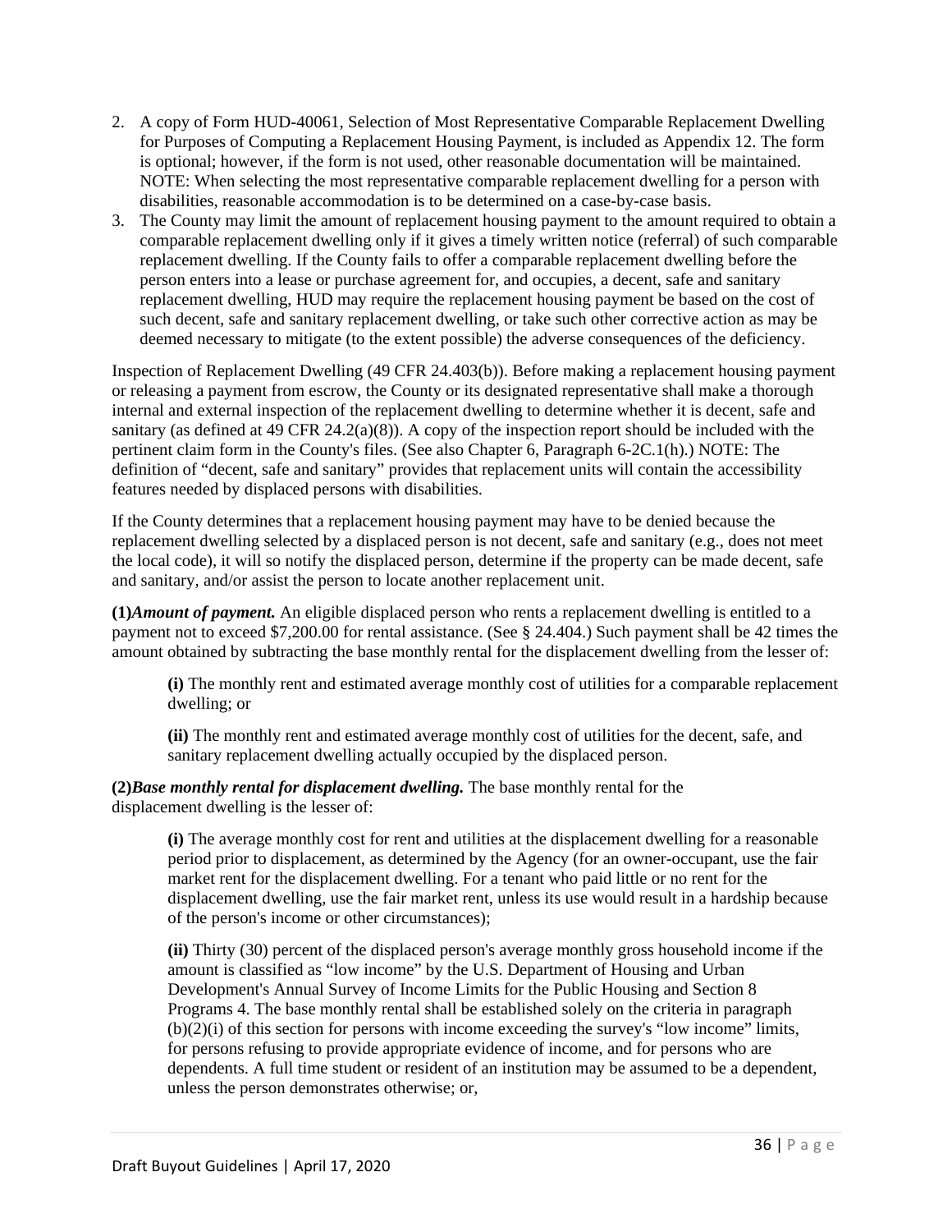2. A copy of Form HUD-40061, Selection of Most Representative Comparable Replacement Dwelling for Purposes of Computing a Replacement Housing Payment, is included as Appendix 12. The form is optional; however, if the form is not used, other reasonable documentation will be maintained. NOTE: When selecting the most representative comparable replacement dwelling for a person with disabilities, reasonable accommodation is to be determined on a case-by-case basis.
3. The County may limit the amount of replacement housing payment to the amount required to obtain a comparable replacement dwelling only if it gives a timely written notice (referral) of such comparable replacement dwelling. If the County fails to offer a comparable replacement dwelling before the person enters into a lease or purchase agreement for, and occupies, a decent, safe and sanitary replacement dwelling, HUD may require the replacement housing payment be based on the cost of such decent, safe and sanitary replacement dwelling, or take such other corrective action as may be deemed necessary to mitigate (to the extent possible) the adverse consequences of the deficiency.

Inspection of Replacement Dwelling (49 CFR 24.403(b)). Before making a replacement housing payment or releasing a payment from escrow, the County or its designated representative shall make a thorough internal and external inspection of the replacement dwelling to determine whether it is decent, safe and sanitary (as defined at 49 CFR 24.2(a)(8)). A copy of the inspection report should be included with the pertinent claim form in the County's files. (See also Chapter 6, Paragraph 6-2C.1(h).) NOTE: The definition of "decent, safe and sanitary" provides that replacement units will contain the accessibility features needed by displaced persons with disabilities.

If the County determines that a replacement housing payment may have to be denied because the replacement dwelling selected by a displaced person is not decent, safe and sanitary (e.g., does not meet the local code), it will so notify the displaced person, determine if the property can be made decent, safe and sanitary, and/or assist the person to locate another replacement unit.

**(1)*Amount of payment.*** An eligible displaced person who rents a replacement dwelling is entitled to a payment not to exceed $7,200.00 for rental assistance. (See § 24.404.) Such payment shall be 42 times the amount obtained by subtracting the base monthly rental for the displacement dwelling from the lesser of:

> **(i)** The monthly rent and estimated average monthly cost of utilities for a comparable replacement dwelling; or
>
> **(ii)** The monthly rent and estimated average monthly cost of utilities for the decent, safe, and sanitary replacement dwelling actually occupied by the displaced person.

**(2)*Base monthly rental for displacement dwelling.*** The base monthly rental for the displacement dwelling is the lesser of:

> **(i)** The average monthly cost for rent and utilities at the displacement dwelling for a reasonable period prior to displacement, as determined by the Agency (for an owner-occupant, use the fair market rent for the displacement dwelling. For a tenant who paid little or no rent for the displacement dwelling, use the fair market rent, unless its use would result in a hardship because of the person's income or other circumstances);
>
> **(ii)** Thirty (30) percent of the displaced person's average monthly gross household income if the amount is classified as "low income" by the U.S. Department of Housing and Urban Development's Annual Survey of Income Limits for the Public Housing and Section 8 Programs 4. The base monthly rental shall be established solely on the criteria in paragraph (b)(2)(i) of this section for persons with income exceeding the survey's "low income" limits, for persons refusing to provide appropriate evidence of income, and for persons who are dependents. A full time student or resident of an institution may be assumed to be a dependent, unless the person demonstrates otherwise; or,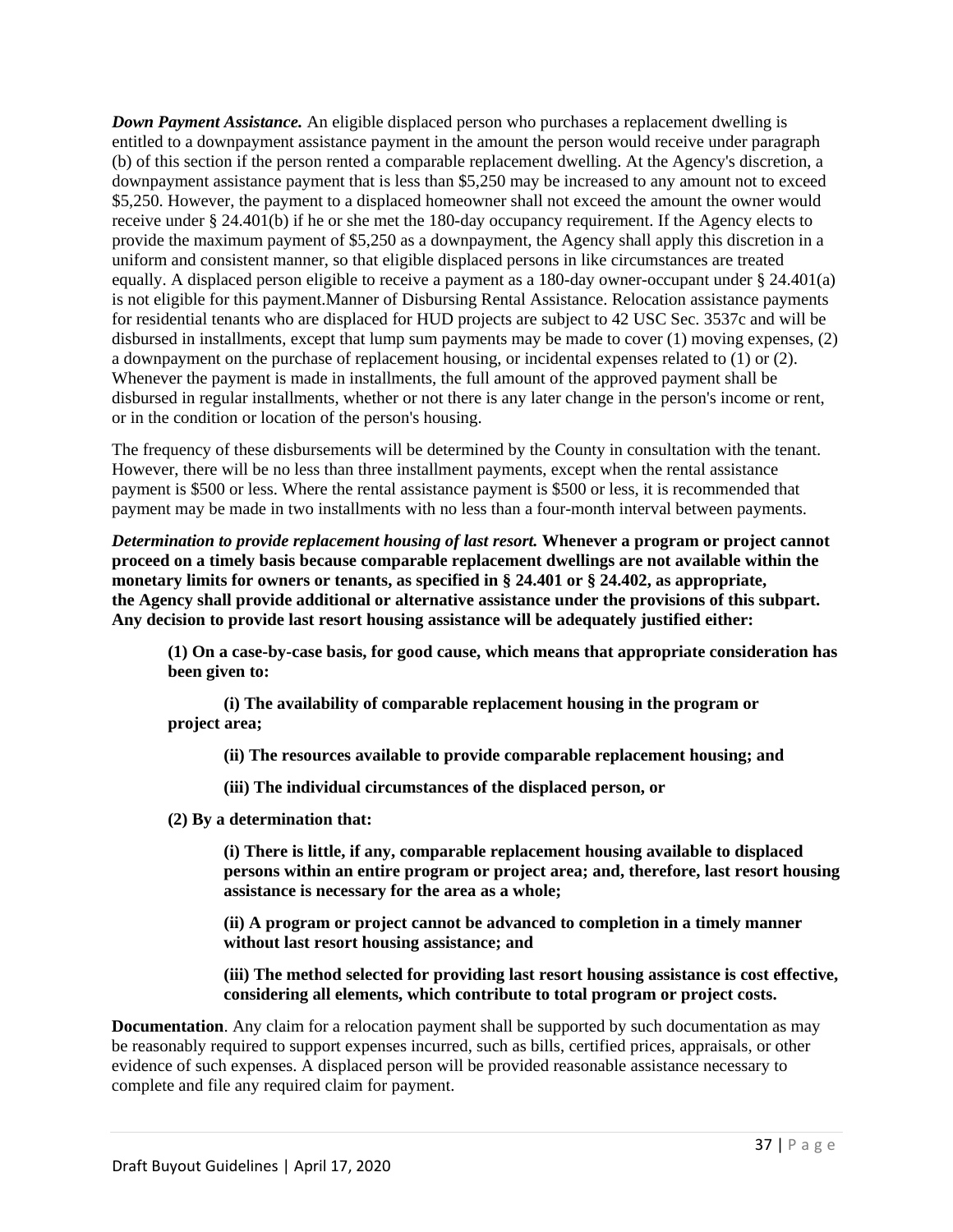***Down Payment Assistance.*** An eligible displaced person who purchases a replacement dwelling is entitled to a downpayment assistance payment in the amount the person would receive under paragraph (b) of this section if the person rented a comparable replacement dwelling. At the Agency's discretion, a downpayment assistance payment that is less than $5,250 may be increased to any amount not to exceed $5,250. However, the payment to a displaced homeowner shall not exceed the amount the owner would receive under § 24.401(b) if he or she met the 180-day occupancy requirement. If the Agency elects to provide the maximum payment of $5,250 as a downpayment, the Agency shall apply this discretion in a uniform and consistent manner, so that eligible displaced persons in like circumstances are treated equally. A displaced person eligible to receive a payment as a 180-day owner-occupant under § 24.401(a) is not eligible for this payment.Manner of Disbursing Rental Assistance. Relocation assistance payments for residential tenants who are displaced for HUD projects are subject to 42 USC Sec. 3537c and will be disbursed in installments, except that lump sum payments may be made to cover (1) moving expenses, (2) a downpayment on the purchase of replacement housing, or incidental expenses related to (1) or (2). Whenever the payment is made in installments, the full amount of the approved payment shall be disbursed in regular installments, whether or not there is any later change in the person's income or rent, or in the condition or location of the person's housing.

The frequency of these disbursements will be determined by the County in consultation with the tenant. However, there will be no less than three installment payments, except when the rental assistance payment is $500 or less. Where the rental assistance payment is $500 or less, it is recommended that payment may be made in two installments with no less than a four-month interval between payments.

***Determination to provide replacement housing of last resort.*** **Whenever a program or project cannot proceed on a timely basis because comparable replacement dwellings are not available within the monetary limits for owners or tenants, as specified in § 24.401 or § 24.402, as appropriate, the Agency shall provide additional or alternative assistance under the provisions of this subpart. Any decision to provide last resort housing assistance will be adequately justified either:**

> **(1) On a case-by-case basis, for good cause, which means that appropriate consideration has been given to:**
>
> > **(i) The availability of comparable replacement housing in the program or project area;**
> >
> > **(ii) The resources available to provide comparable replacement housing; and**
> >
> > **(iii) The individual circumstances of the displaced person, or**
>
> **(2) By a determination that:**
>
> > **(i) There is little, if any, comparable replacement housing available to displaced persons within an entire program or project area; and, therefore, last resort housing assistance is necessary for the area as a whole;**
> >
> > **(ii) A program or project cannot be advanced to completion in a timely manner without last resort housing assistance; and**
> >
> > **(iii) The method selected for providing last resort housing assistance is cost effective, considering all elements, which contribute to total program or project costs.**

**Documentation**. Any claim for a relocation payment shall be supported by such documentation as may be reasonably required to support expenses incurred, such as bills, certified prices, appraisals, or other evidence of such expenses. A displaced person will be provided reasonable assistance necessary to complete and file any required claim for payment.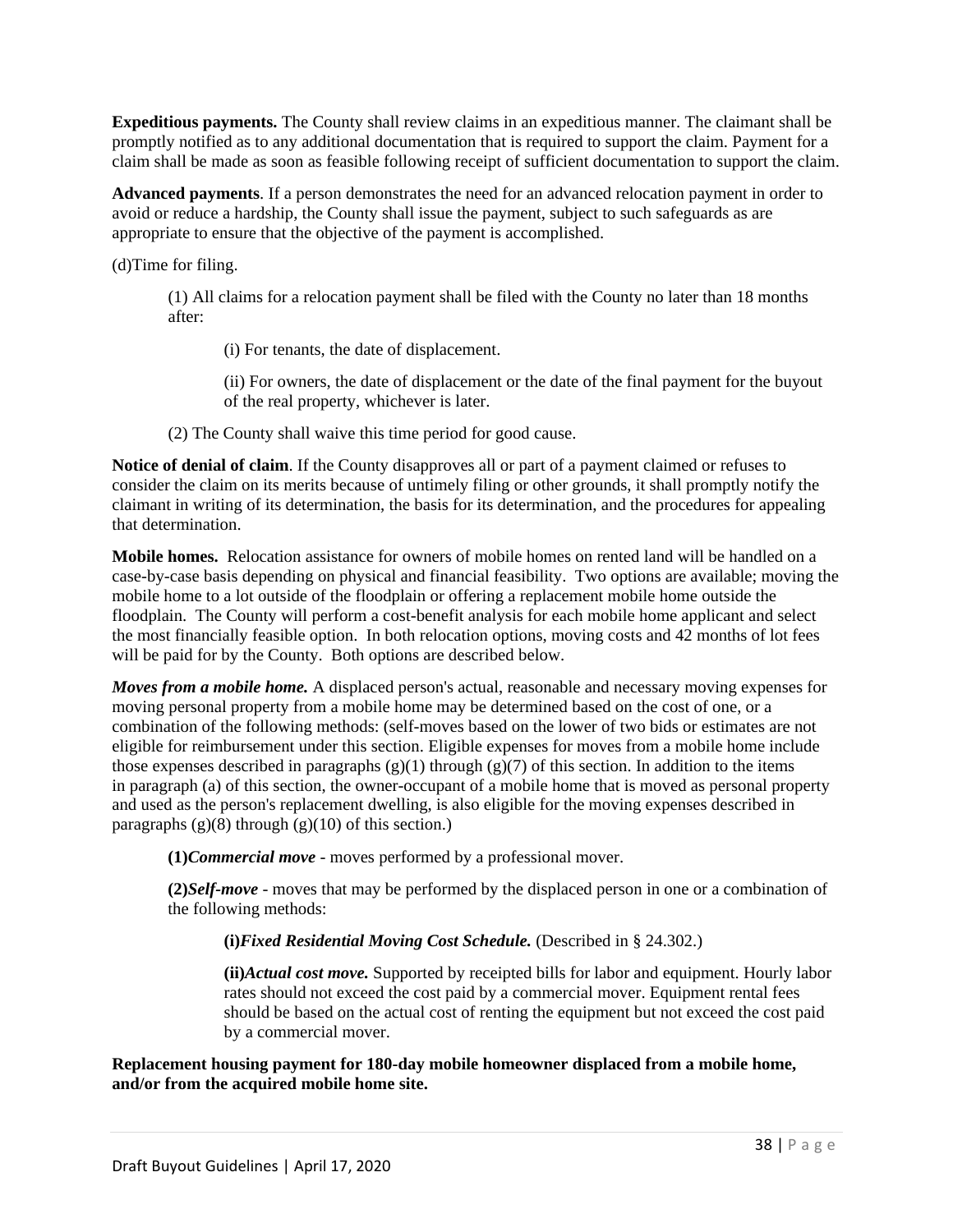**Expeditious payments.** The County shall review claims in an expeditious manner. The claimant shall be promptly notified as to any additional documentation that is required to support the claim. Payment for a claim shall be made as soon as feasible following receipt of sufficient documentation to support the claim.

**Advanced payments**. If a person demonstrates the need for an advanced relocation payment in order to avoid or reduce a hardship, the County shall issue the payment, subject to such safeguards as are appropriate to ensure that the objective of the payment is accomplished.

(d)Time for filing.

> (1) All claims for a relocation payment shall be filed with the County no later than 18 months after:
>
> > (i) For tenants, the date of displacement.
> >
> > (ii) For owners, the date of displacement or the date of the final payment for the buyout of the real property, whichever is later.
>
> (2) The County shall waive this time period for good cause.

**Notice of denial of claim**. If the County disapproves all or part of a payment claimed or refuses to consider the claim on its merits because of untimely filing or other grounds, it shall promptly notify the claimant in writing of its determination, the basis for its determination, and the procedures for appealing that determination.

**Mobile homes.** Relocation assistance for owners of mobile homes on rented land will be handled on a case-by-case basis depending on physical and financial feasibility. Two options are available; moving the mobile home to a lot outside of the floodplain or offering a replacement mobile home outside the floodplain. The County will perform a cost-benefit analysis for each mobile home applicant and select the most financially feasible option. In both relocation options, moving costs and 42 months of lot fees will be paid for by the County. Both options are described below.

***Moves from a mobile home.*** A displaced person's actual, reasonable and necessary moving expenses for moving personal property from a mobile home may be determined based on the cost of one, or a combination of the following methods: (self-moves based on the lower of two bids or estimates are not eligible for reimbursement under this section. Eligible expenses for moves from a mobile home include those expenses described in paragraphs (g)(1) through (g)(7) of this section. In addition to the items in paragraph (a) of this section, the owner-occupant of a mobile home that is moved as personal property and used as the person's replacement dwelling, is also eligible for the moving expenses described in paragraphs (g)(8) through (g)(10) of this section.)

> **(1)*Commercial move*** - moves performed by a professional mover.
>
> **(2)*Self-move*** - moves that may be performed by the displaced person in one or a combination of the following methods:
>
> > **(i)*Fixed Residential Moving Cost Schedule.*** (Described in § 24.302.)
> >
> > **(ii)*Actual cost move.*** Supported by receipted bills for labor and equipment. Hourly labor rates should not exceed the cost paid by a commercial mover. Equipment rental fees should be based on the actual cost of renting the equipment but not exceed the cost paid by a commercial mover.

**Replacement housing payment for 180-day mobile homeowner displaced from a mobile home, and/or from the acquired mobile home site.**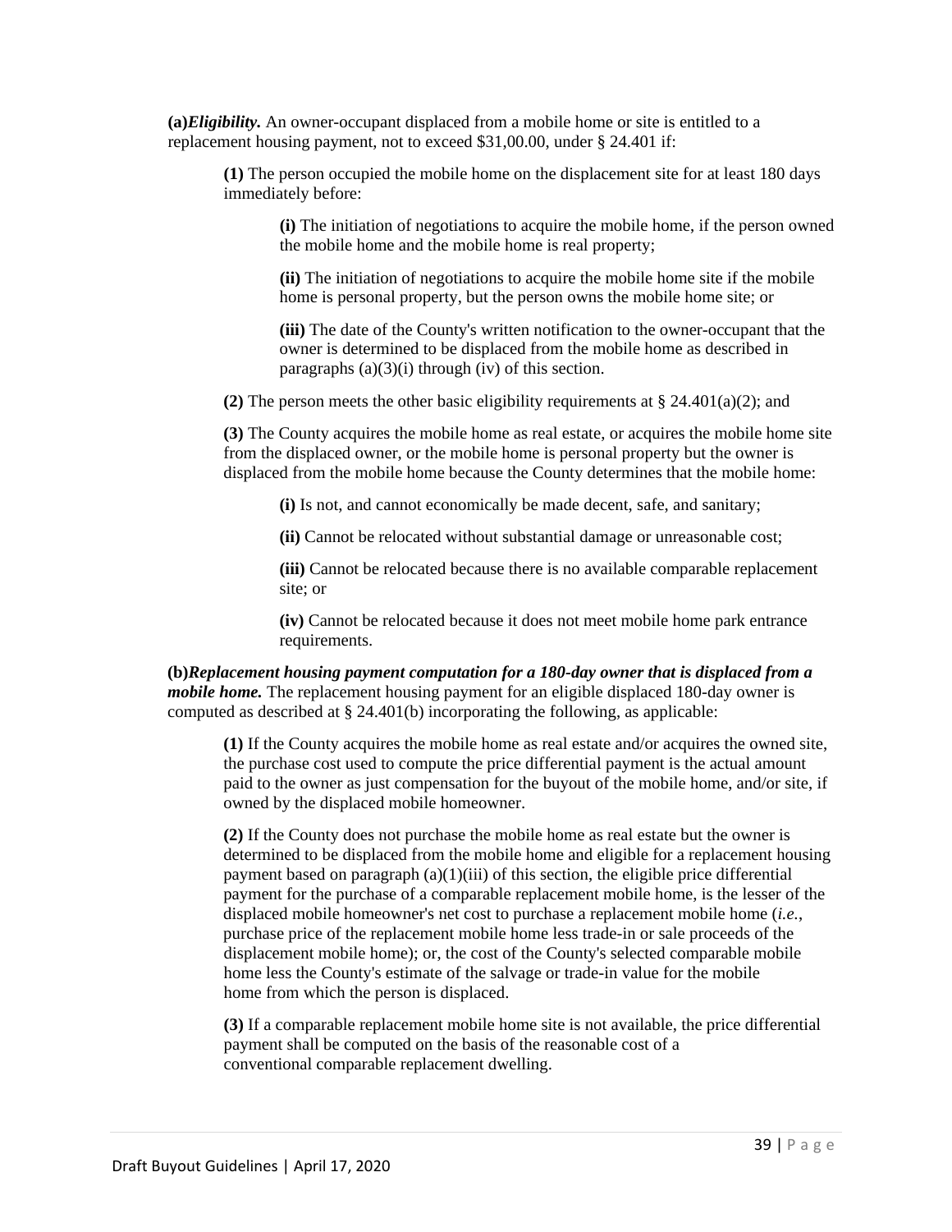**(a)*Eligibility.*** An owner-occupant displaced from a mobile home or site is entitled to a replacement housing payment, not to exceed $31,00.00, under § 24.401 if:

> **(1)** The person occupied the mobile home on the displacement site for at least 180 days immediately before:
>
> > **(i)** The initiation of negotiations to acquire the mobile home, if the person owned the mobile home and the mobile home is real property;
> >
> > **(ii)** The initiation of negotiations to acquire the mobile home site if the mobile home is personal property, but the person owns the mobile home site; or
> >
> > **(iii)** The date of the County's written notification to the owner-occupant that the owner is determined to be displaced from the mobile home as described in paragraphs (a)(3)(i) through (iv) of this section.
>
> **(2)** The person meets the other basic eligibility requirements at § 24.401(a)(2); and
>
> **(3)** The County acquires the mobile home as real estate, or acquires the mobile home site from the displaced owner, or the mobile home is personal property but the owner is displaced from the mobile home because the County determines that the mobile home:
>
> > **(i)** Is not, and cannot economically be made decent, safe, and sanitary;
> >
> > **(ii)** Cannot be relocated without substantial damage or unreasonable cost;
> >
> > **(iii)** Cannot be relocated because there is no available comparable replacement site; or
> >
> > **(iv)** Cannot be relocated because it does not meet mobile home park entrance requirements.

**(b)*Replacement housing payment computation for a 180-day owner that is displaced from a mobile home.*** The replacement housing payment for an eligible displaced 180-day owner is computed as described at § 24.401(b) incorporating the following, as applicable:

> **(1)** If the County acquires the mobile home as real estate and/or acquires the owned site, the purchase cost used to compute the price differential payment is the actual amount paid to the owner as just compensation for the buyout of the mobile home, and/or site, if owned by the displaced mobile homeowner.
>
> **(2)** If the County does not purchase the mobile home as real estate but the owner is determined to be displaced from the mobile home and eligible for a replacement housing payment based on paragraph (a)(1)(iii) of this section, the eligible price differential payment for the purchase of a comparable replacement mobile home, is the lesser of the displaced mobile homeowner's net cost to purchase a replacement mobile home (*i.e.*, purchase price of the replacement mobile home less trade-in or sale proceeds of the displacement mobile home); or, the cost of the County's selected comparable mobile home less the County's estimate of the salvage or trade-in value for the mobile home from which the person is displaced.
>
> **(3)** If a comparable replacement mobile home site is not available, the price differential payment shall be computed on the basis of the reasonable cost of a conventional comparable replacement dwelling.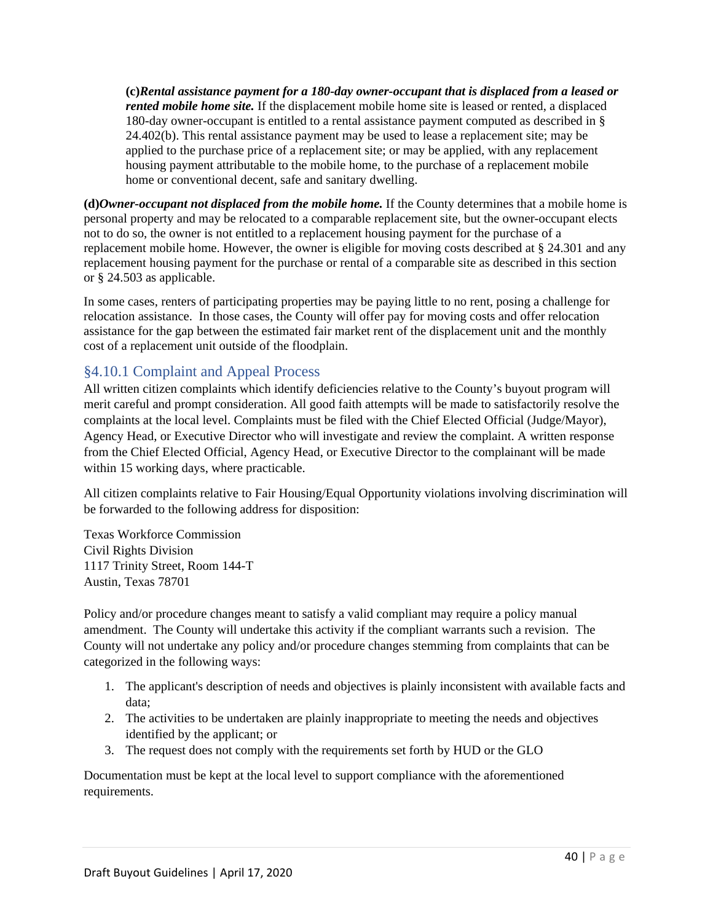**(c)** ***Rental assistance payment for a 180-day owner-occupant that is displaced from a leased or rented mobile home site.*** If the displacement mobile home site is leased or rented, a displaced 180-day owner-occupant is entitled to a rental assistance payment computed as described in § 24.402(b). This rental assistance payment may be used to lease a replacement site; may be applied to the purchase price of a replacement site; or may be applied, with any replacement housing payment attributable to the mobile home, to the purchase of a replacement mobile home or conventional decent, safe and sanitary dwelling.

**(d)** ***Owner-occupant not displaced from the mobile home.*** If the County determines that a mobile home is personal property and may be relocated to a comparable replacement site, but the owner-occupant elects not to do so, the owner is not entitled to a replacement housing payment for the purchase of a replacement mobile home. However, the owner is eligible for moving costs described at § 24.301 and any replacement housing payment for the purchase or rental of a comparable site as described in this section or § 24.503 as applicable.

In some cases, renters of participating properties may be paying little to no rent, posing a challenge for relocation assistance. In those cases, the County will offer pay for moving costs and offer relocation assistance for the gap between the estimated fair market rent of the displacement unit and the monthly cost of a replacement unit outside of the floodplain.

## §4.10.1 Complaint and Appeal Process

All written citizen complaints which identify deficiencies relative to the County's buyout program will merit careful and prompt consideration. All good faith attempts will be made to satisfactorily resolve the complaints at the local level. Complaints must be filed with the Chief Elected Official (Judge/Mayor), Agency Head, or Executive Director who will investigate and review the complaint. A written response from the Chief Elected Official, Agency Head, or Executive Director to the complainant will be made within 15 working days, where practicable.

All citizen complaints relative to Fair Housing/Equal Opportunity violations involving discrimination will be forwarded to the following address for disposition:

Texas Workforce Commission
Civil Rights Division
1117 Trinity Street, Room 144-T
Austin, Texas 78701

Policy and/or procedure changes meant to satisfy a valid compliant may require a policy manual amendment. The County will undertake this activity if the compliant warrants such a revision. The County will not undertake any policy and/or procedure changes stemming from complaints that can be categorized in the following ways:

1. The applicant's description of needs and objectives is plainly inconsistent with available facts and data;
2. The activities to be undertaken are plainly inappropriate to meeting the needs and objectives identified by the applicant; or
3. The request does not comply with the requirements set forth by HUD or the GLO

Documentation must be kept at the local level to support compliance with the aforementioned requirements.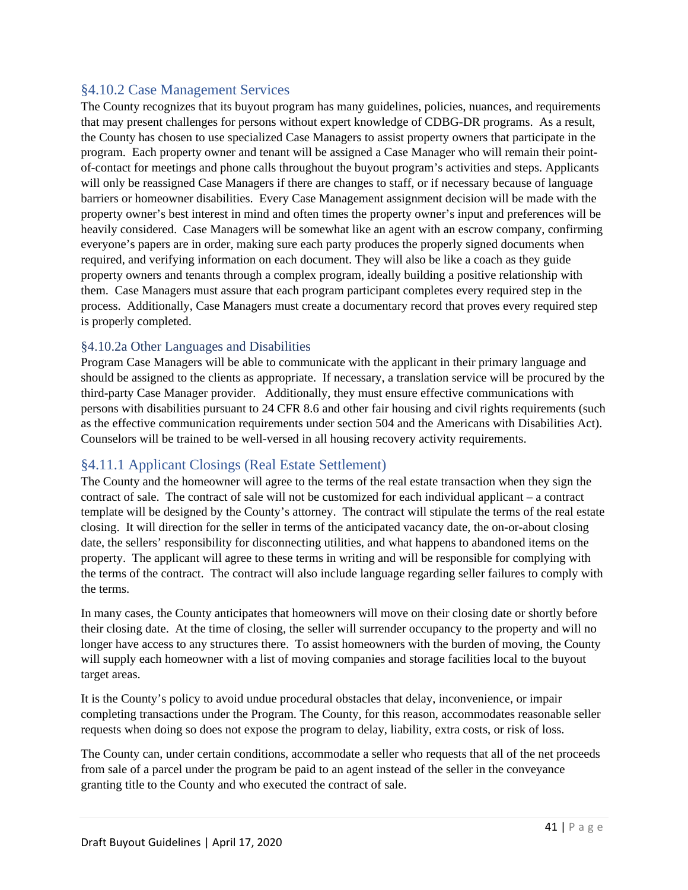## §4.10.2 Case Management Services

The County recognizes that its buyout program has many guidelines, policies, nuances, and requirements that may present challenges for persons without expert knowledge of CDBG-DR programs. As a result, the County has chosen to use specialized Case Managers to assist property owners that participate in the program. Each property owner and tenant will be assigned a Case Manager who will remain their point-of-contact for meetings and phone calls throughout the buyout program's activities and steps. Applicants will only be reassigned Case Managers if there are changes to staff, or if necessary because of language barriers or homeowner disabilities. Every Case Management assignment decision will be made with the property owner's best interest in mind and often times the property owner's input and preferences will be heavily considered. Case Managers will be somewhat like an agent with an escrow company, confirming everyone's papers are in order, making sure each party produces the properly signed documents when required, and verifying information on each document. They will also be like a coach as they guide property owners and tenants through a complex program, ideally building a positive relationship with them. Case Managers must assure that each program participant completes every required step in the process. Additionally, Case Managers must create a documentary record that proves every required step is properly completed.

### §4.10.2a Other Languages and Disabilities

Program Case Managers will be able to communicate with the applicant in their primary language and should be assigned to the clients as appropriate. If necessary, a translation service will be procured by the third-party Case Manager provider. Additionally, they must ensure effective communications with persons with disabilities pursuant to 24 CFR 8.6 and other fair housing and civil rights requirements (such as the effective communication requirements under section 504 and the Americans with Disabilities Act). Counselors will be trained to be well-versed in all housing recovery activity requirements.

## §4.11.1 Applicant Closings (Real Estate Settlement)

The County and the homeowner will agree to the terms of the real estate transaction when they sign the contract of sale. The contract of sale will not be customized for each individual applicant – a contract template will be designed by the County's attorney. The contract will stipulate the terms of the real estate closing. It will direction for the seller in terms of the anticipated vacancy date, the on-or-about closing date, the sellers' responsibility for disconnecting utilities, and what happens to abandoned items on the property. The applicant will agree to these terms in writing and will be responsible for complying with the terms of the contract. The contract will also include language regarding seller failures to comply with the terms.

In many cases, the County anticipates that homeowners will move on their closing date or shortly before their closing date. At the time of closing, the seller will surrender occupancy to the property and will no longer have access to any structures there. To assist homeowners with the burden of moving, the County will supply each homeowner with a list of moving companies and storage facilities local to the buyout target areas.

It is the County's policy to avoid undue procedural obstacles that delay, inconvenience, or impair completing transactions under the Program. The County, for this reason, accommodates reasonable seller requests when doing so does not expose the program to delay, liability, extra costs, or risk of loss.

The County can, under certain conditions, accommodate a seller who requests that all of the net proceeds from sale of a parcel under the program be paid to an agent instead of the seller in the conveyance granting title to the County and who executed the contract of sale.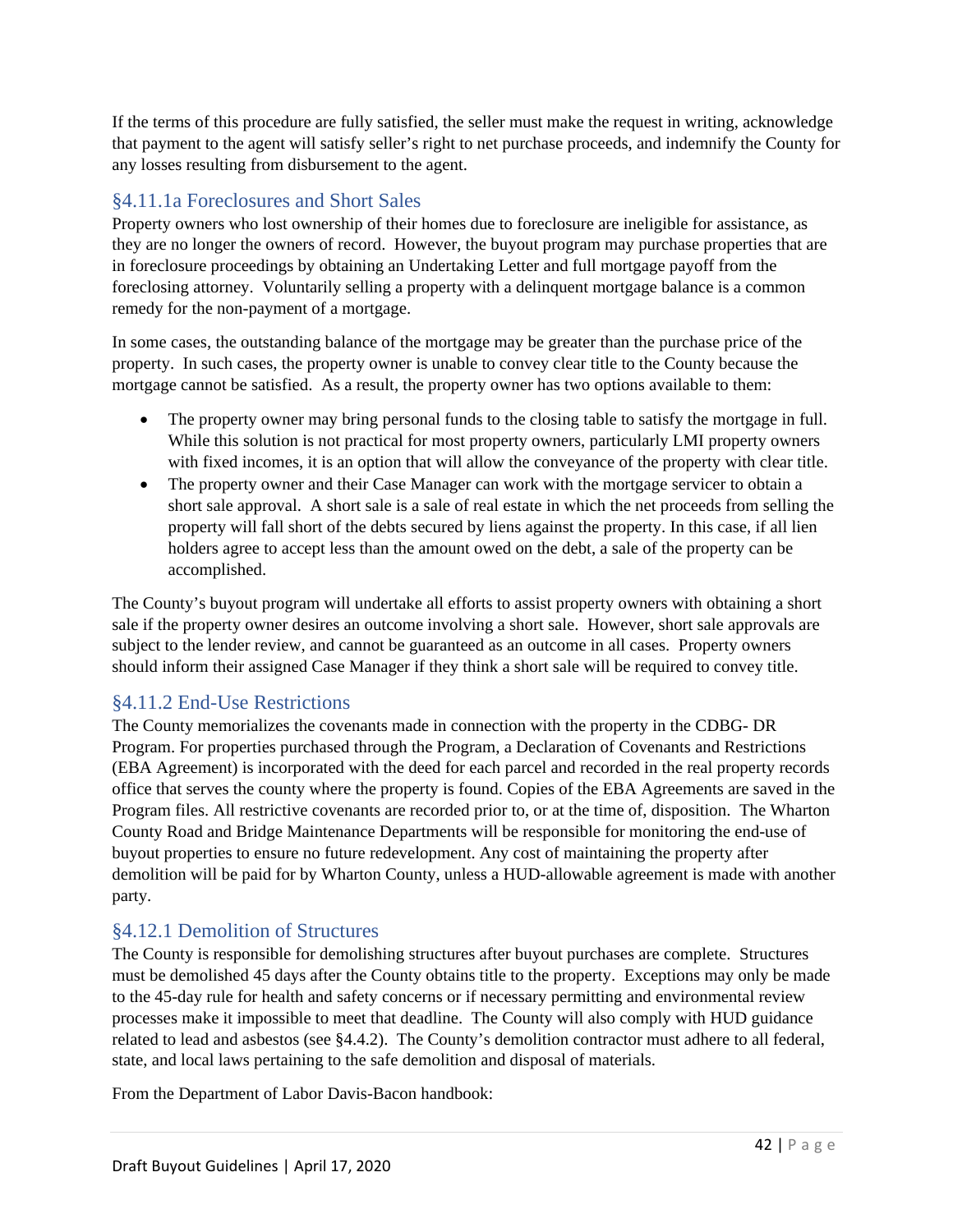If the terms of this procedure are fully satisfied, the seller must make the request in writing, acknowledge that payment to the agent will satisfy seller's right to net purchase proceeds, and indemnify the County for any losses resulting from disbursement to the agent.

### §4.11.1a Foreclosures and Short Sales

Property owners who lost ownership of their homes due to foreclosure are ineligible for assistance, as they are no longer the owners of record. However, the buyout program may purchase properties that are in foreclosure proceedings by obtaining an Undertaking Letter and full mortgage payoff from the foreclosing attorney. Voluntarily selling a property with a delinquent mortgage balance is a common remedy for the non-payment of a mortgage.

In some cases, the outstanding balance of the mortgage may be greater than the purchase price of the property. In such cases, the property owner is unable to convey clear title to the County because the mortgage cannot be satisfied. As a result, the property owner has two options available to them:

- The property owner may bring personal funds to the closing table to satisfy the mortgage in full. While this solution is not practical for most property owners, particularly LMI property owners with fixed incomes, it is an option that will allow the conveyance of the property with clear title.
- The property owner and their Case Manager can work with the mortgage servicer to obtain a short sale approval. A short sale is a sale of real estate in which the net proceeds from selling the property will fall short of the debts secured by liens against the property. In this case, if all lien holders agree to accept less than the amount owed on the debt, a sale of the property can be accomplished.

The County's buyout program will undertake all efforts to assist property owners with obtaining a short sale if the property owner desires an outcome involving a short sale. However, short sale approvals are subject to the lender review, and cannot be guaranteed as an outcome in all cases. Property owners should inform their assigned Case Manager if they think a short sale will be required to convey title.

### §4.11.2 End-Use Restrictions

The County memorializes the covenants made in connection with the property in the CDBG- DR Program. For properties purchased through the Program, a Declaration of Covenants and Restrictions (EBA Agreement) is incorporated with the deed for each parcel and recorded in the real property records office that serves the county where the property is found. Copies of the EBA Agreements are saved in the Program files. All restrictive covenants are recorded prior to, or at the time of, disposition. The Wharton County Road and Bridge Maintenance Departments will be responsible for monitoring the end-use of buyout properties to ensure no future redevelopment. Any cost of maintaining the property after demolition will be paid for by Wharton County, unless a HUD-allowable agreement is made with another party.

### §4.12.1 Demolition of Structures

The County is responsible for demolishing structures after buyout purchases are complete. Structures must be demolished 45 days after the County obtains title to the property. Exceptions may only be made to the 45-day rule for health and safety concerns or if necessary permitting and environmental review processes make it impossible to meet that deadline. The County will also comply with HUD guidance related to lead and asbestos (see §4.4.2). The County's demolition contractor must adhere to all federal, state, and local laws pertaining to the safe demolition and disposal of materials.

From the Department of Labor Davis-Bacon handbook: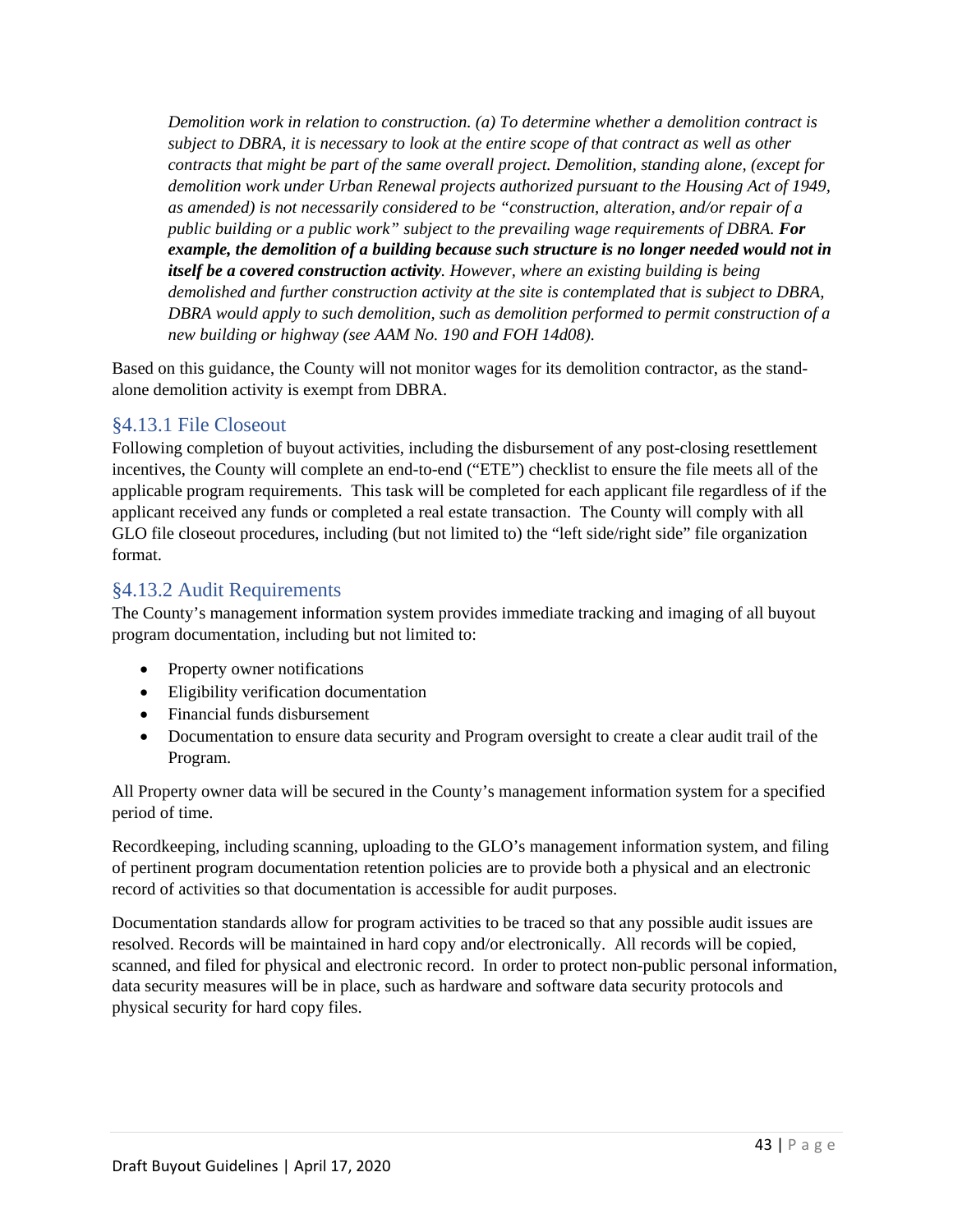> *Demolition work in relation to construction. (a) To determine whether a demolition contract is subject to DBRA, it is necessary to look at the entire scope of that contract as well as other contracts that might be part of the same overall project. Demolition, standing alone, (except for demolition work under Urban Renewal projects authorized pursuant to the Housing Act of 1949, as amended) is not necessarily considered to be "construction, alteration, and/or repair of a public building or a public work" subject to the prevailing wage requirements of DBRA.* ***For example, the demolition of a building because such structure is no longer needed would not in itself be a covered construction activity****. However, where an existing building is being demolished and further construction activity at the site is contemplated that is subject to DBRA, DBRA would apply to such demolition, such as demolition performed to permit construction of a new building or highway (see AAM No. 190 and FOH 14d08).*

Based on this guidance, the County will not monitor wages for its demolition contractor, as the stand-alone demolition activity is exempt from DBRA.

### §4.13.1 File Closeout

Following completion of buyout activities, including the disbursement of any post-closing resettlement incentives, the County will complete an end-to-end ("ETE") checklist to ensure the file meets all of the applicable program requirements. This task will be completed for each applicant file regardless of if the applicant received any funds or completed a real estate transaction. The County will comply with all GLO file closeout procedures, including (but not limited to) the "left side/right side" file organization format.

### §4.13.2 Audit Requirements

The County's management information system provides immediate tracking and imaging of all buyout program documentation, including but not limited to:

- Property owner notifications
- Eligibility verification documentation
- Financial funds disbursement
- Documentation to ensure data security and Program oversight to create a clear audit trail of the Program.

All Property owner data will be secured in the County's management information system for a specified period of time.

Recordkeeping, including scanning, uploading to the GLO's management information system, and filing of pertinent program documentation retention policies are to provide both a physical and an electronic record of activities so that documentation is accessible for audit purposes.

Documentation standards allow for program activities to be traced so that any possible audit issues are resolved. Records will be maintained in hard copy and/or electronically. All records will be copied, scanned, and filed for physical and electronic record. In order to protect non-public personal information, data security measures will be in place, such as hardware and software data security protocols and physical security for hard copy files.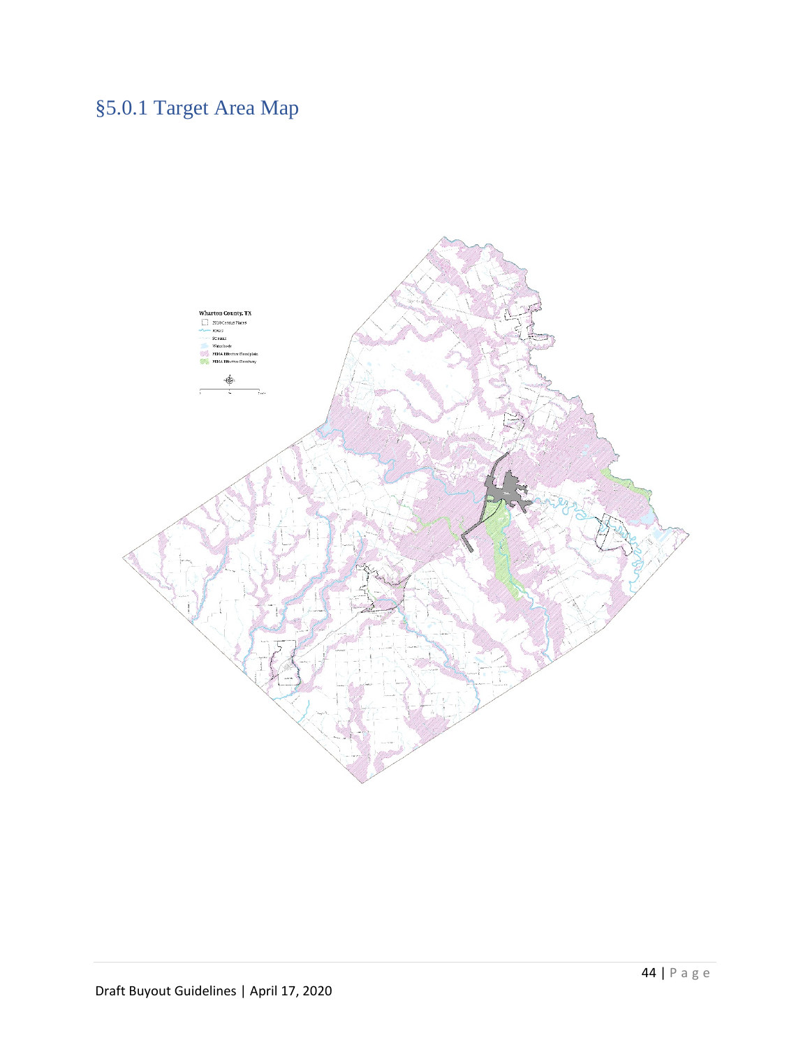## §5.0.1 Target Area Map

Wharton County, TX

2010 Census Places

Roads

Streams

Waterbody

FEMA Effective Floodplain

FEMA Effective Floodway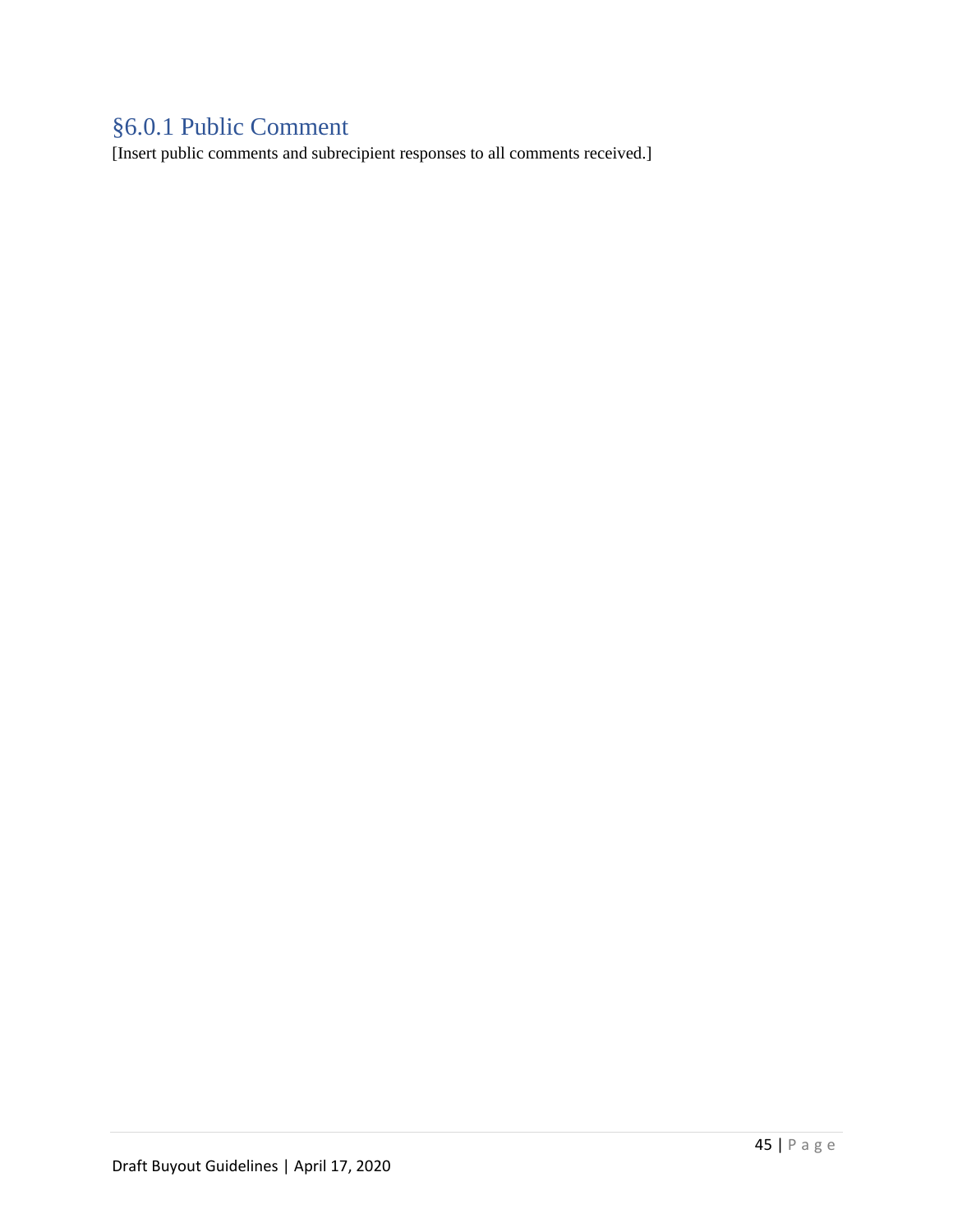## §6.0.1 Public Comment

[Insert public comments and subrecipient responses to all comments received.]